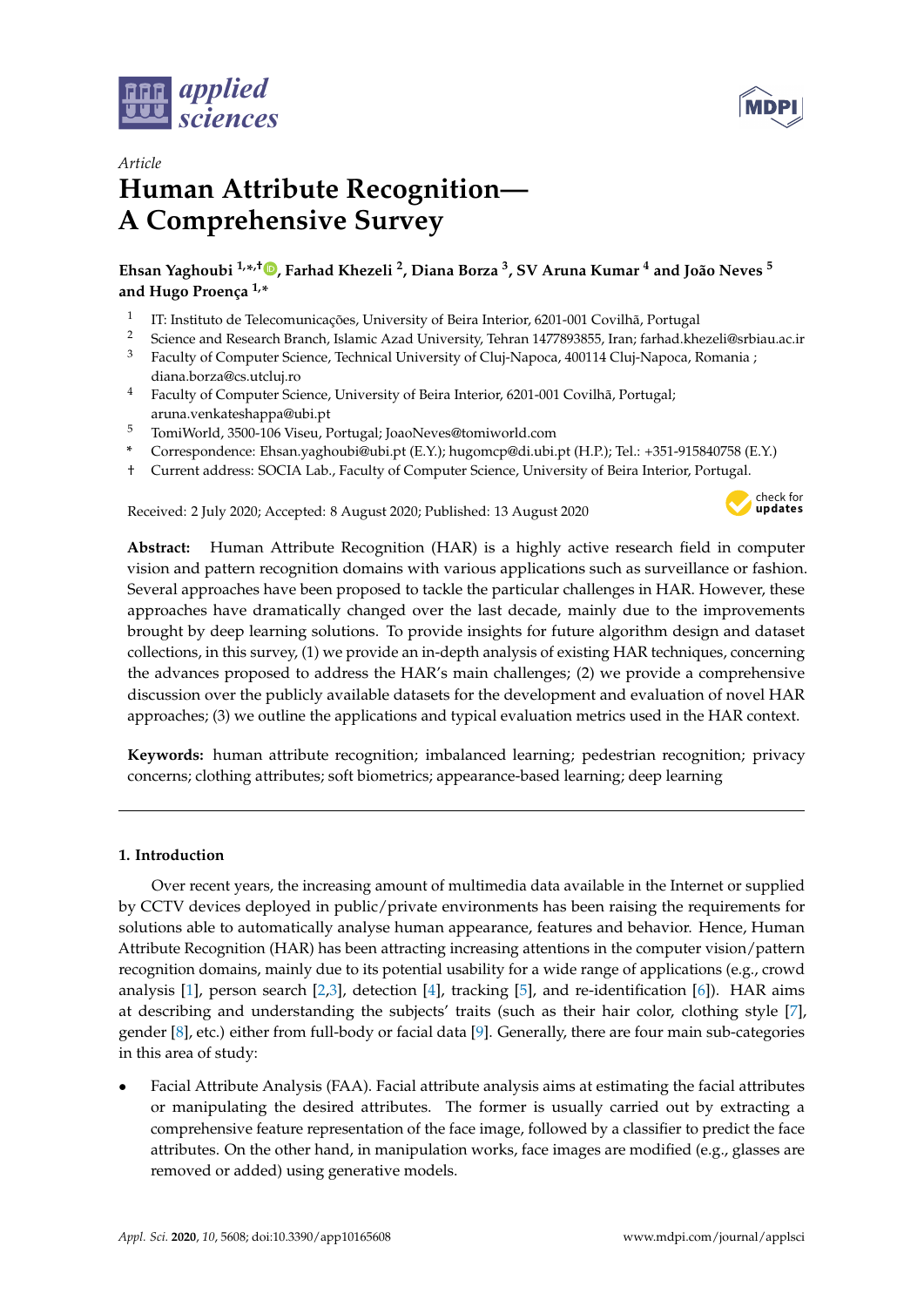*Article*

# Human Attribute Recognition— A Comprehensive Survey

**Ehsan Yaghoubi [1,*,†], Farhad Khezeli [2], Diana Borza [3], SV Aruna Kumar [4] and João Neves [5] and Hugo Proença [1,*]**

[1] IT: Instituto de Telecomunicações, University of Beira Interior, 6201-001 Covilhã, Portugal
[2] Science and Research Branch, Islamic Azad University, Tehran 1477893855, Iran; farhad.khezeli@srbiau.ac.ir
[3] Faculty of Computer Science, Technical University of Cluj-Napoca, 400114 Cluj-Napoca, Romania ; diana.borza@cs.utcluj.ro
[4] Faculty of Computer Science, University of Beira Interior, 6201-001 Covilhã, Portugal; aruna.venkateshappa@ubi.pt
[5] TomiWorld, 3500-106 Viseu, Portugal; JoaoNeves@tomiworld.com
[*] Correspondence: Ehsan.yaghoubi@ubi.pt (E.Y.); hugomcp@di.ubi.pt (H.P.); Tel.: +351-915840758 (E.Y.)
[†] Current address: SOCIA Lab., Faculty of Computer Science, University of Beira Interior, Portugal.

Received: 2 July 2020; Accepted: 8 August 2020; Published: 13 August 2020

**Abstract:** Human Attribute Recognition (HAR) is a highly active research field in computer vision and pattern recognition domains with various applications such as surveillance or fashion. Several approaches have been proposed to tackle the particular challenges in HAR. However, these approaches have dramatically changed over the last decade, mainly due to the improvements brought by deep learning solutions. To provide insights for future algorithm design and dataset collections, in this survey, (1) we provide an in-depth analysis of existing HAR techniques, concerning the advances proposed to address the HAR's main challenges; (2) we provide a comprehensive discussion over the publicly available datasets for the development and evaluation of novel HAR approaches; (3) we outline the applications and typical evaluation metrics used in the HAR context.

**Keywords:** human attribute recognition; imbalanced learning; pedestrian recognition; privacy concerns; clothing attributes; soft biometrics; appearance-based learning; deep learning

## 1. Introduction

Over recent years, the increasing amount of multimedia data available in the Internet or supplied by CCTV devices deployed in public/private environments has been raising the requirements for solutions able to automatically analyse human appearance, features and behavior. Hence, Human Attribute Recognition (HAR) has been attracting increasing attentions in the computer vision/pattern recognition domains, mainly due to its potential usability for a wide range of applications (e.g., crowd analysis [1], person search [2,3], detection [4], tracking [5], and re-identification [6]). HAR aims at describing and understanding the subjects' traits (such as their hair color, clothing style [7], gender [8], etc.) either from full-body or facial data [9]. Generally, there are four main sub-categories in this area of study:

- Facial Attribute Analysis (FAA). Facial attribute analysis aims at estimating the facial attributes or manipulating the desired attributes. The former is usually carried out by extracting a comprehensive feature representation of the face image, followed by a classifier to predict the face attributes. On the other hand, in manipulation works, face images are modified (e.g., glasses are removed or added) using generative models.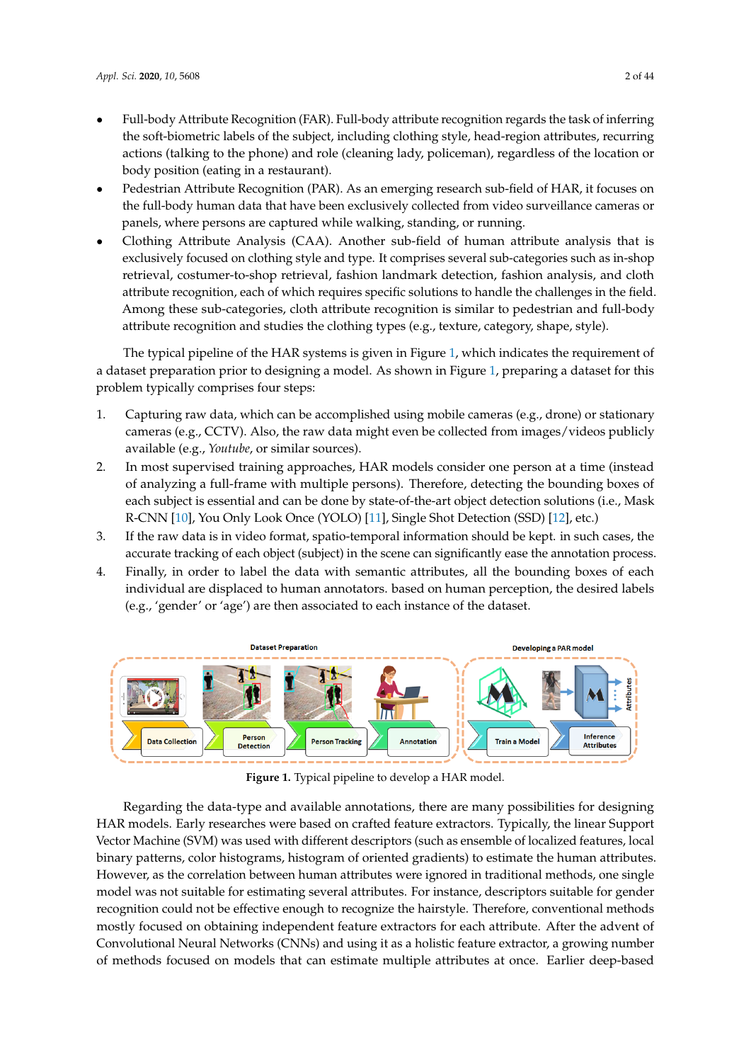- Full-body Attribute Recognition (FAR). Full-body attribute recognition regards the task of inferring the soft-biometric labels of the subject, including clothing style, head-region attributes, recurring actions (talking to the phone) and role (cleaning lady, policeman), regardless of the location or body position (eating in a restaurant).
- Pedestrian Attribute Recognition (PAR). As an emerging research sub-field of HAR, it focuses on the full-body human data that have been exclusively collected from video surveillance cameras or panels, where persons are captured while walking, standing, or running.
- Clothing Attribute Analysis (CAA). Another sub-field of human attribute analysis that is exclusively focused on clothing style and type. It comprises several sub-categories such as in-shop retrieval, costumer-to-shop retrieval, fashion landmark detection, fashion analysis, and cloth attribute recognition, each of which requires specific solutions to handle the challenges in the field. Among these sub-categories, cloth attribute recognition is similar to pedestrian and full-body attribute recognition and studies the clothing types (e.g., texture, category, shape, style).

The typical pipeline of the HAR systems is given in Figure 1, which indicates the requirement of a dataset preparation prior to designing a model. As shown in Figure 1, preparing a dataset for this problem typically comprises four steps:

1. Capturing raw data, which can be accomplished using mobile cameras (e.g., drone) or stationary cameras (e.g., CCTV). Also, the raw data might even be collected from images/videos publicly available (e.g., *Youtube*, or similar sources).
2. In most supervised training approaches, HAR models consider one person at a time (instead of analyzing a full-frame with multiple persons). Therefore, detecting the bounding boxes of each subject is essential and can be done by state-of-the-art object detection solutions (i.e., Mask R-CNN [10], You Only Look Once (YOLO) [11], Single Shot Detection (SSD) [12], etc.)
3. If the raw data is in video format, spatio-temporal information should be kept. in such cases, the accurate tracking of each object (subject) in the scene can significantly ease the annotation process.
4. Finally, in order to label the data with semantic attributes, all the bounding boxes of each individual are displaced to human annotators. based on human perception, the desired labels (e.g., 'gender' or 'age') are then associated to each instance of the dataset.

**Figure 1.** Typical pipeline to develop a HAR model.

Regarding the data-type and available annotations, there are many possibilities for designing HAR models. Early researches were based on crafted feature extractors. Typically, the linear Support Vector Machine (SVM) was used with different descriptors (such as ensemble of localized features, local binary patterns, color histograms, histogram of oriented gradients) to estimate the human attributes. However, as the correlation between human attributes were ignored in traditional methods, one single model was not suitable for estimating several attributes. For instance, descriptors suitable for gender recognition could not be effective enough to recognize the hairstyle. Therefore, conventional methods mostly focused on obtaining independent feature extractors for each attribute. After the advent of Convolutional Neural Networks (CNNs) and using it as a holistic feature extractor, a growing number of methods focused on models that can estimate multiple attributes at once. Earlier deep-based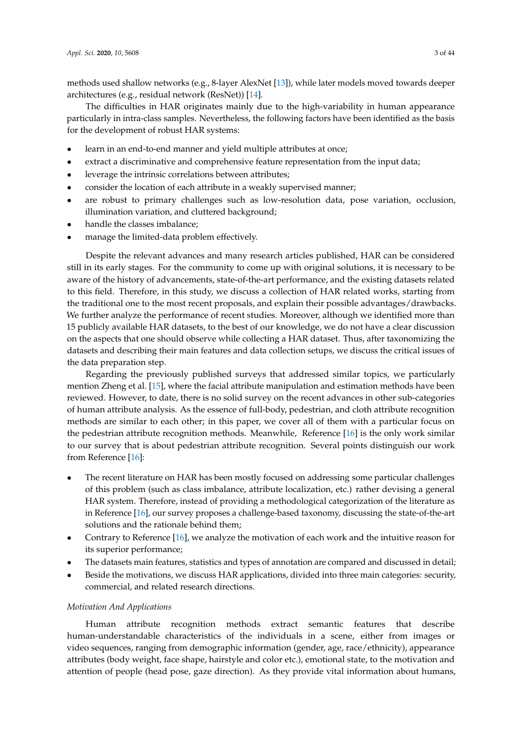methods used shallow networks (e.g., 8-layer AlexNet [13]), while later models moved towards deeper architectures (e.g., residual network (ResNet)) [14].

The difficulties in HAR originates mainly due to the high-variability in human appearance particularly in intra-class samples. Nevertheless, the following factors have been identified as the basis for the development of robust HAR systems:

- learn in an end-to-end manner and yield multiple attributes at once;
- extract a discriminative and comprehensive feature representation from the input data;
- leverage the intrinsic correlations between attributes;
- consider the location of each attribute in a weakly supervised manner;
- are robust to primary challenges such as low-resolution data, pose variation, occlusion, illumination variation, and cluttered background;
- handle the classes imbalance;
- manage the limited-data problem effectively.

Despite the relevant advances and many research articles published, HAR can be considered still in its early stages. For the community to come up with original solutions, it is necessary to be aware of the history of advancements, state-of-the-art performance, and the existing datasets related to this field. Therefore, in this study, we discuss a collection of HAR related works, starting from the traditional one to the most recent proposals, and explain their possible advantages/drawbacks. We further analyze the performance of recent studies. Moreover, although we identified more than 15 publicly available HAR datasets, to the best of our knowledge, we do not have a clear discussion on the aspects that one should observe while collecting a HAR dataset. Thus, after taxonomizing the datasets and describing their main features and data collection setups, we discuss the critical issues of the data preparation step.

Regarding the previously published surveys that addressed similar topics, we particularly mention Zheng et al. [15], where the facial attribute manipulation and estimation methods have been reviewed. However, to date, there is no solid survey on the recent advances in other sub-categories of human attribute analysis. As the essence of full-body, pedestrian, and cloth attribute recognition methods are similar to each other; in this paper, we cover all of them with a particular focus on the pedestrian attribute recognition methods. Meanwhile, Reference [16] is the only work similar to our survey that is about pedestrian attribute recognition. Several points distinguish our work from Reference [16]:

- The recent literature on HAR has been mostly focused on addressing some particular challenges of this problem (such as class imbalance, attribute localization, etc.) rather devising a general HAR system. Therefore, instead of providing a methodological categorization of the literature as in Reference [16], our survey proposes a challenge-based taxonomy, discussing the state-of-the-art solutions and the rationale behind them;
- Contrary to Reference [16], we analyze the motivation of each work and the intuitive reason for its superior performance;
- The datasets main features, statistics and types of annotation are compared and discussed in detail;
- Beside the motivations, we discuss HAR applications, divided into three main categories: security, commercial, and related research directions.

*Motivation And Applications*

Human attribute recognition methods extract semantic features that describe human-understandable characteristics of the individuals in a scene, either from images or video sequences, ranging from demographic information (gender, age, race/ethnicity), appearance attributes (body weight, face shape, hairstyle and color etc.), emotional state, to the motivation and attention of people (head pose, gaze direction). As they provide vital information about humans,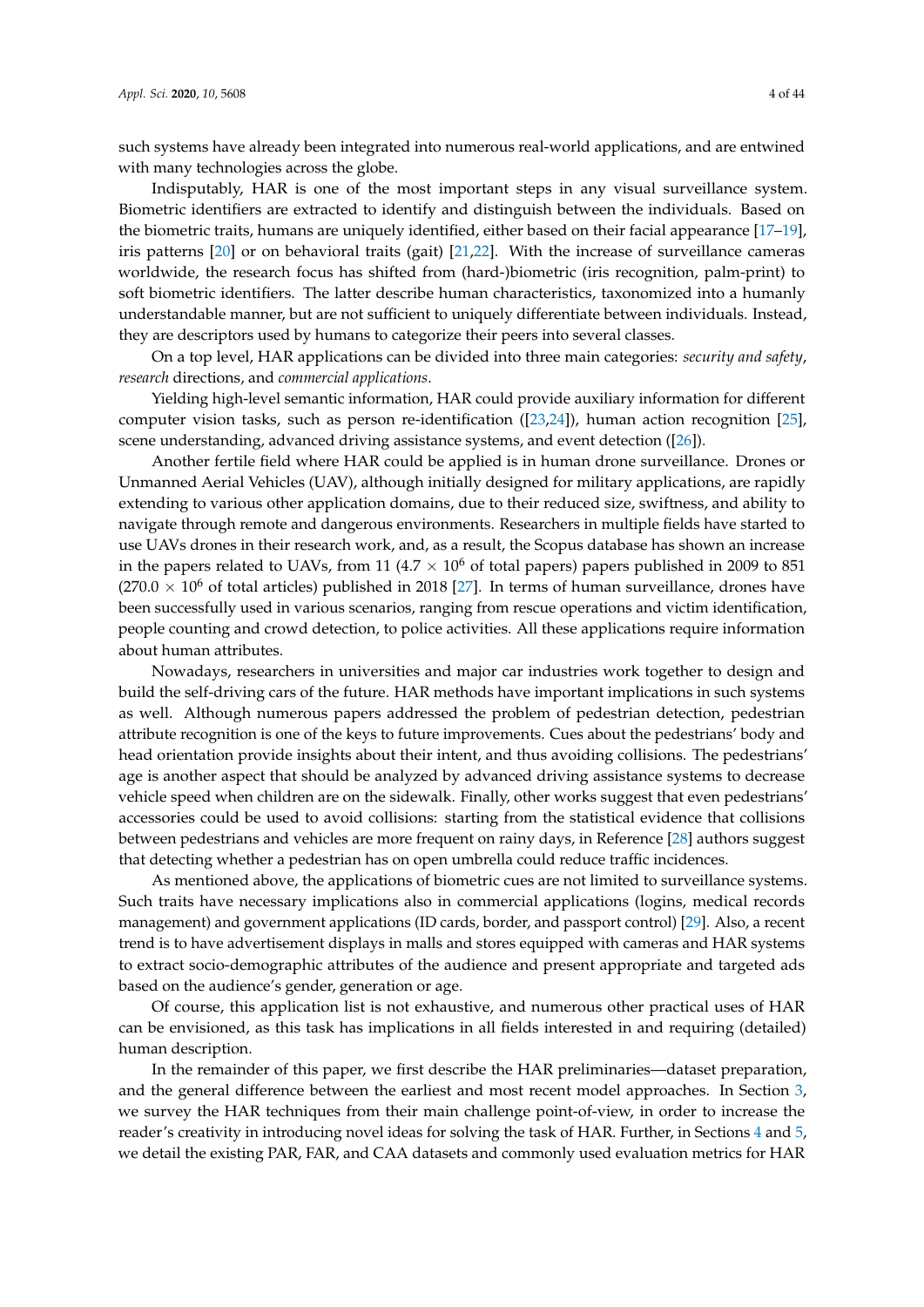such systems have already been integrated into numerous real-world applications, and are entwined with many technologies across the globe.

Indisputably, HAR is one of the most important steps in any visual surveillance system. Biometric identifiers are extracted to identify and distinguish between the individuals. Based on the biometric traits, humans are uniquely identified, either based on their facial appearance [17–19], iris patterns [20] or on behavioral traits (gait) [21,22]. With the increase of surveillance cameras worldwide, the research focus has shifted from (hard-)biometric (iris recognition, palm-print) to soft biometric identifiers. The latter describe human characteristics, taxonomized into a humanly understandable manner, but are not sufficient to uniquely differentiate between individuals. Instead, they are descriptors used by humans to categorize their peers into several classes.

On a top level, HAR applications can be divided into three main categories: *security and safety*, *research* directions, and *commercial applications*.

Yielding high-level semantic information, HAR could provide auxiliary information for different computer vision tasks, such as person re-identification ([23,24]), human action recognition [25], scene understanding, advanced driving assistance systems, and event detection ([26]).

Another fertile field where HAR could be applied is in human drone surveillance. Drones or Unmanned Aerial Vehicles (UAV), although initially designed for military applications, are rapidly extending to various other application domains, due to their reduced size, swiftness, and ability to navigate through remote and dangerous environments. Researchers in multiple fields have started to use UAVs drones in their research work, and, as a result, the Scopus database has shown an increase in the papers related to UAVs, from 11 ($4.7 \times 10^6$ of total papers) papers published in 2009 to 851 ($270.0 \times 10^6$ of total articles) published in 2018 [27]. In terms of human surveillance, drones have been successfully used in various scenarios, ranging from rescue operations and victim identification, people counting and crowd detection, to police activities. All these applications require information about human attributes.

Nowadays, researchers in universities and major car industries work together to design and build the self-driving cars of the future. HAR methods have important implications in such systems as well. Although numerous papers addressed the problem of pedestrian detection, pedestrian attribute recognition is one of the keys to future improvements. Cues about the pedestrians' body and head orientation provide insights about their intent, and thus avoiding collisions. The pedestrians' age is another aspect that should be analyzed by advanced driving assistance systems to decrease vehicle speed when children are on the sidewalk. Finally, other works suggest that even pedestrians' accessories could be used to avoid collisions: starting from the statistical evidence that collisions between pedestrians and vehicles are more frequent on rainy days, in Reference [28] authors suggest that detecting whether a pedestrian has on open umbrella could reduce traffic incidences.

As mentioned above, the applications of biometric cues are not limited to surveillance systems. Such traits have necessary implications also in commercial applications (logins, medical records management) and government applications (ID cards, border, and passport control) [29]. Also, a recent trend is to have advertisement displays in malls and stores equipped with cameras and HAR systems to extract socio-demographic attributes of the audience and present appropriate and targeted ads based on the audience's gender, generation or age.

Of course, this application list is not exhaustive, and numerous other practical uses of HAR can be envisioned, as this task has implications in all fields interested in and requiring (detailed) human description.

In the remainder of this paper, we first describe the HAR preliminaries—dataset preparation, and the general difference between the earliest and most recent model approaches. In Section 3, we survey the HAR techniques from their main challenge point-of-view, in order to increase the reader's creativity in introducing novel ideas for solving the task of HAR. Further, in Sections 4 and 5, we detail the existing PAR, FAR, and CAA datasets and commonly used evaluation metrics for HAR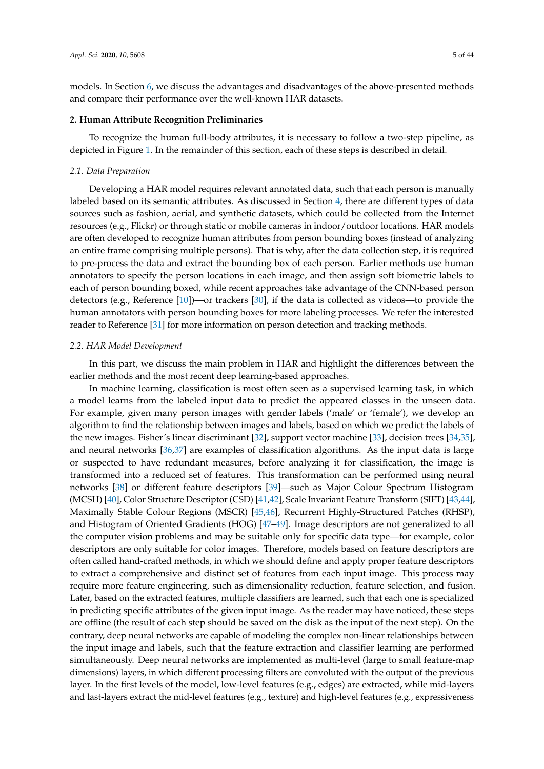models. In Section 6, we discuss the advantages and disadvantages of the above-presented methods and compare their performance over the well-known HAR datasets.

## 2. Human Attribute Recognition Preliminaries

To recognize the human full-body attributes, it is necessary to follow a two-step pipeline, as depicted in Figure 1. In the remainder of this section, each of these steps is described in detail.

### *2.1. Data Preparation*

Developing a HAR model requires relevant annotated data, such that each person is manually labeled based on its semantic attributes. As discussed in Section 4, there are different types of data sources such as fashion, aerial, and synthetic datasets, which could be collected from the Internet resources (e.g., Flickr) or through static or mobile cameras in indoor/outdoor locations. HAR models are often developed to recognize human attributes from person bounding boxes (instead of analyzing an entire frame comprising multiple persons). That is why, after the data collection step, it is required to pre-process the data and extract the bounding box of each person. Earlier methods use human annotators to specify the person locations in each image, and then assign soft biometric labels to each of person bounding boxed, while recent approaches take advantage of the CNN-based person detectors (e.g., Reference [10])—or trackers [30], if the data is collected as videos—to provide the human annotators with person bounding boxes for more labeling processes. We refer the interested reader to Reference [31] for more information on person detection and tracking methods.

### *2.2. HAR Model Development*

In this part, we discuss the main problem in HAR and highlight the differences between the earlier methods and the most recent deep learning-based approaches.

In machine learning, classification is most often seen as a supervised learning task, in which a model learns from the labeled input data to predict the appeared classes in the unseen data. For example, given many person images with gender labels ('male' or 'female'), we develop an algorithm to find the relationship between images and labels, based on which we predict the labels of the new images. Fisher's linear discriminant [32], support vector machine [33], decision trees [34,35], and neural networks [36,37] are examples of classification algorithms. As the input data is large or suspected to have redundant measures, before analyzing it for classification, the image is transformed into a reduced set of features. This transformation can be performed using neural networks [38] or different feature descriptors [39]—such as Major Colour Spectrum Histogram (MCSH) [40], Color Structure Descriptor (CSD) [41,42], Scale Invariant Feature Transform (SIFT) [43,44], Maximally Stable Colour Regions (MSCR) [45,46], Recurrent Highly-Structured Patches (RHSP), and Histogram of Oriented Gradients (HOG) [47–49]. Image descriptors are not generalized to all the computer vision problems and may be suitable only for specific data type—for example, color descriptors are only suitable for color images. Therefore, models based on feature descriptors are often called hand-crafted methods, in which we should define and apply proper feature descriptors to extract a comprehensive and distinct set of features from each input image. This process may require more feature engineering, such as dimensionality reduction, feature selection, and fusion. Later, based on the extracted features, multiple classifiers are learned, such that each one is specialized in predicting specific attributes of the given input image. As the reader may have noticed, these steps are offline (the result of each step should be saved on the disk as the input of the next step). On the contrary, deep neural networks are capable of modeling the complex non-linear relationships between the input image and labels, such that the feature extraction and classifier learning are performed simultaneously. Deep neural networks are implemented as multi-level (large to small feature-map dimensions) layers, in which different processing filters are convoluted with the output of the previous layer. In the first levels of the model, low-level features (e.g., edges) are extracted, while mid-layers and last-layers extract the mid-level features (e.g., texture) and high-level features (e.g., expressiveness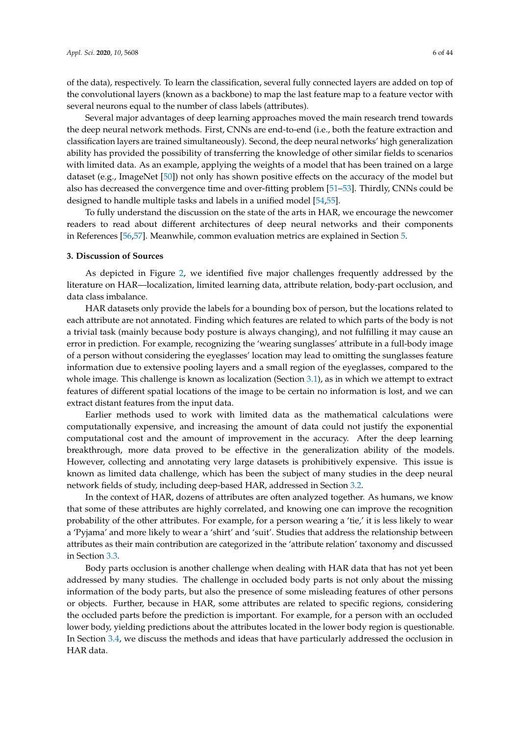of the data), respectively. To learn the classification, several fully connected layers are added on top of the convolutional layers (known as a backbone) to map the last feature map to a feature vector with several neurons equal to the number of class labels (attributes).

Several major advantages of deep learning approaches moved the main research trend towards the deep neural network methods. First, CNNs are end-to-end (i.e., both the feature extraction and classification layers are trained simultaneously). Second, the deep neural networks' high generalization ability has provided the possibility of transferring the knowledge of other similar fields to scenarios with limited data. As an example, applying the weights of a model that has been trained on a large dataset (e.g., ImageNet [50]) not only has shown positive effects on the accuracy of the model but also has decreased the convergence time and over-fitting problem [51–53]. Thirdly, CNNs could be designed to handle multiple tasks and labels in a unified model [54,55].

To fully understand the discussion on the state of the arts in HAR, we encourage the newcomer readers to read about different architectures of deep neural networks and their components in References [56,57]. Meanwhile, common evaluation metrics are explained in Section 5.

## 3. Discussion of Sources

As depicted in Figure 2, we identified five major challenges frequently addressed by the literature on HAR—localization, limited learning data, attribute relation, body-part occlusion, and data class imbalance.

HAR datasets only provide the labels for a bounding box of person, but the locations related to each attribute are not annotated. Finding which features are related to which parts of the body is not a trivial task (mainly because body posture is always changing), and not fulfilling it may cause an error in prediction. For example, recognizing the 'wearing sunglasses' attribute in a full-body image of a person without considering the eyeglasses' location may lead to omitting the sunglasses feature information due to extensive pooling layers and a small region of the eyeglasses, compared to the whole image. This challenge is known as localization (Section 3.1), as in which we attempt to extract features of different spatial locations of the image to be certain no information is lost, and we can extract distant features from the input data.

Earlier methods used to work with limited data as the mathematical calculations were computationally expensive, and increasing the amount of data could not justify the exponential computational cost and the amount of improvement in the accuracy. After the deep learning breakthrough, more data proved to be effective in the generalization ability of the models. However, collecting and annotating very large datasets is prohibitively expensive. This issue is known as limited data challenge, which has been the subject of many studies in the deep neural network fields of study, including deep-based HAR, addressed in Section 3.2.

In the context of HAR, dozens of attributes are often analyzed together. As humans, we know that some of these attributes are highly correlated, and knowing one can improve the recognition probability of the other attributes. For example, for a person wearing a 'tie,' it is less likely to wear a 'Pyjama' and more likely to wear a 'shirt' and 'suit'. Studies that address the relationship between attributes as their main contribution are categorized in the 'attribute relation' taxonomy and discussed in Section 3.3.

Body parts occlusion is another challenge when dealing with HAR data that has not yet been addressed by many studies. The challenge in occluded body parts is not only about the missing information of the body parts, but also the presence of some misleading features of other persons or objects. Further, because in HAR, some attributes are related to specific regions, considering the occluded parts before the prediction is important. For example, for a person with an occluded lower body, yielding predictions about the attributes located in the lower body region is questionable. In Section 3.4, we discuss the methods and ideas that have particularly addressed the occlusion in HAR data.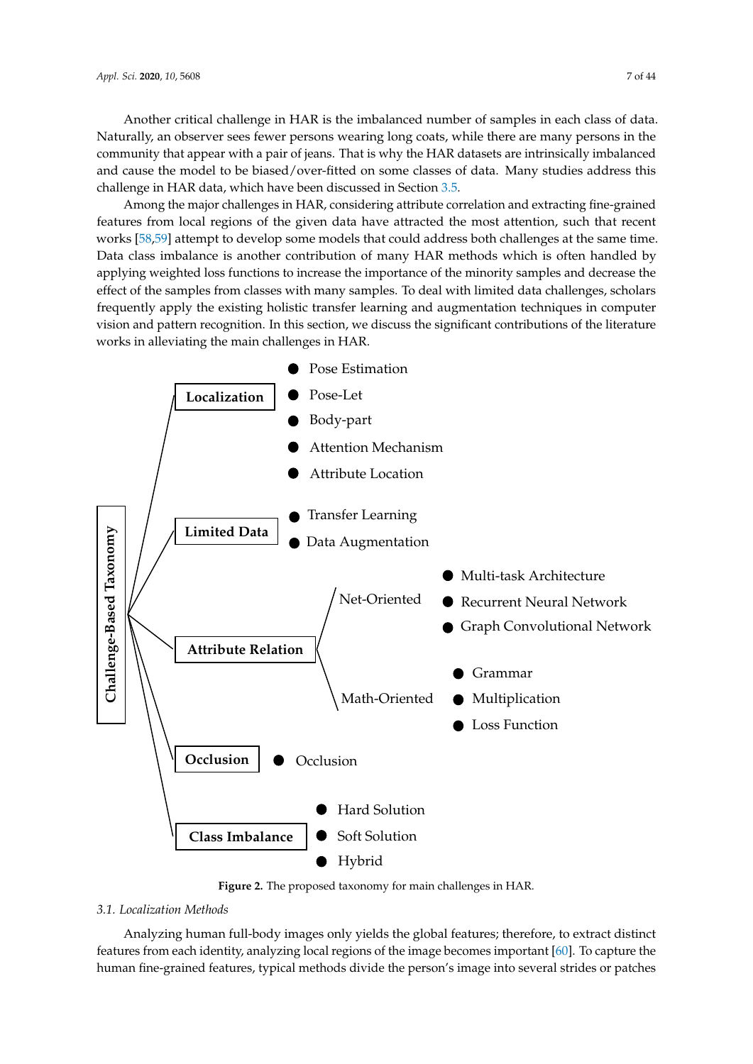Another critical challenge in HAR is the imbalanced number of samples in each class of data. Naturally, an observer sees fewer persons wearing long coats, while there are many persons in the community that appear with a pair of jeans. That is why the HAR datasets are intrinsically imbalanced and cause the model to be biased/over-fitted on some classes of data. Many studies address this challenge in HAR data, which have been discussed in Section 3.5.

Among the major challenges in HAR, considering attribute correlation and extracting fine-grained features from local regions of the given data have attracted the most attention, such that recent works [58,59] attempt to develop some models that could address both challenges at the same time. Data class imbalance is another contribution of many HAR methods which is often handled by applying weighted loss functions to increase the importance of the minority samples and decrease the effect of the samples from classes with many samples. To deal with limited data challenges, scholars frequently apply the existing holistic transfer learning and augmentation techniques in computer vision and pattern recognition. In this section, we discuss the significant contributions of the literature works in alleviating the main challenges in HAR.

**Challenge-Based Taxonomy**

- **Localization**
  - Pose Estimation
  - Pose-Let
  - Body-part
  - Attention Mechanism
  - Attribute Location
- **Limited Data**
  - Transfer Learning
  - Data Augmentation
- **Attribute Relation**
  - Net-Oriented
    - Multi-task Architecture
    - Recurrent Neural Network
    - Graph Convolutional Network
  - Math-Oriented
    - Grammar
    - Multiplication
    - Loss Function
- **Occlusion**
  - Occlusion
- **Class Imbalance**
  - Hard Solution
  - Soft Solution
  - Hybrid

**Figure 2.** The proposed taxonomy for main challenges in HAR.

### 3.1. Localization Methods

Analyzing human full-body images only yields the global features; therefore, to extract distinct features from each identity, analyzing local regions of the image becomes important [60]. To capture the human fine-grained features, typical methods divide the person's image into several strides or patches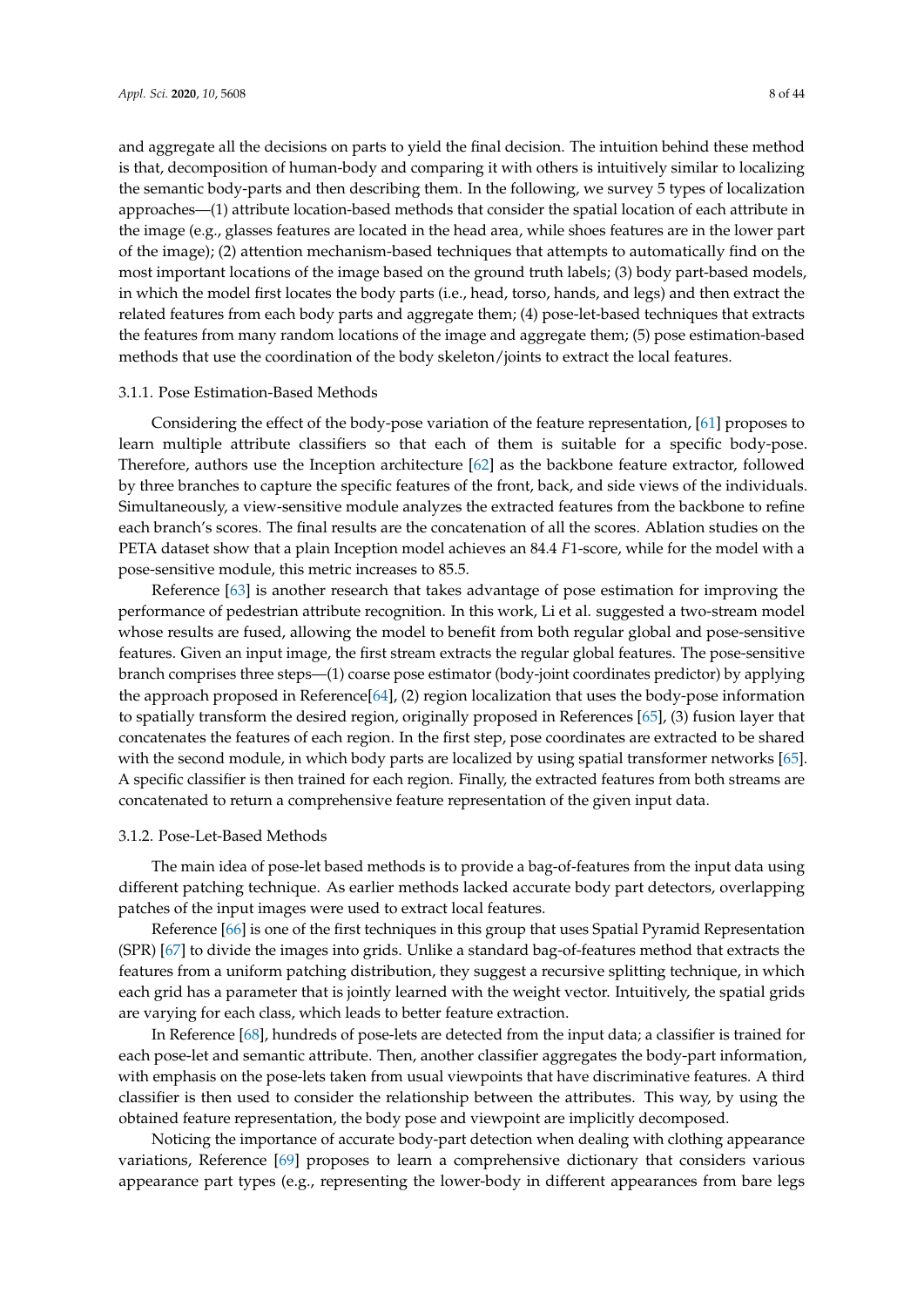and aggregate all the decisions on parts to yield the final decision. The intuition behind these method is that, decomposition of human-body and comparing it with others is intuitively similar to localizing the semantic body-parts and then describing them. In the following, we survey 5 types of localization approaches—(1) attribute location-based methods that consider the spatial location of each attribute in the image (e.g., glasses features are located in the head area, while shoes features are in the lower part of the image); (2) attention mechanism-based techniques that attempts to automatically find on the most important locations of the image based on the ground truth labels; (3) body part-based models, in which the model first locates the body parts (i.e., head, torso, hands, and legs) and then extract the related features from each body parts and aggregate them; (4) pose-let-based techniques that extracts the features from many random locations of the image and aggregate them; (5) pose estimation-based methods that use the coordination of the body skeleton/joints to extract the local features.

#### 3.1.1. Pose Estimation-Based Methods

Considering the effect of the body-pose variation of the feature representation, [61] proposes to learn multiple attribute classifiers so that each of them is suitable for a specific body-pose. Therefore, authors use the Inception architecture [62] as the backbone feature extractor, followed by three branches to capture the specific features of the front, back, and side views of the individuals. Simultaneously, a view-sensitive module analyzes the extracted features from the backbone to refine each branch's scores. The final results are the concatenation of all the scores. Ablation studies on the PETA dataset show that a plain Inception model achieves an 84.4 $F1$-score, while for the model with a pose-sensitive module, this metric increases to 85.5.

Reference [63] is another research that takes advantage of pose estimation for improving the performance of pedestrian attribute recognition. In this work, Li et al. suggested a two-stream model whose results are fused, allowing the model to benefit from both regular global and pose-sensitive features. Given an input image, the first stream extracts the regular global features. The pose-sensitive branch comprises three steps—(1) coarse pose estimator (body-joint coordinates predictor) by applying the approach proposed in Reference[64], (2) region localization that uses the body-pose information to spatially transform the desired region, originally proposed in References [65], (3) fusion layer that concatenates the features of each region. In the first step, pose coordinates are extracted to be shared with the second module, in which body parts are localized by using spatial transformer networks [65]. A specific classifier is then trained for each region. Finally, the extracted features from both streams are concatenated to return a comprehensive feature representation of the given input data.

#### 3.1.2. Pose-Let-Based Methods

The main idea of pose-let based methods is to provide a bag-of-features from the input data using different patching technique. As earlier methods lacked accurate body part detectors, overlapping patches of the input images were used to extract local features.

Reference [66] is one of the first techniques in this group that uses Spatial Pyramid Representation (SPR) [67] to divide the images into grids. Unlike a standard bag-of-features method that extracts the features from a uniform patching distribution, they suggest a recursive splitting technique, in which each grid has a parameter that is jointly learned with the weight vector. Intuitively, the spatial grids are varying for each class, which leads to better feature extraction.

In Reference [68], hundreds of pose-lets are detected from the input data; a classifier is trained for each pose-let and semantic attribute. Then, another classifier aggregates the body-part information, with emphasis on the pose-lets taken from usual viewpoints that have discriminative features. A third classifier is then used to consider the relationship between the attributes. This way, by using the obtained feature representation, the body pose and viewpoint are implicitly decomposed.

Noticing the importance of accurate body-part detection when dealing with clothing appearance variations, Reference [69] proposes to learn a comprehensive dictionary that considers various appearance part types (e.g., representing the lower-body in different appearances from bare legs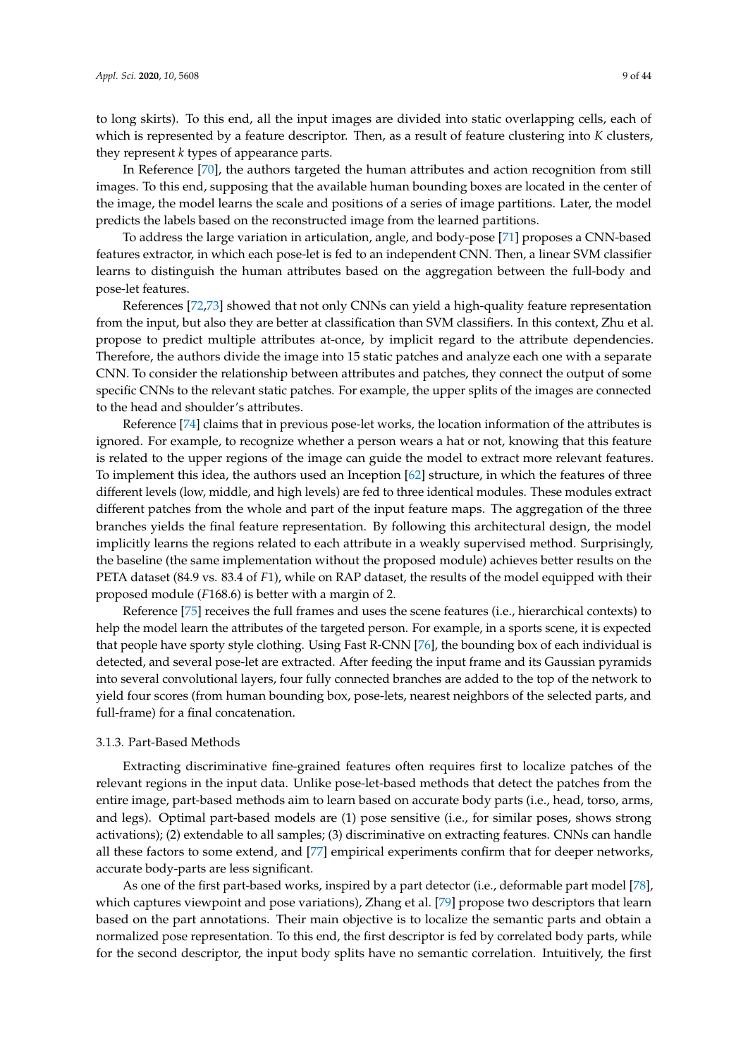to long skirts). To this end, all the input images are divided into static overlapping cells, each of which is represented by a feature descriptor. Then, as a result of feature clustering into $K$ clusters, they represent $k$ types of appearance parts.

In Reference [70], the authors targeted the human attributes and action recognition from still images. To this end, supposing that the available human bounding boxes are located in the center of the image, the model learns the scale and positions of a series of image partitions. Later, the model predicts the labels based on the reconstructed image from the learned partitions.

To address the large variation in articulation, angle, and body-pose [71] proposes a CNN-based features extractor, in which each pose-let is fed to an independent CNN. Then, a linear SVM classifier learns to distinguish the human attributes based on the aggregation between the full-body and pose-let features.

References [72,73] showed that not only CNNs can yield a high-quality feature representation from the input, but also they are better at classification than SVM classifiers. In this context, Zhu et al. propose to predict multiple attributes at-once, by implicit regard to the attribute dependencies. Therefore, the authors divide the image into 15 static patches and analyze each one with a separate CNN. To consider the relationship between attributes and patches, they connect the output of some specific CNNs to the relevant static patches. For example, the upper splits of the images are connected to the head and shoulder's attributes.

Reference [74] claims that in previous pose-let works, the location information of the attributes is ignored. For example, to recognize whether a person wears a hat or not, knowing that this feature is related to the upper regions of the image can guide the model to extract more relevant features. To implement this idea, the authors used an Inception [62] structure, in which the features of three different levels (low, middle, and high levels) are fed to three identical modules. These modules extract different patches from the whole and part of the input feature maps. The aggregation of the three branches yields the final feature representation. By following this architectural design, the model implicitly learns the regions related to each attribute in a weakly supervised method. Surprisingly, the baseline (the same implementation without the proposed module) achieves better results on the PETA dataset (84.9 vs. 83.4 of $F1$), while on RAP dataset, the results of the model equipped with their proposed module ($F1$68.6) is better with a margin of 2.

Reference [75] receives the full frames and uses the scene features (i.e., hierarchical contexts) to help the model learn the attributes of the targeted person. For example, in a sports scene, it is expected that people have sporty style clothing. Using Fast R-CNN [76], the bounding box of each individual is detected, and several pose-let are extracted. After feeding the input frame and its Gaussian pyramids into several convolutional layers, four fully connected branches are added to the top of the network to yield four scores (from human bounding box, pose-lets, nearest neighbors of the selected parts, and full-frame) for a final concatenation.

### 3.1.3. Part-Based Methods

Extracting discriminative fine-grained features often requires first to localize patches of the relevant regions in the input data. Unlike pose-let-based methods that detect the patches from the entire image, part-based methods aim to learn based on accurate body parts (i.e., head, torso, arms, and legs). Optimal part-based models are (1) pose sensitive (i.e., for similar poses, shows strong activations); (2) extendable to all samples; (3) discriminative on extracting features. CNNs can handle all these factors to some extend, and [77] empirical experiments confirm that for deeper networks, accurate body-parts are less significant.

As one of the first part-based works, inspired by a part detector (i.e., deformable part model [78], which captures viewpoint and pose variations), Zhang et al. [79] propose two descriptors that learn based on the part annotations. Their main objective is to localize the semantic parts and obtain a normalized pose representation. To this end, the first descriptor is fed by correlated body parts, while for the second descriptor, the input body splits have no semantic correlation. Intuitively, the first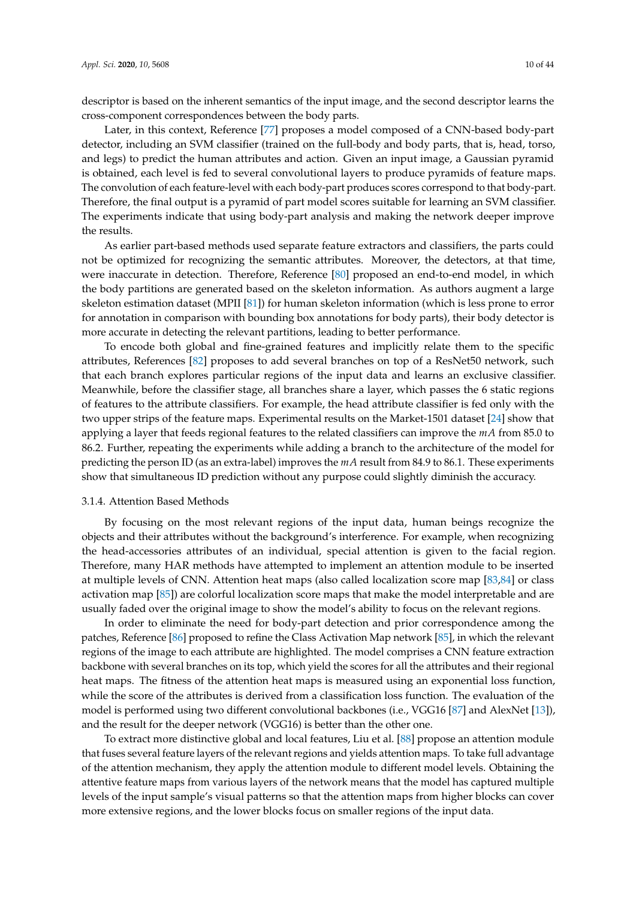descriptor is based on the inherent semantics of the input image, and the second descriptor learns the cross-component correspondences between the body parts.

Later, in this context, Reference [77] proposes a model composed of a CNN-based body-part detector, including an SVM classifier (trained on the full-body and body parts, that is, head, torso, and legs) to predict the human attributes and action. Given an input image, a Gaussian pyramid is obtained, each level is fed to several convolutional layers to produce pyramids of feature maps. The convolution of each feature-level with each body-part produces scores correspond to that body-part. Therefore, the final output is a pyramid of part model scores suitable for learning an SVM classifier. The experiments indicate that using body-part analysis and making the network deeper improve the results.

As earlier part-based methods used separate feature extractors and classifiers, the parts could not be optimized for recognizing the semantic attributes. Moreover, the detectors, at that time, were inaccurate in detection. Therefore, Reference [80] proposed an end-to-end model, in which the body partitions are generated based on the skeleton information. As authors augment a large skeleton estimation dataset (MPII [81]) for human skeleton information (which is less prone to error for annotation in comparison with bounding box annotations for body parts), their body detector is more accurate in detecting the relevant partitions, leading to better performance.

To encode both global and fine-grained features and implicitly relate them to the specific attributes, References [82] proposes to add several branches on top of a ResNet50 network, such that each branch explores particular regions of the input data and learns an exclusive classifier. Meanwhile, before the classifier stage, all branches share a layer, which passes the 6 static regions of features to the attribute classifiers. For example, the head attribute classifier is fed only with the two upper strips of the feature maps. Experimental results on the Market-1501 dataset [24] show that applying a layer that feeds regional features to the related classifiers can improve the $mA$ from 85.0 to 86.2. Further, repeating the experiments while adding a branch to the architecture of the model for predicting the person ID (as an extra-label) improves the $mA$ result from 84.9 to 86.1. These experiments show that simultaneous ID prediction without any purpose could slightly diminish the accuracy.

### 3.1.4. Attention Based Methods

By focusing on the most relevant regions of the input data, human beings recognize the objects and their attributes without the background's interference. For example, when recognizing the head-accessories attributes of an individual, special attention is given to the facial region. Therefore, many HAR methods have attempted to implement an attention module to be inserted at multiple levels of CNN. Attention heat maps (also called localization score map [83,84] or class activation map [85]) are colorful localization score maps that make the model interpretable and are usually faded over the original image to show the model's ability to focus on the relevant regions.

In order to eliminate the need for body-part detection and prior correspondence among the patches, Reference [86] proposed to refine the Class Activation Map network [85], in which the relevant regions of the image to each attribute are highlighted. The model comprises a CNN feature extraction backbone with several branches on its top, which yield the scores for all the attributes and their regional heat maps. The fitness of the attention heat maps is measured using an exponential loss function, while the score of the attributes is derived from a classification loss function. The evaluation of the model is performed using two different convolutional backbones (i.e., VGG16 [87] and AlexNet [13]), and the result for the deeper network (VGG16) is better than the other one.

To extract more distinctive global and local features, Liu et al. [88] propose an attention module that fuses several feature layers of the relevant regions and yields attention maps. To take full advantage of the attention mechanism, they apply the attention module to different model levels. Obtaining the attentive feature maps from various layers of the network means that the model has captured multiple levels of the input sample's visual patterns so that the attention maps from higher blocks can cover more extensive regions, and the lower blocks focus on smaller regions of the input data.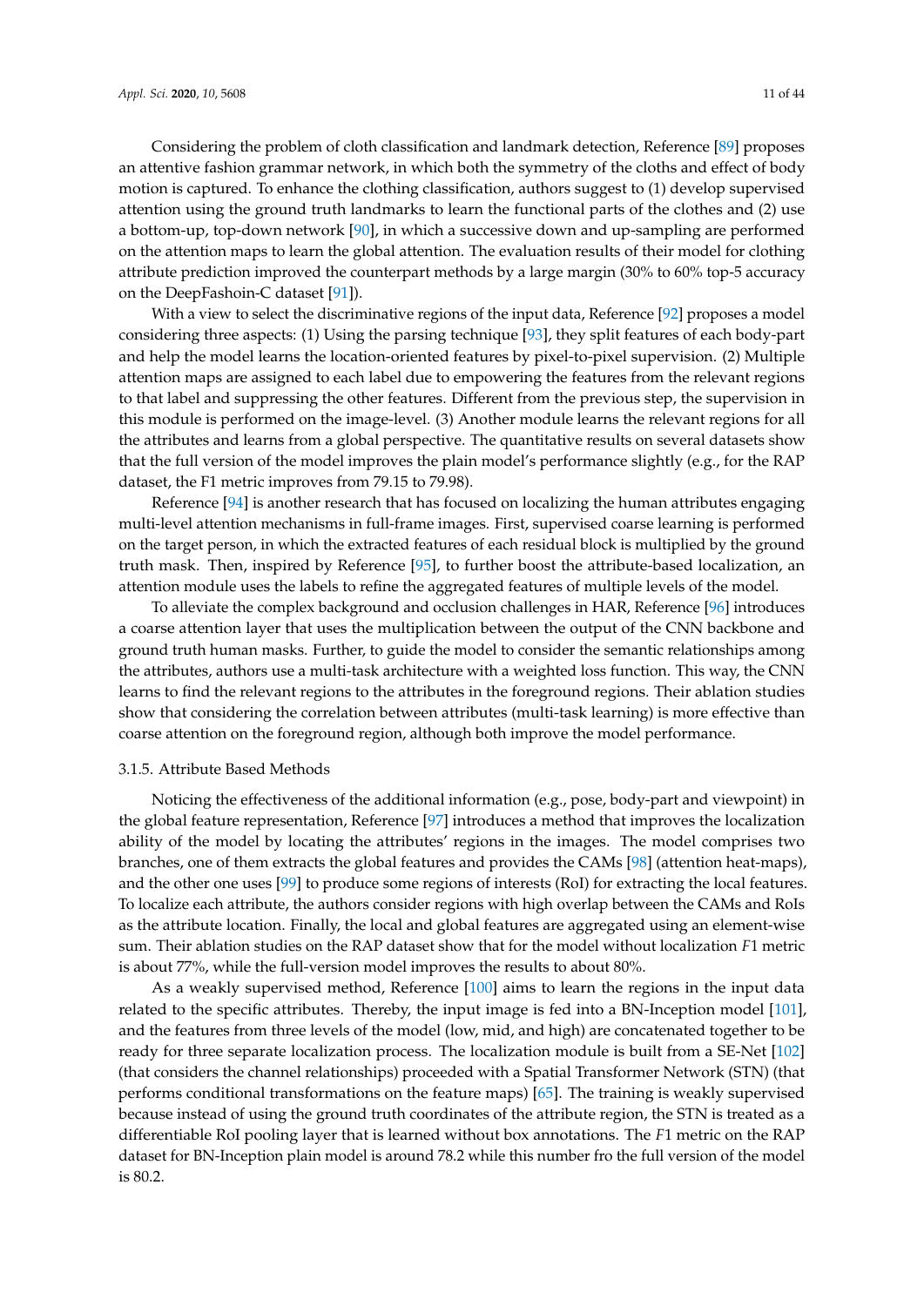Considering the problem of cloth classification and landmark detection, Reference [89] proposes an attentive fashion grammar network, in which both the symmetry of the cloths and effect of body motion is captured. To enhance the clothing classification, authors suggest to (1) develop supervised attention using the ground truth landmarks to learn the functional parts of the clothes and (2) use a bottom-up, top-down network [90], in which a successive down and up-sampling are performed on the attention maps to learn the global attention. The evaluation results of their model for clothing attribute prediction improved the counterpart methods by a large margin (30% to 60% top-5 accuracy on the DeepFashoin-C dataset [91]).

With a view to select the discriminative regions of the input data, Reference [92] proposes a model considering three aspects: (1) Using the parsing technique [93], they split features of each body-part and help the model learns the location-oriented features by pixel-to-pixel supervision. (2) Multiple attention maps are assigned to each label due to empowering the features from the relevant regions to that label and suppressing the other features. Different from the previous step, the supervision in this module is performed on the image-level. (3) Another module learns the relevant regions for all the attributes and learns from a global perspective. The quantitative results on several datasets show that the full version of the model improves the plain model's performance slightly (e.g., for the RAP dataset, the F1 metric improves from 79.15 to 79.98).

Reference [94] is another research that has focused on localizing the human attributes engaging multi-level attention mechanisms in full-frame images. First, supervised coarse learning is performed on the target person, in which the extracted features of each residual block is multiplied by the ground truth mask. Then, inspired by Reference [95], to further boost the attribute-based localization, an attention module uses the labels to refine the aggregated features of multiple levels of the model.

To alleviate the complex background and occlusion challenges in HAR, Reference [96] introduces a coarse attention layer that uses the multiplication between the output of the CNN backbone and ground truth human masks. Further, to guide the model to consider the semantic relationships among the attributes, authors use a multi-task architecture with a weighted loss function. This way, the CNN learns to find the relevant regions to the attributes in the foreground regions. Their ablation studies show that considering the correlation between attributes (multi-task learning) is more effective than coarse attention on the foreground region, although both improve the model performance.

### 3.1.5. Attribute Based Methods

Noticing the effectiveness of the additional information (e.g., pose, body-part and viewpoint) in the global feature representation, Reference [97] introduces a method that improves the localization ability of the model by locating the attributes' regions in the images. The model comprises two branches, one of them extracts the global features and provides the CAMs [98] (attention heat-maps), and the other one uses [99] to produce some regions of interests (RoI) for extracting the local features. To localize each attribute, the authors consider regions with high overlap between the CAMs and RoIs as the attribute location. Finally, the local and global features are aggregated using an element-wise sum. Their ablation studies on the RAP dataset show that for the model without localization $F1$ metric is about 77%, while the full-version model improves the results to about 80%.

As a weakly supervised method, Reference [100] aims to learn the regions in the input data related to the specific attributes. Thereby, the input image is fed into a BN-Inception model [101], and the features from three levels of the model (low, mid, and high) are concatenated together to be ready for three separate localization process. The localization module is built from a SE-Net [102] (that considers the channel relationships) proceeded with a Spatial Transformer Network (STN) (that performs conditional transformations on the feature maps) [65]. The training is weakly supervised because instead of using the ground truth coordinates of the attribute region, the STN is treated as a differentiable RoI pooling layer that is learned without box annotations. The $F1$ metric on the RAP dataset for BN-Inception plain model is around 78.2 while this number fro the full version of the model is 80.2.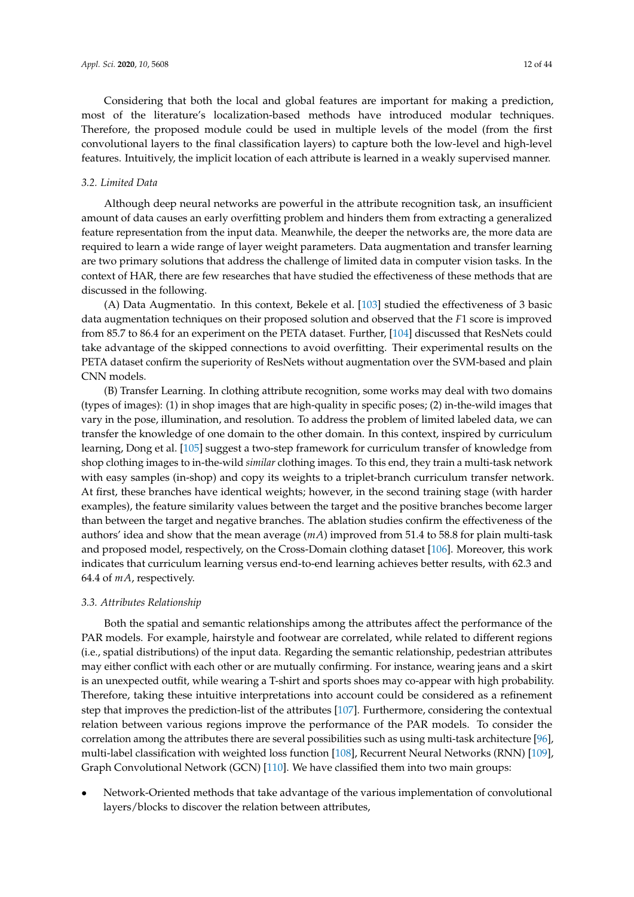Considering that both the local and global features are important for making a prediction, most of the literature's localization-based methods have introduced modular techniques. Therefore, the proposed module could be used in multiple levels of the model (from the first convolutional layers to the final classification layers) to capture both the low-level and high-level features. Intuitively, the implicit location of each attribute is learned in a weakly supervised manner.

### 3.2. Limited Data

Although deep neural networks are powerful in the attribute recognition task, an insufficient amount of data causes an early overfitting problem and hinders them from extracting a generalized feature representation from the input data. Meanwhile, the deeper the networks are, the more data are required to learn a wide range of layer weight parameters. Data augmentation and transfer learning are two primary solutions that address the challenge of limited data in computer vision tasks. In the context of HAR, there are few researches that have studied the effectiveness of these methods that are discussed in the following.

(A) Data Augmentatio. In this context, Bekele et al. [103] studied the effectiveness of 3 basic data augmentation techniques on their proposed solution and observed that the $F1$ score is improved from 85.7 to 86.4 for an experiment on the PETA dataset. Further, [104] discussed that ResNets could take advantage of the skipped connections to avoid overfitting. Their experimental results on the PETA dataset confirm the superiority of ResNets without augmentation over the SVM-based and plain CNN models.

(B) Transfer Learning. In clothing attribute recognition, some works may deal with two domains (types of images): (1) in shop images that are high-quality in specific poses; (2) in-the-wild images that vary in the pose, illumination, and resolution. To address the problem of limited labeled data, we can transfer the knowledge of one domain to the other domain. In this context, inspired by curriculum learning, Dong et al. [105] suggest a two-step framework for curriculum transfer of knowledge from shop clothing images to in-the-wild *similar* clothing images. To this end, they train a multi-task network with easy samples (in-shop) and copy its weights to a triplet-branch curriculum transfer network. At first, these branches have identical weights; however, in the second training stage (with harder examples), the feature similarity values between the target and the positive branches become larger than between the target and negative branches. The ablation studies confirm the effectiveness of the authors' idea and show that the mean average ($mA$) improved from 51.4 to 58.8 for plain multi-task and proposed model, respectively, on the Cross-Domain clothing dataset [106]. Moreover, this work indicates that curriculum learning versus end-to-end learning achieves better results, with 62.3 and 64.4 of $mA$, respectively.

### 3.3. Attributes Relationship

Both the spatial and semantic relationships among the attributes affect the performance of the PAR models. For example, hairstyle and footwear are correlated, while related to different regions (i.e., spatial distributions) of the input data. Regarding the semantic relationship, pedestrian attributes may either conflict with each other or are mutually confirming. For instance, wearing jeans and a skirt is an unexpected outfit, while wearing a T-shirt and sports shoes may co-appear with high probability. Therefore, taking these intuitive interpretations into account could be considered as a refinement step that improves the prediction-list of the attributes [107]. Furthermore, considering the contextual relation between various regions improve the performance of the PAR models. To consider the correlation among the attributes there are several possibilities such as using multi-task architecture [96], multi-label classification with weighted loss function [108], Recurrent Neural Networks (RNN) [109], Graph Convolutional Network (GCN) [110]. We have classified them into two main groups:

- Network-Oriented methods that take advantage of the various implementation of convolutional layers/blocks to discover the relation between attributes,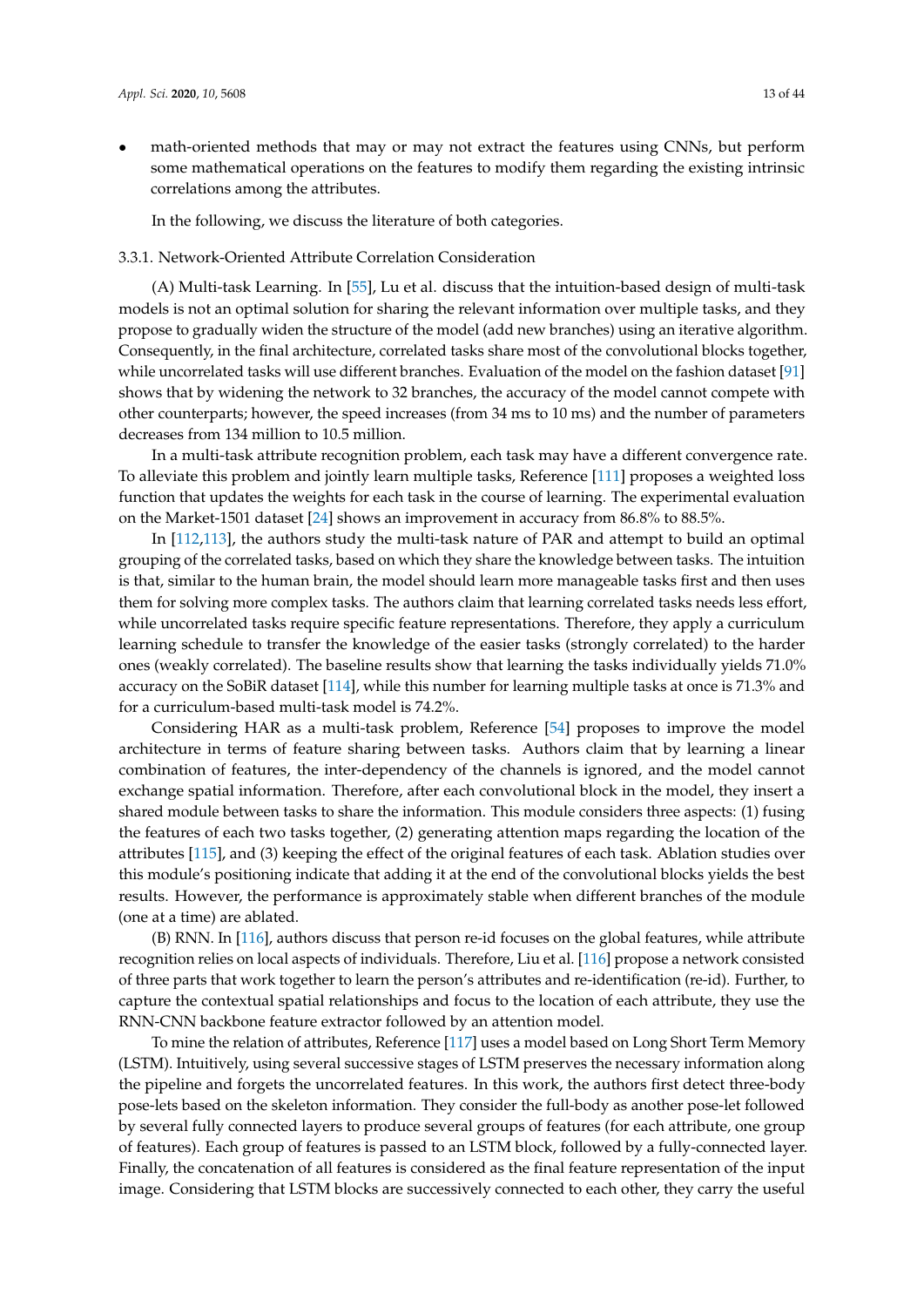- math-oriented methods that may or may not extract the features using CNNs, but perform some mathematical operations on the features to modify them regarding the existing intrinsic correlations among the attributes.

In the following, we discuss the literature of both categories.

### 3.3.1. Network-Oriented Attribute Correlation Consideration

(A) Multi-task Learning. In [55], Lu et al. discuss that the intuition-based design of multi-task models is not an optimal solution for sharing the relevant information over multiple tasks, and they propose to gradually widen the structure of the model (add new branches) using an iterative algorithm. Consequently, in the final architecture, correlated tasks share most of the convolutional blocks together, while uncorrelated tasks will use different branches. Evaluation of the model on the fashion dataset [91] shows that by widening the network to 32 branches, the accuracy of the model cannot compete with other counterparts; however, the speed increases (from 34 ms to 10 ms) and the number of parameters decreases from 134 million to 10.5 million.

In a multi-task attribute recognition problem, each task may have a different convergence rate. To alleviate this problem and jointly learn multiple tasks, Reference [111] proposes a weighted loss function that updates the weights for each task in the course of learning. The experimental evaluation on the Market-1501 dataset [24] shows an improvement in accuracy from 86.8% to 88.5%.

In [112,113], the authors study the multi-task nature of PAR and attempt to build an optimal grouping of the correlated tasks, based on which they share the knowledge between tasks. The intuition is that, similar to the human brain, the model should learn more manageable tasks first and then uses them for solving more complex tasks. The authors claim that learning correlated tasks needs less effort, while uncorrelated tasks require specific feature representations. Therefore, they apply a curriculum learning schedule to transfer the knowledge of the easier tasks (strongly correlated) to the harder ones (weakly correlated). The baseline results show that learning the tasks individually yields 71.0% accuracy on the SoBiR dataset [114], while this number for learning multiple tasks at once is 71.3% and for a curriculum-based multi-task model is 74.2%.

Considering HAR as a multi-task problem, Reference [54] proposes to improve the model architecture in terms of feature sharing between tasks. Authors claim that by learning a linear combination of features, the inter-dependency of the channels is ignored, and the model cannot exchange spatial information. Therefore, after each convolutional block in the model, they insert a shared module between tasks to share the information. This module considers three aspects: (1) fusing the features of each two tasks together, (2) generating attention maps regarding the location of the attributes [115], and (3) keeping the effect of the original features of each task. Ablation studies over this module's positioning indicate that adding it at the end of the convolutional blocks yields the best results. However, the performance is approximately stable when different branches of the module (one at a time) are ablated.

(B) RNN. In [116], authors discuss that person re-id focuses on the global features, while attribute recognition relies on local aspects of individuals. Therefore, Liu et al. [116] propose a network consisted of three parts that work together to learn the person's attributes and re-identification (re-id). Further, to capture the contextual spatial relationships and focus to the location of each attribute, they use the RNN-CNN backbone feature extractor followed by an attention model.

To mine the relation of attributes, Reference [117] uses a model based on Long Short Term Memory (LSTM). Intuitively, using several successive stages of LSTM preserves the necessary information along the pipeline and forgets the uncorrelated features. In this work, the authors first detect three-body pose-lets based on the skeleton information. They consider the full-body as another pose-let followed by several fully connected layers to produce several groups of features (for each attribute, one group of features). Each group of features is passed to an LSTM block, followed by a fully-connected layer. Finally, the concatenation of all features is considered as the final feature representation of the input image. Considering that LSTM blocks are successively connected to each other, they carry the useful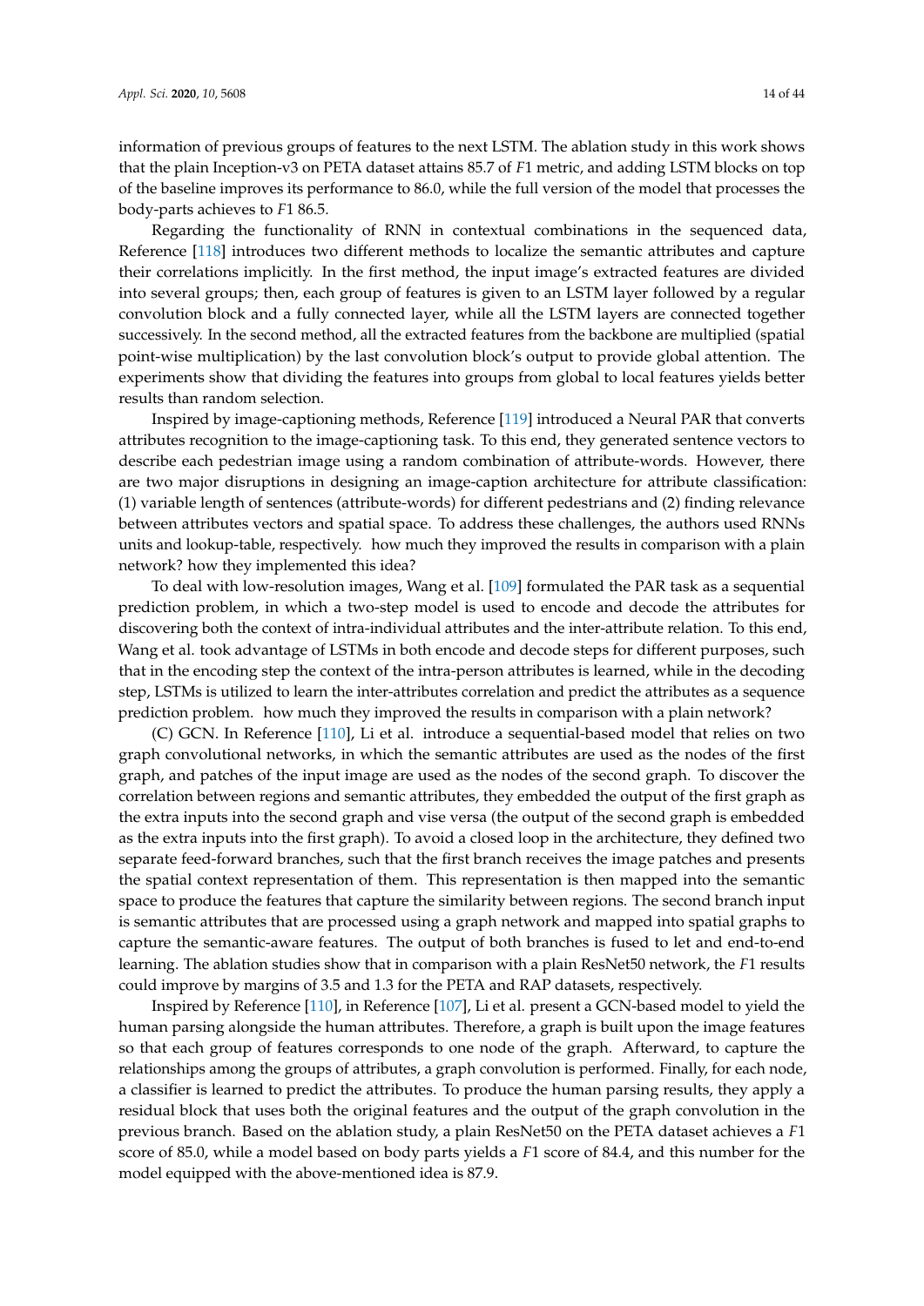information of previous groups of features to the next LSTM. The ablation study in this work shows that the plain Inception-v3 on PETA dataset attains 85.7 of $F1$ metric, and adding LSTM blocks on top of the baseline improves its performance to 86.0, while the full version of the model that processes the body-parts achieves to $F1$ 86.5.

Regarding the functionality of RNN in contextual combinations in the sequenced data, Reference [118] introduces two different methods to localize the semantic attributes and capture their correlations implicitly. In the first method, the input image's extracted features are divided into several groups; then, each group of features is given to an LSTM layer followed by a regular convolution block and a fully connected layer, while all the LSTM layers are connected together successively. In the second method, all the extracted features from the backbone are multiplied (spatial point-wise multiplication) by the last convolution block's output to provide global attention. The experiments show that dividing the features into groups from global to local features yields better results than random selection.

Inspired by image-captioning methods, Reference [119] introduced a Neural PAR that converts attributes recognition to the image-captioning task. To this end, they generated sentence vectors to describe each pedestrian image using a random combination of attribute-words. However, there are two major disruptions in designing an image-caption architecture for attribute classification: (1) variable length of sentences (attribute-words) for different pedestrians and (2) finding relevance between attributes vectors and spatial space. To address these challenges, the authors used RNNs units and lookup-table, respectively. how much they improved the results in comparison with a plain network? how they implemented this idea?

To deal with low-resolution images, Wang et al. [109] formulated the PAR task as a sequential prediction problem, in which a two-step model is used to encode and decode the attributes for discovering both the context of intra-individual attributes and the inter-attribute relation. To this end, Wang et al. took advantage of LSTMs in both encode and decode steps for different purposes, such that in the encoding step the context of the intra-person attributes is learned, while in the decoding step, LSTMs is utilized to learn the inter-attributes correlation and predict the attributes as a sequence prediction problem. how much they improved the results in comparison with a plain network?

(C) GCN. In Reference [110], Li et al. introduce a sequential-based model that relies on two graph convolutional networks, in which the semantic attributes are used as the nodes of the first graph, and patches of the input image are used as the nodes of the second graph. To discover the correlation between regions and semantic attributes, they embedded the output of the first graph as the extra inputs into the second graph and vise versa (the output of the second graph is embedded as the extra inputs into the first graph). To avoid a closed loop in the architecture, they defined two separate feed-forward branches, such that the first branch receives the image patches and presents the spatial context representation of them. This representation is then mapped into the semantic space to produce the features that capture the similarity between regions. The second branch input is semantic attributes that are processed using a graph network and mapped into spatial graphs to capture the semantic-aware features. The output of both branches is fused to let and end-to-end learning. The ablation studies show that in comparison with a plain ResNet50 network, the $F1$ results could improve by margins of 3.5 and 1.3 for the PETA and RAP datasets, respectively.

Inspired by Reference [110], in Reference [107], Li et al. present a GCN-based model to yield the human parsing alongside the human attributes. Therefore, a graph is built upon the image features so that each group of features corresponds to one node of the graph. Afterward, to capture the relationships among the groups of attributes, a graph convolution is performed. Finally, for each node, a classifier is learned to predict the attributes. To produce the human parsing results, they apply a residual block that uses both the original features and the output of the graph convolution in the previous branch. Based on the ablation study, a plain ResNet50 on the PETA dataset achieves a $F1$ score of 85.0, while a model based on body parts yields a $F1$ score of 84.4, and this number for the model equipped with the above-mentioned idea is 87.9.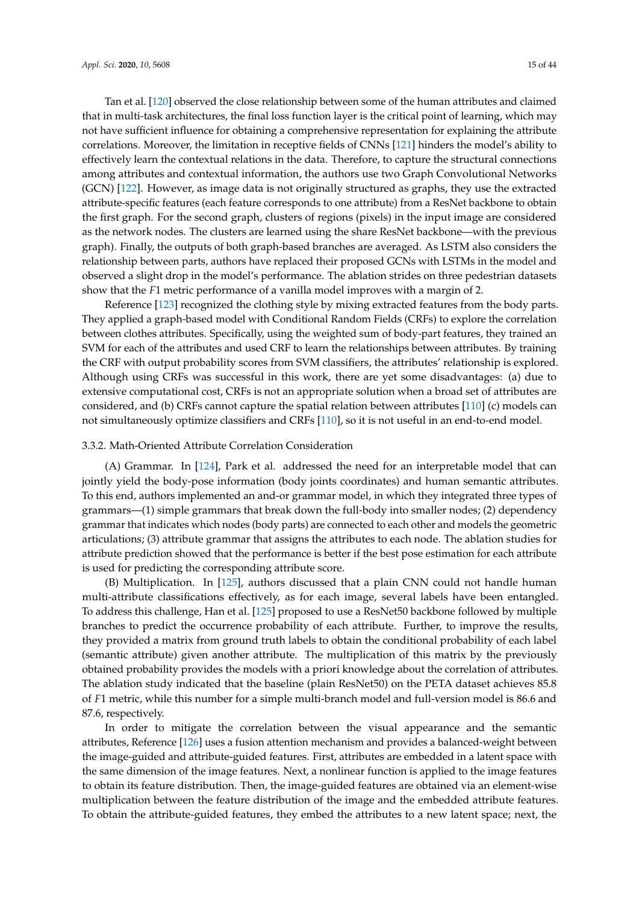Tan et al. [120] observed the close relationship between some of the human attributes and claimed that in multi-task architectures, the final loss function layer is the critical point of learning, which may not have sufficient influence for obtaining a comprehensive representation for explaining the attribute correlations. Moreover, the limitation in receptive fields of CNNs [121] hinders the model's ability to effectively learn the contextual relations in the data. Therefore, to capture the structural connections among attributes and contextual information, the authors use two Graph Convolutional Networks (GCN) [122]. However, as image data is not originally structured as graphs, they use the extracted attribute-specific features (each feature corresponds to one attribute) from a ResNet backbone to obtain the first graph. For the second graph, clusters of regions (pixels) in the input image are considered as the network nodes. The clusters are learned using the share ResNet backbone—with the previous graph). Finally, the outputs of both graph-based branches are averaged. As LSTM also considers the relationship between parts, authors have replaced their proposed GCNs with LSTMs in the model and observed a slight drop in the model's performance. The ablation strides on three pedestrian datasets show that the $F1$ metric performance of a vanilla model improves with a margin of 2.

Reference [123] recognized the clothing style by mixing extracted features from the body parts. They applied a graph-based model with Conditional Random Fields (CRFs) to explore the correlation between clothes attributes. Specifically, using the weighted sum of body-part features, they trained an SVM for each of the attributes and used CRF to learn the relationships between attributes. By training the CRF with output probability scores from SVM classifiers, the attributes' relationship is explored. Although using CRFs was successful in this work, there are yet some disadvantages: (a) due to extensive computational cost, CRFs is not an appropriate solution when a broad set of attributes are considered, and (b) CRFs cannot capture the spatial relation between attributes [110] (c) models can not simultaneously optimize classifiers and CRFs [110], so it is not useful in an end-to-end model.

#### 3.3.2. Math-Oriented Attribute Correlation Consideration

(A) Grammar. In [124], Park et al. addressed the need for an interpretable model that can jointly yield the body-pose information (body joints coordinates) and human semantic attributes. To this end, authors implemented an and-or grammar model, in which they integrated three types of grammars—(1) simple grammars that break down the full-body into smaller nodes; (2) dependency grammar that indicates which nodes (body parts) are connected to each other and models the geometric articulations; (3) attribute grammar that assigns the attributes to each node. The ablation studies for attribute prediction showed that the performance is better if the best pose estimation for each attribute is used for predicting the corresponding attribute score.

(B) Multiplication. In [125], authors discussed that a plain CNN could not handle human multi-attribute classifications effectively, as for each image, several labels have been entangled. To address this challenge, Han et al. [125] proposed to use a ResNet50 backbone followed by multiple branches to predict the occurrence probability of each attribute. Further, to improve the results, they provided a matrix from ground truth labels to obtain the conditional probability of each label (semantic attribute) given another attribute. The multiplication of this matrix by the previously obtained probability provides the models with a priori knowledge about the correlation of attributes. The ablation study indicated that the baseline (plain ResNet50) on the PETA dataset achieves 85.8 of $F1$ metric, while this number for a simple multi-branch model and full-version model is 86.6 and 87.6, respectively.

In order to mitigate the correlation between the visual appearance and the semantic attributes, Reference [126] uses a fusion attention mechanism and provides a balanced-weight between the image-guided and attribute-guided features. First, attributes are embedded in a latent space with the same dimension of the image features. Next, a nonlinear function is applied to the image features to obtain its feature distribution. Then, the image-guided features are obtained via an element-wise multiplication between the feature distribution of the image and the embedded attribute features. To obtain the attribute-guided features, they embed the attributes to a new latent space; next, the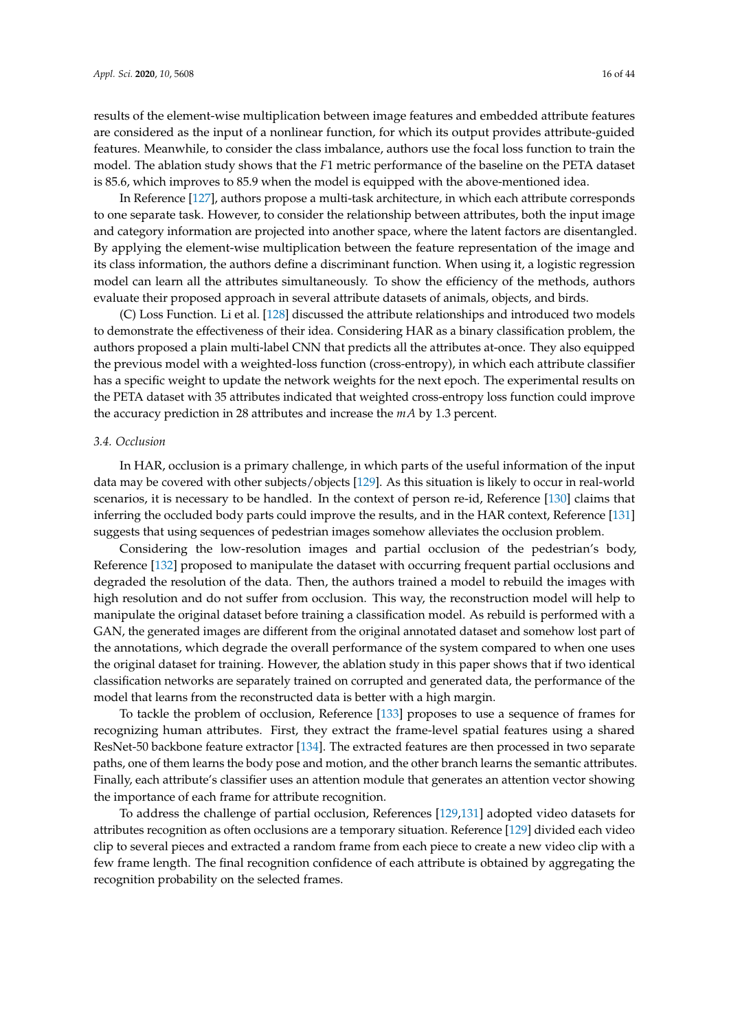results of the element-wise multiplication between image features and embedded attribute features are considered as the input of a nonlinear function, for which its output provides attribute-guided features. Meanwhile, to consider the class imbalance, authors use the focal loss function to train the model. The ablation study shows that the $F1$ metric performance of the baseline on the PETA dataset is 85.6, which improves to 85.9 when the model is equipped with the above-mentioned idea.

In Reference [127], authors propose a multi-task architecture, in which each attribute corresponds to one separate task. However, to consider the relationship between attributes, both the input image and category information are projected into another space, where the latent factors are disentangled. By applying the element-wise multiplication between the feature representation of the image and its class information, the authors define a discriminant function. When using it, a logistic regression model can learn all the attributes simultaneously. To show the efficiency of the methods, authors evaluate their proposed approach in several attribute datasets of animals, objects, and birds.

(C) Loss Function. Li et al. [128] discussed the attribute relationships and introduced two models to demonstrate the effectiveness of their idea. Considering HAR as a binary classification problem, the authors proposed a plain multi-label CNN that predicts all the attributes at-once. They also equipped the previous model with a weighted-loss function (cross-entropy), in which each attribute classifier has a specific weight to update the network weights for the next epoch. The experimental results on the PETA dataset with 35 attributes indicated that weighted cross-entropy loss function could improve the accuracy prediction in 28 attributes and increase the $mA$ by 1.3 percent.

### 3.4. Occlusion

In HAR, occlusion is a primary challenge, in which parts of the useful information of the input data may be covered with other subjects/objects [129]. As this situation is likely to occur in real-world scenarios, it is necessary to be handled. In the context of person re-id, Reference [130] claims that inferring the occluded body parts could improve the results, and in the HAR context, Reference [131] suggests that using sequences of pedestrian images somehow alleviates the occlusion problem.

Considering the low-resolution images and partial occlusion of the pedestrian's body, Reference [132] proposed to manipulate the dataset with occurring frequent partial occlusions and degraded the resolution of the data. Then, the authors trained a model to rebuild the images with high resolution and do not suffer from occlusion. This way, the reconstruction model will help to manipulate the original dataset before training a classification model. As rebuild is performed with a GAN, the generated images are different from the original annotated dataset and somehow lost part of the annotations, which degrade the overall performance of the system compared to when one uses the original dataset for training. However, the ablation study in this paper shows that if two identical classification networks are separately trained on corrupted and generated data, the performance of the model that learns from the reconstructed data is better with a high margin.

To tackle the problem of occlusion, Reference [133] proposes to use a sequence of frames for recognizing human attributes. First, they extract the frame-level spatial features using a shared ResNet-50 backbone feature extractor [134]. The extracted features are then processed in two separate paths, one of them learns the body pose and motion, and the other branch learns the semantic attributes. Finally, each attribute's classifier uses an attention module that generates an attention vector showing the importance of each frame for attribute recognition.

To address the challenge of partial occlusion, References [129,131] adopted video datasets for attributes recognition as often occlusions are a temporary situation. Reference [129] divided each video clip to several pieces and extracted a random frame from each piece to create a new video clip with a few frame length. The final recognition confidence of each attribute is obtained by aggregating the recognition probability on the selected frames.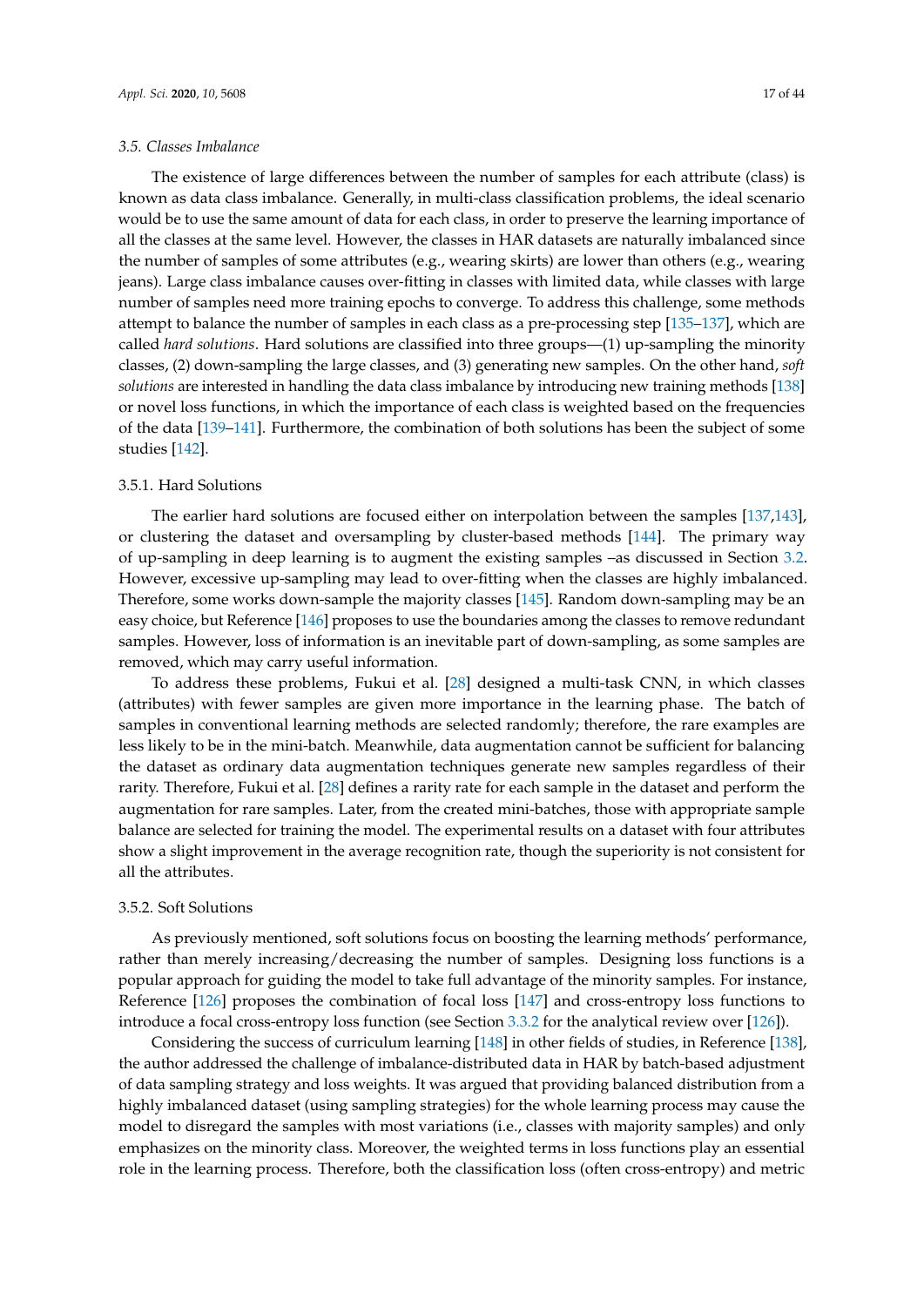### 3.5. Classes Imbalance

The existence of large differences between the number of samples for each attribute (class) is known as data class imbalance. Generally, in multi-class classification problems, the ideal scenario would be to use the same amount of data for each class, in order to preserve the learning importance of all the classes at the same level. However, the classes in HAR datasets are naturally imbalanced since the number of samples of some attributes (e.g., wearing skirts) are lower than others (e.g., wearing jeans). Large class imbalance causes over-fitting in classes with limited data, while classes with large number of samples need more training epochs to converge. To address this challenge, some methods attempt to balance the number of samples in each class as a pre-processing step [135–137], which are called *hard solutions*. Hard solutions are classified into three groups—(1) up-sampling the minority classes, (2) down-sampling the large classes, and (3) generating new samples. On the other hand, *soft solutions* are interested in handling the data class imbalance by introducing new training methods [138] or novel loss functions, in which the importance of each class is weighted based on the frequencies of the data [139–141]. Furthermore, the combination of both solutions has been the subject of some studies [142].

#### 3.5.1. Hard Solutions

The earlier hard solutions are focused either on interpolation between the samples [137,143], or clustering the dataset and oversampling by cluster-based methods [144]. The primary way of up-sampling in deep learning is to augment the existing samples –as discussed in Section 3.2. However, excessive up-sampling may lead to over-fitting when the classes are highly imbalanced. Therefore, some works down-sample the majority classes [145]. Random down-sampling may be an easy choice, but Reference [146] proposes to use the boundaries among the classes to remove redundant samples. However, loss of information is an inevitable part of down-sampling, as some samples are removed, which may carry useful information.

To address these problems, Fukui et al. [28] designed a multi-task CNN, in which classes (attributes) with fewer samples are given more importance in the learning phase. The batch of samples in conventional learning methods are selected randomly; therefore, the rare examples are less likely to be in the mini-batch. Meanwhile, data augmentation cannot be sufficient for balancing the dataset as ordinary data augmentation techniques generate new samples regardless of their rarity. Therefore, Fukui et al. [28] defines a rarity rate for each sample in the dataset and perform the augmentation for rare samples. Later, from the created mini-batches, those with appropriate sample balance are selected for training the model. The experimental results on a dataset with four attributes show a slight improvement in the average recognition rate, though the superiority is not consistent for all the attributes.

#### 3.5.2. Soft Solutions

As previously mentioned, soft solutions focus on boosting the learning methods' performance, rather than merely increasing/decreasing the number of samples. Designing loss functions is a popular approach for guiding the model to take full advantage of the minority samples. For instance, Reference [126] proposes the combination of focal loss [147] and cross-entropy loss functions to introduce a focal cross-entropy loss function (see Section 3.3.2 for the analytical review over [126]).

Considering the success of curriculum learning [148] in other fields of studies, in Reference [138], the author addressed the challenge of imbalance-distributed data in HAR by batch-based adjustment of data sampling strategy and loss weights. It was argued that providing balanced distribution from a highly imbalanced dataset (using sampling strategies) for the whole learning process may cause the model to disregard the samples with most variations (i.e., classes with majority samples) and only emphasizes on the minority class. Moreover, the weighted terms in loss functions play an essential role in the learning process. Therefore, both the classification loss (often cross-entropy) and metric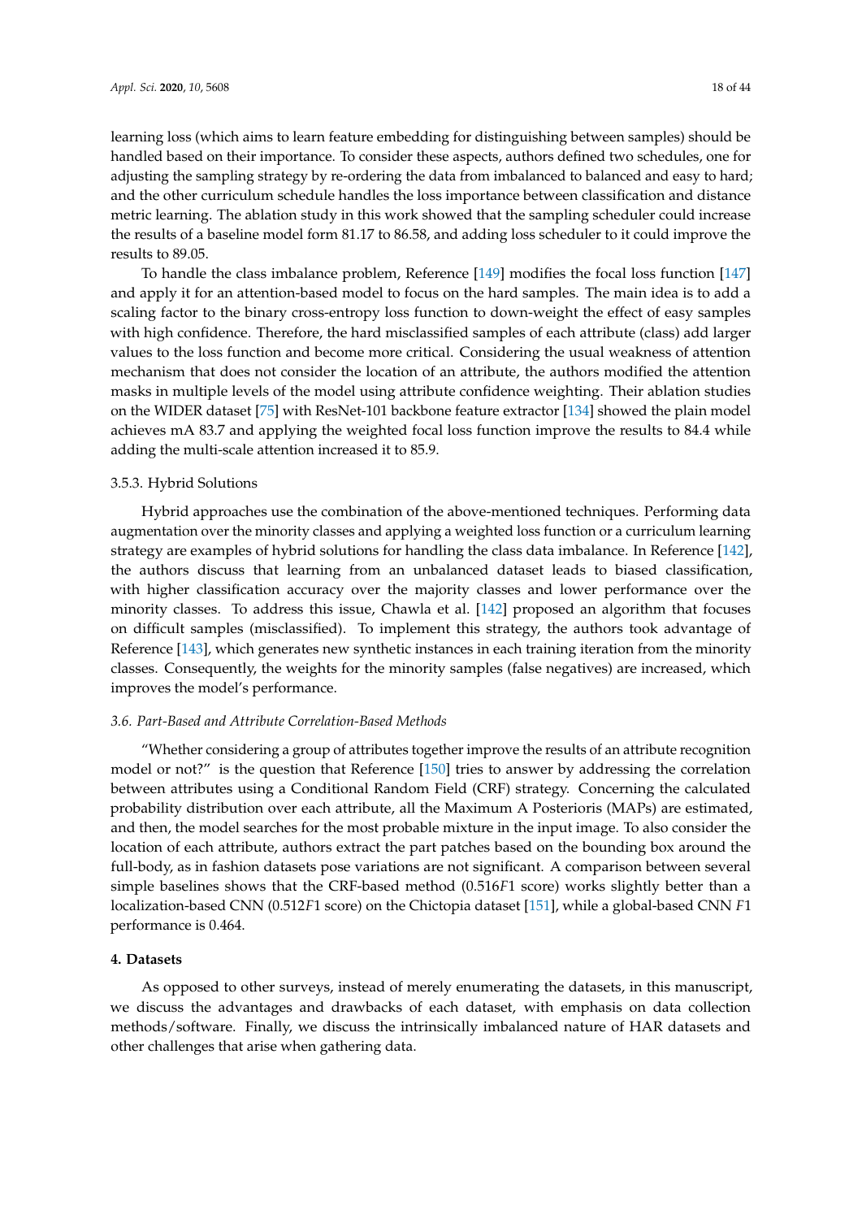learning loss (which aims to learn feature embedding for distinguishing between samples) should be handled based on their importance. To consider these aspects, authors defined two schedules, one for adjusting the sampling strategy by re-ordering the data from imbalanced to balanced and easy to hard; and the other curriculum schedule handles the loss importance between classification and distance metric learning. The ablation study in this work showed that the sampling scheduler could increase the results of a baseline model form 81.17 to 86.58, and adding loss scheduler to it could improve the results to 89.05.

To handle the class imbalance problem, Reference [149] modifies the focal loss function [147] and apply it for an attention-based model to focus on the hard samples. The main idea is to add a scaling factor to the binary cross-entropy loss function to down-weight the effect of easy samples with high confidence. Therefore, the hard misclassified samples of each attribute (class) add larger values to the loss function and become more critical. Considering the usual weakness of attention mechanism that does not consider the location of an attribute, the authors modified the attention masks in multiple levels of the model using attribute confidence weighting. Their ablation studies on the WIDER dataset [75] with ResNet-101 backbone feature extractor [134] showed the plain model achieves mA 83.7 and applying the weighted focal loss function improve the results to 84.4 while adding the multi-scale attention increased it to 85.9.

#### 3.5.3. Hybrid Solutions

Hybrid approaches use the combination of the above-mentioned techniques. Performing data augmentation over the minority classes and applying a weighted loss function or a curriculum learning strategy are examples of hybrid solutions for handling the class data imbalance. In Reference [142], the authors discuss that learning from an unbalanced dataset leads to biased classification, with higher classification accuracy over the majority classes and lower performance over the minority classes. To address this issue, Chawla et al. [142] proposed an algorithm that focuses on difficult samples (misclassified). To implement this strategy, the authors took advantage of Reference [143], which generates new synthetic instances in each training iteration from the minority classes. Consequently, the weights for the minority samples (false negatives) are increased, which improves the model's performance.

### *3.6. Part-Based and Attribute Correlation-Based Methods*

"Whether considering a group of attributes together improve the results of an attribute recognition model or not?" is the question that Reference [150] tries to answer by addressing the correlation between attributes using a Conditional Random Field (CRF) strategy. Concerning the calculated probability distribution over each attribute, all the Maximum A Posterioris (MAPs) are estimated, and then, the model searches for the most probable mixture in the input image. To also consider the location of each attribute, authors extract the part patches based on the bounding box around the full-body, as in fashion datasets pose variations are not significant. A comparison between several simple baselines shows that the CRF-based method (0.516$F1$ score) works slightly better than a localization-based CNN (0.512$F1$ score) on the Chictopia dataset [151], while a global-based CNN $F1$ performance is 0.464.

## 4. Datasets

As opposed to other surveys, instead of merely enumerating the datasets, in this manuscript, we discuss the advantages and drawbacks of each dataset, with emphasis on data collection methods/software. Finally, we discuss the intrinsically imbalanced nature of HAR datasets and other challenges that arise when gathering data.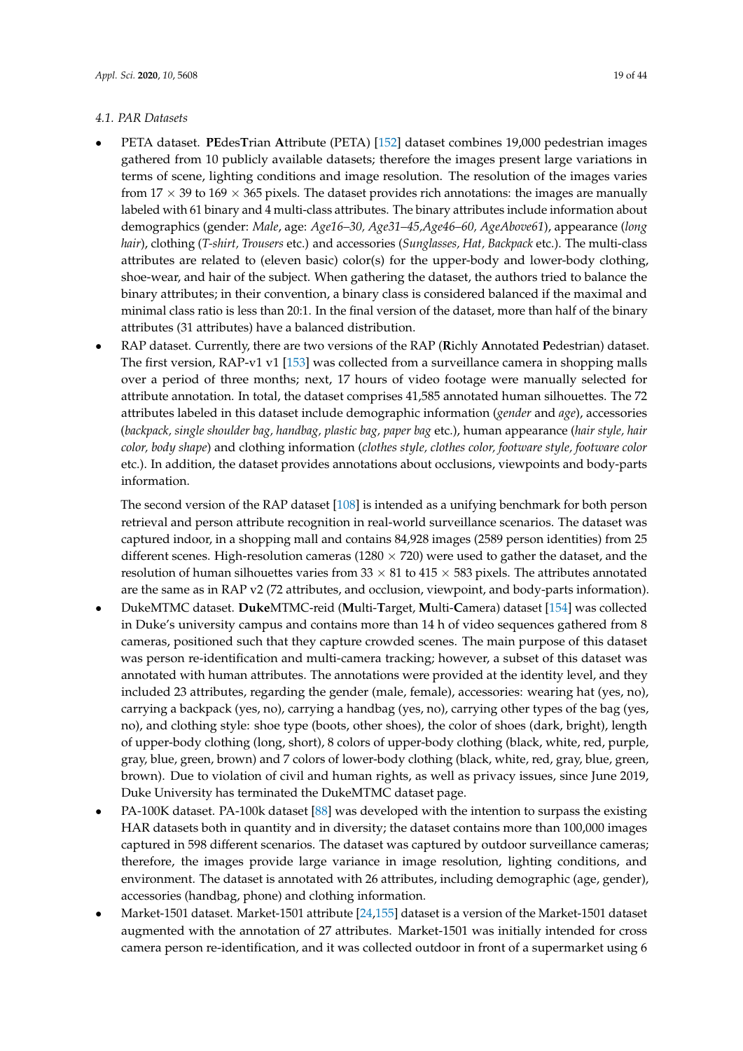### 4.1. PAR Datasets

- PETA dataset. **PE**des**T**rian **A**ttribute (PETA) [152] dataset combines 19,000 pedestrian images gathered from 10 publicly available datasets; therefore the images present large variations in terms of scene, lighting conditions and image resolution. The resolution of the images varies from $17 \times 39$ to $169 \times 365$ pixels. The dataset provides rich annotations: the images are manually labeled with 61 binary and 4 multi-class attributes. The binary attributes include information about demographics (gender: *Male*, age: *Age16–30, Age31–45,Age46–60, AgeAbove61*), appearance (*long hair*), clothing (*T-shirt, Trousers* etc.) and accessories (*Sunglasses, Hat, Backpack* etc.). The multi-class attributes are related to (eleven basic) color(s) for the upper-body and lower-body clothing, shoe-wear, and hair of the subject. When gathering the dataset, the authors tried to balance the binary attributes; in their convention, a binary class is considered balanced if the maximal and minimal class ratio is less than 20:1. In the final version of the dataset, more than half of the binary attributes (31 attributes) have a balanced distribution.
- RAP dataset. Currently, there are two versions of the RAP (**R**ichly **A**nnotated **P**edestrian) dataset. The first version, RAP-v1 v1 [153] was collected from a surveillance camera in shopping malls over a period of three months; next, 17 hours of video footage were manually selected for attribute annotation. In total, the dataset comprises 41,585 annotated human silhouettes. The 72 attributes labeled in this dataset include demographic information (*gender* and *age*), accessories (*backpack, single shoulder bag, handbag, plastic bag, paper bag* etc.), human appearance (*hair style, hair color, body shape*) and clothing information (*clothes style, clothes color, footware style, footware color* etc.). In addition, the dataset provides annotations about occlusions, viewpoints and body-parts information.

  The second version of the RAP dataset [108] is intended as a unifying benchmark for both person retrieval and person attribute recognition in real-world surveillance scenarios. The dataset was captured indoor, in a shopping mall and contains 84,928 images (2589 person identities) from 25 different scenes. High-resolution cameras ($1280 \times 720$) were used to gather the dataset, and the resolution of human silhouettes varies from $33 \times 81$ to $415 \times 583$ pixels. The attributes annotated are the same as in RAP v2 (72 attributes, and occlusion, viewpoint, and body-parts information).
- DukeMTMC dataset. **Duke**MTMC-reid (**M**ulti-**T**arget, **M**ulti-**C**amera) dataset [154] was collected in Duke's university campus and contains more than 14 h of video sequences gathered from 8 cameras, positioned such that they capture crowded scenes. The main purpose of this dataset was person re-identification and multi-camera tracking; however, a subset of this dataset was annotated with human attributes. The annotations were provided at the identity level, and they included 23 attributes, regarding the gender (male, female), accessories: wearing hat (yes, no), carrying a backpack (yes, no), carrying a handbag (yes, no), carrying other types of the bag (yes, no), and clothing style: shoe type (boots, other shoes), the color of shoes (dark, bright), length of upper-body clothing (long, short), 8 colors of upper-body clothing (black, white, red, purple, gray, blue, green, brown) and 7 colors of lower-body clothing (black, white, red, gray, blue, green, brown). Due to violation of civil and human rights, as well as privacy issues, since June 2019, Duke University has terminated the DukeMTMC dataset page.
- PA-100K dataset. PA-100k dataset [88] was developed with the intention to surpass the existing HAR datasets both in quantity and in diversity; the dataset contains more than 100,000 images captured in 598 different scenarios. The dataset was captured by outdoor surveillance cameras; therefore, the images provide large variance in image resolution, lighting conditions, and environment. The dataset is annotated with 26 attributes, including demographic (age, gender), accessories (handbag, phone) and clothing information.
- Market-1501 dataset. Market-1501 attribute [24,155] dataset is a version of the Market-1501 dataset augmented with the annotation of 27 attributes. Market-1501 was initially intended for cross camera person re-identification, and it was collected outdoor in front of a supermarket using 6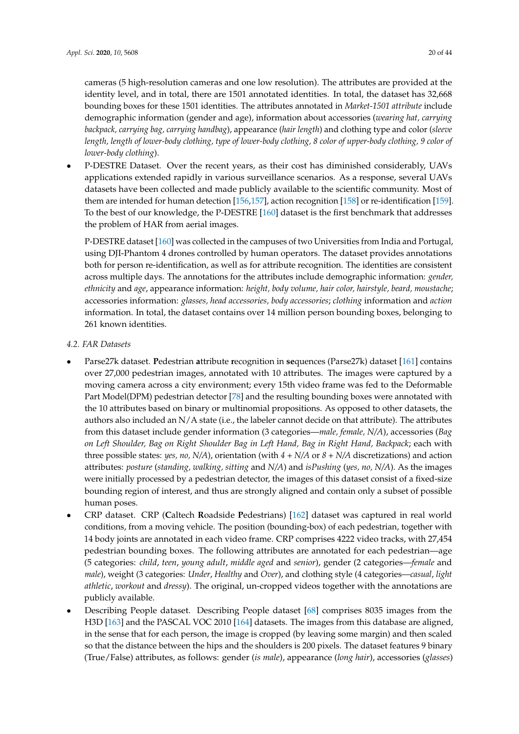cameras (5 high-resolution cameras and one low resolution). The attributes are provided at the identity level, and in total, there are 1501 annotated identities. In total, the dataset has 32,668 bounding boxes for these 1501 identities. The attributes annotated in *Market-1501 attribute* include demographic information (gender and age), information about accessories (*wearing hat, carrying backpack, carrying bag, carrying handbag*), appearance (*hair length*) and clothing type and color (*sleeve length, length of lower-body clothing, type of lower-body clothing, 8 color of upper-body clothing, 9 color of lower-body clothing*).

- P-DESTRE Dataset. Over the recent years, as their cost has diminished considerably, UAVs applications extended rapidly in various surveillance scenarios. As a response, several UAVs datasets have been collected and made publicly available to the scientific community. Most of them are intended for human detection [156,157], action recognition [158] or re-identification [159]. To the best of our knowledge, the P-DESTRE [160] dataset is the first benchmark that addresses the problem of HAR from aerial images.

  P-DESTRE dataset [160] was collected in the campuses of two Universities from India and Portugal, using DJI-Phantom 4 drones controlled by human operators. The dataset provides annotations both for person re-identification, as well as for attribute recognition. The identities are consistent across multiple days. The annotations for the attributes include demographic information: *gender, ethnicity* and *age*, appearance information: *height, body volume, hair color, hairstyle, beard, moustache*; accessories information: *glasses, head accessories, body accessories*; *clothing* information and *action* information. In total, the dataset contains over 14 million person bounding boxes, belonging to 261 known identities.

### 4.2. FAR Datasets

- Parse27k dataset. **P**edestrian **a**ttribute **r**ecognition in **se**quences (Parse27k) dataset [161] contains over 27,000 pedestrian images, annotated with 10 attributes. The images were captured by a moving camera across a city environment; every 15th video frame was fed to the Deformable Part Model(DPM) pedestrian detector [78] and the resulting bounding boxes were annotated with the 10 attributes based on binary or multinomial propositions. As opposed to other datasets, the authors also included an N/A state (i.e., the labeler cannot decide on that attribute). The attributes from this dataset include gender information (3 categories—*male, female, N/A*), accessories (*Bag on Left Shoulder, Bag on Right Shoulder Bag in Left Hand, Bag in Right Hand, Backpack*; each with three possible states: *yes, no, N/A*), orientation (with *4 + N/A* or *8 + N/A* discretizations) and action attributes: *posture* (*standing, walking, sitting* and *N/A*) and *isPushing* (*yes, no, N/A*). As the images were initially processed by a pedestrian detector, the images of this dataset consist of a fixed-size bounding region of interest, and thus are strongly aligned and contain only a subset of possible human poses.
- CRP dataset. CRP (**C**altech **R**oadside **P**edestrians) [162] dataset was captured in real world conditions, from a moving vehicle. The position (bounding-box) of each pedestrian, together with 14 body joints are annotated in each video frame. CRP comprises 4222 video tracks, with 27,454 pedestrian bounding boxes. The following attributes are annotated for each pedestrian—age (5 categories: *child*, *teen*, *young adult*, *middle aged* and *senior*), gender (2 categories—*female* and *male*), weight (3 categories: *Under*, *Healthy* and *Over*), and clothing style (4 categories—*casual*, *light athletic*, *workout* and *dressy*). The original, un-cropped videos together with the annotations are publicly available.
- Describing People dataset. Describing People dataset [68] comprises 8035 images from the H3D [163] and the PASCAL VOC 2010 [164] datasets. The images from this database are aligned, in the sense that for each person, the image is cropped (by leaving some margin) and then scaled so that the distance between the hips and the shoulders is 200 pixels. The dataset features 9 binary (True/False) attributes, as follows: gender (*is male*), appearance (*long hair*), accessories (*glasses*)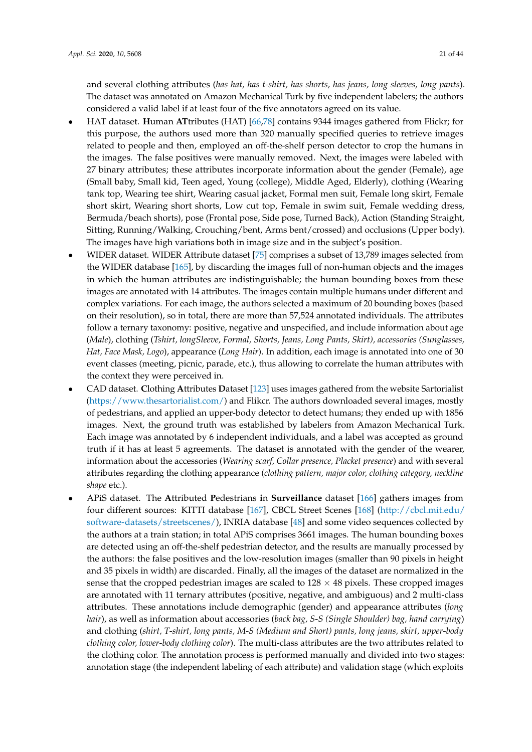and several clothing attributes (*has hat, has t-shirt, has shorts, has jeans, long sleeves, long pants*). The dataset was annotated on Amazon Mechanical Turk by five independent labelers; the authors considered a valid label if at least four of the five annotators agreed on its value.

- HAT dataset. **H**uman **AT**tributes (HAT) [66,78] contains 9344 images gathered from Flickr; for this purpose, the authors used more than 320 manually specified queries to retrieve images related to people and then, employed an off-the-shelf person detector to crop the humans in the images. The false positives were manually removed. Next, the images were labeled with 27 binary attributes; these attributes incorporate information about the gender (Female), age (Small baby, Small kid, Teen aged, Young (college), Middle Aged, Elderly), clothing (Wearing tank top, Wearing tee shirt, Wearing casual jacket, Formal men suit, Female long skirt, Female short skirt, Wearing short shorts, Low cut top, Female in swim suit, Female wedding dress, Bermuda/beach shorts), pose (Frontal pose, Side pose, Turned Back), Action (Standing Straight, Sitting, Running/Walking, Crouching/bent, Arms bent/crossed) and occlusions (Upper body). The images have high variations both in image size and in the subject's position.
- WIDER dataset. WIDER Attribute dataset [75] comprises a subset of 13,789 images selected from the WIDER database [165], by discarding the images full of non-human objects and the images in which the human attributes are indistinguishable; the human bounding boxes from these images are annotated with 14 attributes. The images contain multiple humans under different and complex variations. For each image, the authors selected a maximum of 20 bounding boxes (based on their resolution), so in total, there are more than 57,524 annotated individuals. The attributes follow a ternary taxonomy: positive, negative and unspecified, and include information about age (*Male*), clothing (*Tshirt, longSleeve, Formal, Shorts, Jeans, Long Pants, Skirt*), *accessories (Sunglasses, Hat, Face Mask, Logo*), appearance (*Long Hair*). In addition, each image is annotated into one of 30 event classes (meeting, picnic, parade, etc.), thus allowing to correlate the human attributes with the context they were perceived in.
- CAD dataset. **C**lothing **A**ttributes **D**ataset [123] uses images gathered from the website Sartorialist (https://www.thesartorialist.com/) and Flickr. The authors downloaded several images, mostly of pedestrians, and applied an upper-body detector to detect humans; they ended up with 1856 images. Next, the ground truth was established by labelers from Amazon Mechanical Turk. Each image was annotated by 6 independent individuals, and a label was accepted as ground truth if it has at least 5 agreements. The dataset is annotated with the gender of the wearer, information about the accessories (*Wearing scarf, Collar presence, Placket presence*) and with several attributes regarding the clothing appearance (*clothing pattern, major color, clothing category, neckline shape* etc.).
- APiS dataset. The **A**ttributed **P**edestrians **in** **Surveillance** dataset [166] gathers images from four different sources: KITTI database [167], CBCL Street Scenes [168] (http://cbcl.mit.edu/software-datasets/streetscenes/), INRIA database [48] and some video sequences collected by the authors at a train station; in total APiS comprises 3661 images. The human bounding boxes are detected using an off-the-shelf pedestrian detector, and the results are manually processed by the authors: the false positives and the low-resolution images (smaller than 90 pixels in height and 35 pixels in width) are discarded. Finally, all the images of the dataset are normalized in the sense that the cropped pedestrian images are scaled to $128 \times 48$ pixels. These cropped images are annotated with 11 ternary attributes (positive, negative, and ambiguous) and 2 multi-class attributes. These annotations include demographic (gender) and appearance attributes (*long hair*), as well as information about accessories (*back bag, S-S (Single Shoulder) bag, hand carrying*) and clothing (*shirt, T-shirt, long pants, M-S (Medium and Short) pants, long jeans, skirt, upper-body clothing color, lower-body clothing color*). The multi-class attributes are the two attributes related to the clothing color. The annotation process is performed manually and divided into two stages: annotation stage (the independent labeling of each attribute) and validation stage (which exploits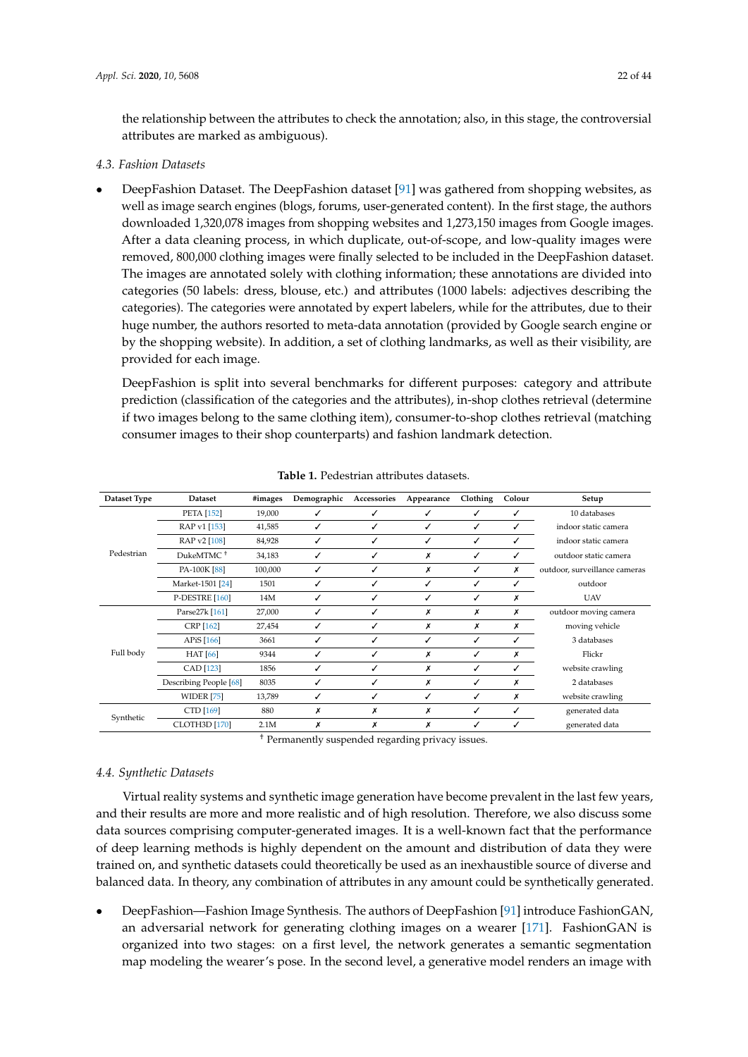the relationship between the attributes to check the annotation; also, in this stage, the controversial attributes are marked as ambiguous).

### 4.3. Fashion Datasets

- DeepFashion Dataset. The DeepFashion dataset [91] was gathered from shopping websites, as well as image search engines (blogs, forums, user-generated content). In the first stage, the authors downloaded 1,320,078 images from shopping websites and 1,273,150 images from Google images. After a data cleaning process, in which duplicate, out-of-scope, and low-quality images were removed, 800,000 clothing images were finally selected to be included in the DeepFashion dataset. The images are annotated solely with clothing information; these annotations are divided into categories (50 labels: dress, blouse, etc.) and attributes (1000 labels: adjectives describing the categories). The categories were annotated by expert labelers, while for the attributes, due to their huge number, the authors resorted to meta-data annotation (provided by Google search engine or by the shopping website). In addition, a set of clothing landmarks, as well as their visibility, are provided for each image.

  DeepFashion is split into several benchmarks for different purposes: category and attribute prediction (classification of the categories and the attributes), in-shop clothes retrieval (determine if two images belong to the same clothing item), consumer-to-shop clothes retrieval (matching consumer images to their shop counterparts) and fashion landmark detection.

**Table 1.** Pedestrian attributes datasets.

| Dataset Type | Dataset | #images | Demographic | Accessories | Appearance | Clothing | Colour | Setup |
|---|---|---|---|---|---|---|---|---|
| Pedestrian | PETA [152] | 19,000 | ✓ | ✓ | ✓ | ✓ | ✓ | 10 databases |
| | RAP v1 [153] | 41,585 | ✓ | ✓ | ✓ | ✓ | ✓ | indoor static camera |
| | RAP v2 [108] | 84,928 | ✓ | ✓ | ✓ | ✓ | ✓ | indoor static camera |
| | DukeMTMC † | 34,183 | ✓ | ✓ | ✗ | ✓ | ✓ | outdoor static camera |
| | PA-100K [88] | 100,000 | ✓ | ✓ | ✗ | ✓ | ✗ | outdoor, surveillance cameras |
| | Market-1501 [24] | 1501 | ✓ | ✓ | ✓ | ✓ | ✓ | outdoor |
| | P-DESTRE [160] | 14M | ✓ | ✓ | ✓ | ✓ | ✗ | UAV |
| Full body | Parse27k [161] | 27,000 | ✓ | ✓ | ✗ | ✗ | ✗ | outdoor moving camera |
| | CRP [162] | 27,454 | ✓ | ✓ | ✗ | ✗ | ✗ | moving vehicle |
| | APiS [166] | 3661 | ✓ | ✓ | ✓ | ✓ | ✓ | 3 databases |
| | HAT [66] | 9344 | ✓ | ✓ | ✗ | ✓ | ✗ | Flickr |
| | CAD [123] | 1856 | ✓ | ✓ | ✗ | ✓ | ✓ | website crawling |
| | Describing People [68] | 8035 | ✓ | ✓ | ✗ | ✓ | ✗ | 2 databases |
| | WIDER [75] | 13,789 | ✓ | ✓ | ✓ | ✓ | ✗ | website crawling |
| Synthetic | CTD [169] | 880 | ✗ | ✗ | ✗ | ✓ | ✓ | generated data |
| | CLOTH3D [170] | 2.1M | ✗ | ✗ | ✗ | ✓ | ✓ | generated data |

† Permanently suspended regarding privacy issues.

### 4.4. Synthetic Datasets

Virtual reality systems and synthetic image generation have become prevalent in the last few years, and their results are more and more realistic and of high resolution. Therefore, we also discuss some data sources comprising computer-generated images. It is a well-known fact that the performance of deep learning methods is highly dependent on the amount and distribution of data they were trained on, and synthetic datasets could theoretically be used as an inexhaustible source of diverse and balanced data. In theory, any combination of attributes in any amount could be synthetically generated.

- DeepFashion—Fashion Image Synthesis. The authors of DeepFashion [91] introduce FashionGAN, an adversarial network for generating clothing images on a wearer [171]. FashionGAN is organized into two stages: on a first level, the network generates a semantic segmentation map modeling the wearer's pose. In the second level, a generative model renders an image with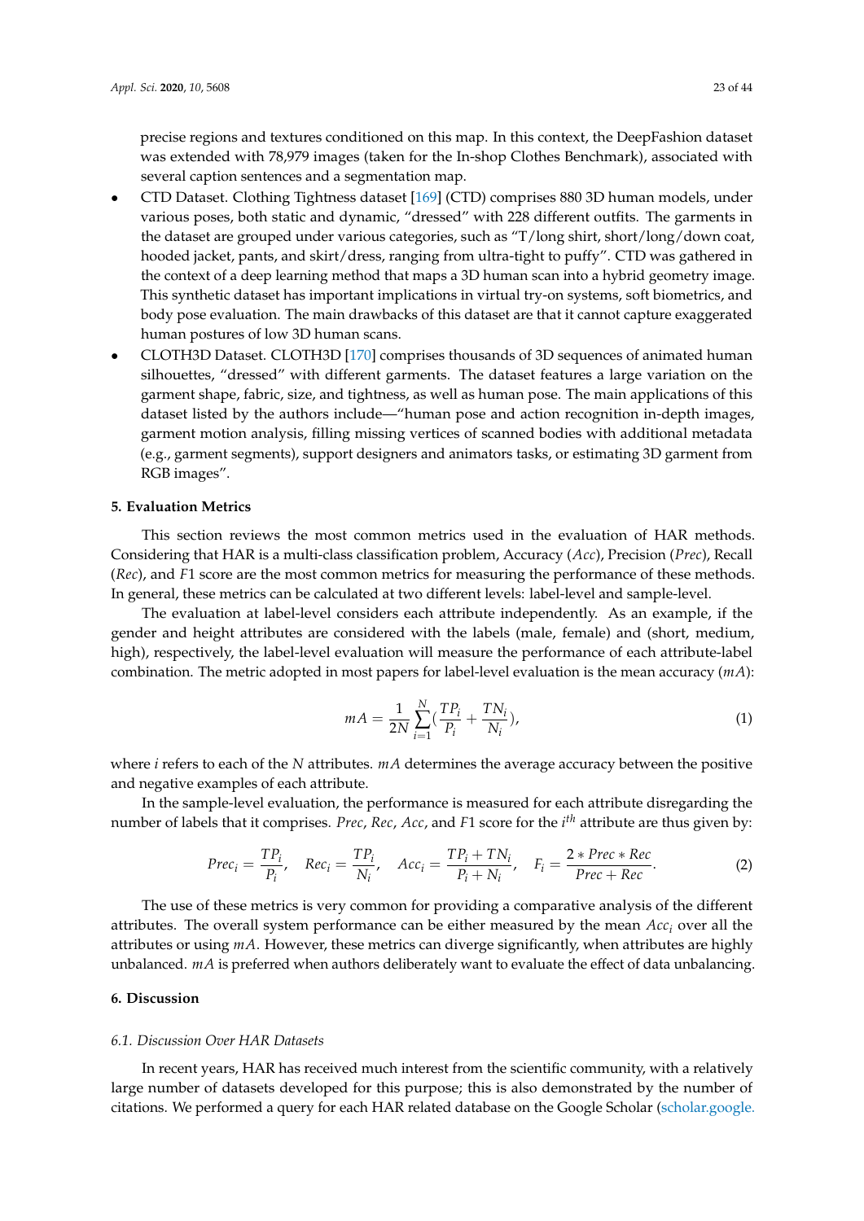precise regions and textures conditioned on this map. In this context, the DeepFashion dataset was extended with 78,979 images (taken for the In-shop Clothes Benchmark), associated with several caption sentences and a segmentation map.

- CTD Dataset. Clothing Tightness dataset [169] (CTD) comprises 880 3D human models, under various poses, both static and dynamic, "dressed" with 228 different outfits. The garments in the dataset are grouped under various categories, such as "T/long shirt, short/long/down coat, hooded jacket, pants, and skirt/dress, ranging from ultra-tight to puffy". CTD was gathered in the context of a deep learning method that maps a 3D human scan into a hybrid geometry image. This synthetic dataset has important implications in virtual try-on systems, soft biometrics, and body pose evaluation. The main drawbacks of this dataset are that it cannot capture exaggerated human postures of low 3D human scans.
- CLOTH3D Dataset. CLOTH3D [170] comprises thousands of 3D sequences of animated human silhouettes, "dressed" with different garments. The dataset features a large variation on the garment shape, fabric, size, and tightness, as well as human pose. The main applications of this dataset listed by the authors include—"human pose and action recognition in-depth images, garment motion analysis, filling missing vertices of scanned bodies with additional metadata (e.g., garment segments), support designers and animators tasks, or estimating 3D garment from RGB images".

## 5. Evaluation Metrics

This section reviews the most common metrics used in the evaluation of HAR methods. Considering that HAR is a multi-class classification problem, Accuracy (*Acc*), Precision (*Prec*), Recall (*Rec*), and *F*1 score are the most common metrics for measuring the performance of these methods. In general, these metrics can be calculated at two different levels: label-level and sample-level.

The evaluation at label-level considers each attribute independently. As an example, if the gender and height attributes are considered with the labels (male, female) and (short, medium, high), respectively, the label-level evaluation will measure the performance of each attribute-label combination. The metric adopted in most papers for label-level evaluation is the mean accuracy ($mA$):

$$mA = \frac{1}{2N}\sum_{i=1}^{N}\left(\frac{TP_i}{P_i} + \frac{TN_i}{N_i}\right), \tag{1}$$

where $i$ refers to each of the $N$ attributes. $mA$ determines the average accuracy between the positive and negative examples of each attribute.

In the sample-level evaluation, the performance is measured for each attribute disregarding the number of labels that it comprises. *Prec*, *Rec*, *Acc*, and *F*1 score for the $i^{th}$ attribute are thus given by:

$$Prec_i = \frac{TP_i}{P_i}, \quad Rec_i = \frac{TP_i}{N_i}, \quad Acc_i = \frac{TP_i + TN_i}{P_i + N_i}, \quad F_i = \frac{2 * Prec * Rec}{Prec + Rec}. \tag{2}$$

The use of these metrics is very common for providing a comparative analysis of the different attributes. The overall system performance can be either measured by the mean $Acc_i$ over all the attributes or using $mA$. However, these metrics can diverge significantly, when attributes are highly unbalanced. $mA$ is preferred when authors deliberately want to evaluate the effect of data unbalancing.

## 6. Discussion

### 6.1. Discussion Over HAR Datasets

In recent years, HAR has received much interest from the scientific community, with a relatively large number of datasets developed for this purpose; this is also demonstrated by the number of citations. We performed a query for each HAR related database on the Google Scholar (scholar.google.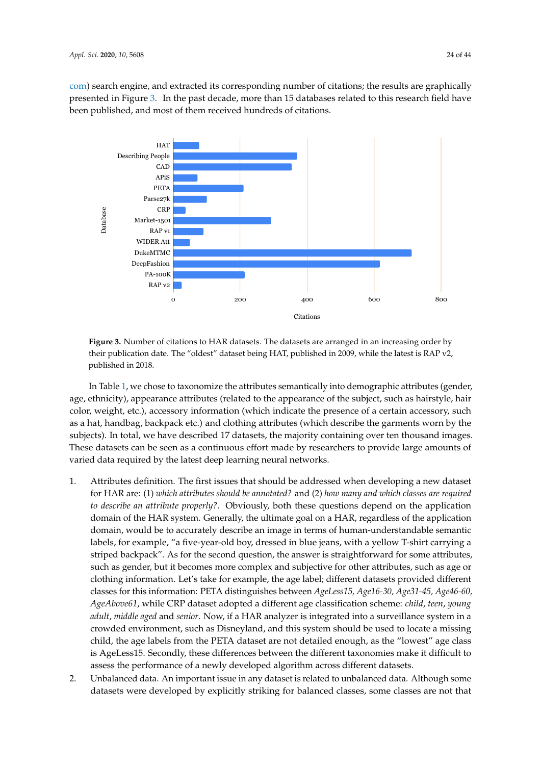com) search engine, and extracted its corresponding number of citations; the results are graphically presented in Figure 3. In the past decade, more than 15 databases related to this research field have been published, and most of them received hundreds of citations.

**Figure 3.** Number of citations to HAR datasets. The datasets are arranged in an increasing order by their publication date. The "oldest" dataset being HAT, published in 2009, while the latest is RAP v2, published in 2018.

In Table 1, we chose to taxonomize the attributes semantically into demographic attributes (gender, age, ethnicity), appearance attributes (related to the appearance of the subject, such as hairstyle, hair color, weight, etc.), accessory information (which indicate the presence of a certain accessory, such as a hat, handbag, backpack etc.) and clothing attributes (which describe the garments worn by the subjects). In total, we have described 17 datasets, the majority containing over ten thousand images. These datasets can be seen as a continuous effort made by researchers to provide large amounts of varied data required by the latest deep learning neural networks.

1. Attributes definition. The first issues that should be addressed when developing a new dataset for HAR are: (1) *which attributes should be annotated?* and (2) *how many and which classes are required to describe an attribute properly?*. Obviously, both these questions depend on the application domain of the HAR system. Generally, the ultimate goal on a HAR, regardless of the application domain, would be to accurately describe an image in terms of human-understandable semantic labels, for example, "a five-year-old boy, dressed in blue jeans, with a yellow T-shirt carrying a striped backpack". As for the second question, the answer is straightforward for some attributes, such as gender, but it becomes more complex and subjective for other attributes, such as age or clothing information. Let's take for example, the age label; different datasets provided different classes for this information: PETA distinguishes between *AgeLess15, Age16-30, Age31-45, Age46-60, AgeAbove61*, while CRP dataset adopted a different age classification scheme: *child*, *teen*, *young adult*, *middle aged* and *senior*. Now, if a HAR analyzer is integrated into a surveillance system in a crowded environment, such as Disneyland, and this system should be used to locate a missing child, the age labels from the PETA dataset are not detailed enough, as the "lowest" age class is AgeLess15. Secondly, these differences between the different taxonomies make it difficult to assess the performance of a newly developed algorithm across different datasets.
2. Unbalanced data. An important issue in any dataset is related to unbalanced data. Although some datasets were developed by explicitly striking for balanced classes, some classes are not that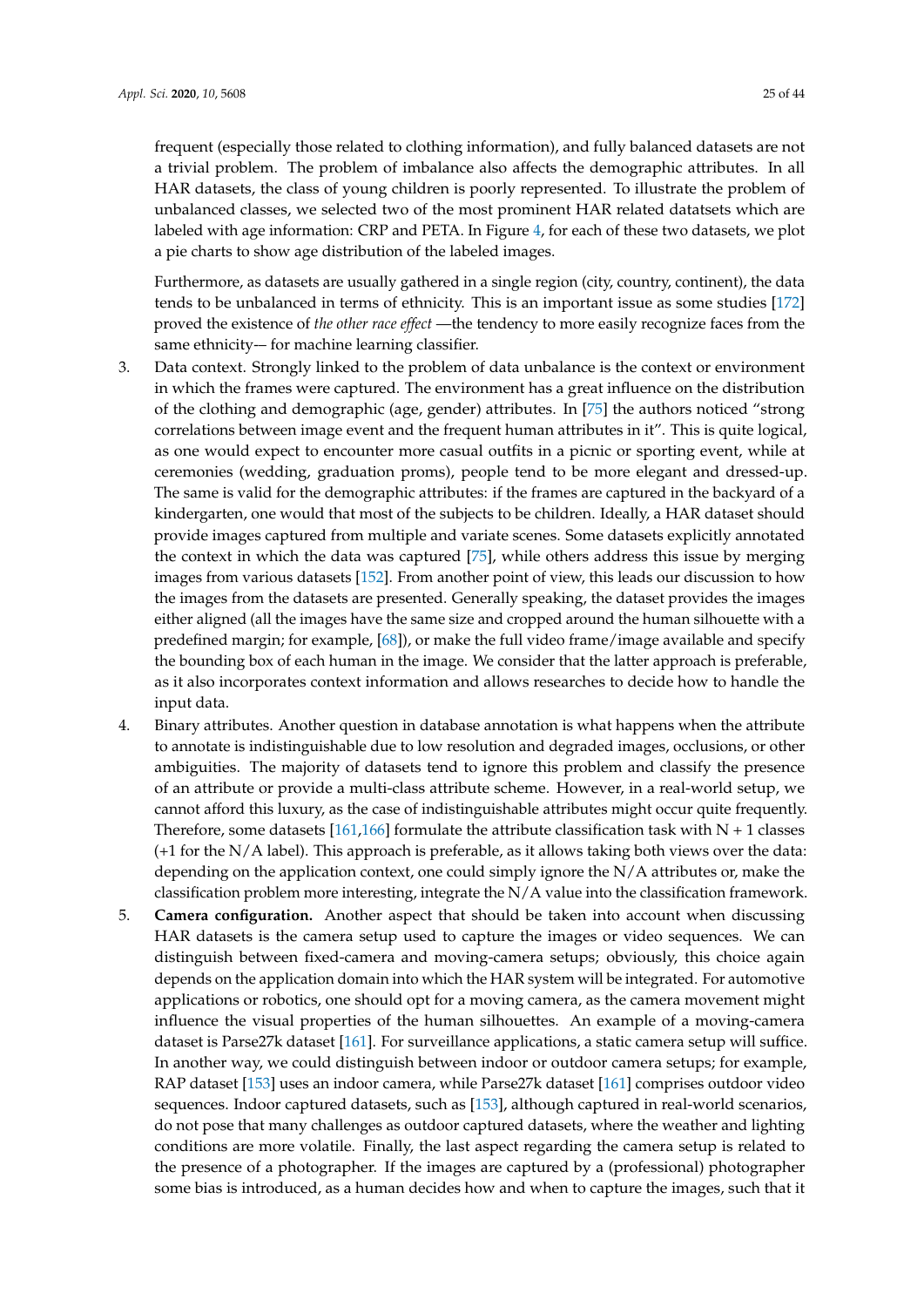frequent (especially those related to clothing information), and fully balanced datasets are not a trivial problem. The problem of imbalance also affects the demographic attributes. In all HAR datasets, the class of young children is poorly represented. To illustrate the problem of unbalanced classes, we selected two of the most prominent HAR related datatsets which are labeled with age information: CRP and PETA. In Figure 4, for each of these two datasets, we plot a pie charts to show age distribution of the labeled images.

Furthermore, as datasets are usually gathered in a single region (city, country, continent), the data tends to be unbalanced in terms of ethnicity. This is an important issue as some studies [172] proved the existence of *the other race effect* —the tendency to more easily recognize faces from the same ethnicity-— for machine learning classifier.

3. Data context. Strongly linked to the problem of data unbalance is the context or environment in which the frames were captured. The environment has a great influence on the distribution of the clothing and demographic (age, gender) attributes. In [75] the authors noticed "strong correlations between image event and the frequent human attributes in it". This is quite logical, as one would expect to encounter more casual outfits in a picnic or sporting event, while at ceremonies (wedding, graduation proms), people tend to be more elegant and dressed-up. The same is valid for the demographic attributes: if the frames are captured in the backyard of a kindergarten, one would that most of the subjects to be children. Ideally, a HAR dataset should provide images captured from multiple and variate scenes. Some datasets explicitly annotated the context in which the data was captured [75], while others address this issue by merging images from various datasets [152]. From another point of view, this leads our discussion to how the images from the datasets are presented. Generally speaking, the dataset provides the images either aligned (all the images have the same size and cropped around the human silhouette with a predefined margin; for example, [68]), or make the full video frame/image available and specify the bounding box of each human in the image. We consider that the latter approach is preferable, as it also incorporates context information and allows researches to decide how to handle the input data.
4. Binary attributes. Another question in database annotation is what happens when the attribute to annotate is indistinguishable due to low resolution and degraded images, occlusions, or other ambiguities. The majority of datasets tend to ignore this problem and classify the presence of an attribute or provide a multi-class attribute scheme. However, in a real-world setup, we cannot afford this luxury, as the case of indistinguishable attributes might occur quite frequently. Therefore, some datasets [161,166] formulate the attribute classification task with N + 1 classes (+1 for the N/A label). This approach is preferable, as it allows taking both views over the data: depending on the application context, one could simply ignore the N/A attributes or, make the classification problem more interesting, integrate the N/A value into the classification framework.
5. **Camera configuration.** Another aspect that should be taken into account when discussing HAR datasets is the camera setup used to capture the images or video sequences. We can distinguish between fixed-camera and moving-camera setups; obviously, this choice again depends on the application domain into which the HAR system will be integrated. For automotive applications or robotics, one should opt for a moving camera, as the camera movement might influence the visual properties of the human silhouettes. An example of a moving-camera dataset is Parse27k dataset [161]. For surveillance applications, a static camera setup will suffice. In another way, we could distinguish between indoor or outdoor camera setups; for example, RAP dataset [153] uses an indoor camera, while Parse27k dataset [161] comprises outdoor video sequences. Indoor captured datasets, such as [153], although captured in real-world scenarios, do not pose that many challenges as outdoor captured datasets, where the weather and lighting conditions are more volatile. Finally, the last aspect regarding the camera setup is related to the presence of a photographer. If the images are captured by a (professional) photographer some bias is introduced, as a human decides how and when to capture the images, such that it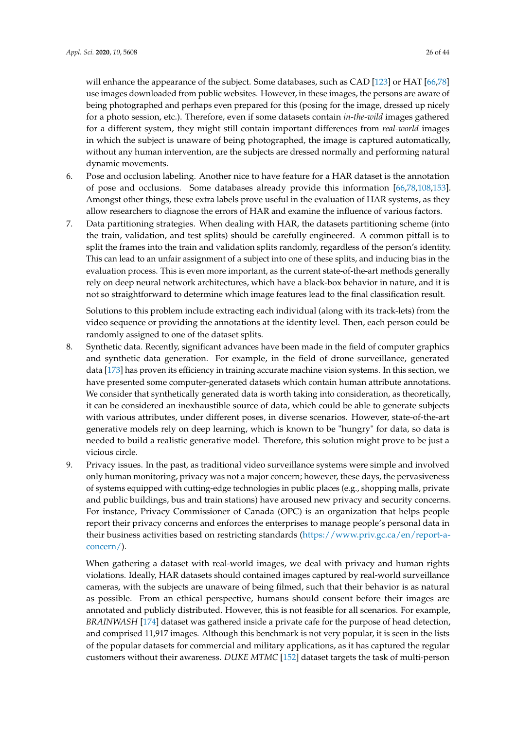will enhance the appearance of the subject. Some databases, such as CAD [123] or HAT [66,78] use images downloaded from public websites. However, in these images, the persons are aware of being photographed and perhaps even prepared for this (posing for the image, dressed up nicely for a photo session, etc.). Therefore, even if some datasets contain *in-the-wild* images gathered for a different system, they might still contain important differences from *real-world* images in which the subject is unaware of being photographed, the image is captured automatically, without any human intervention, are the subjects are dressed normally and performing natural dynamic movements.

6. Pose and occlusion labeling. Another nice to have feature for a HAR dataset is the annotation of pose and occlusions. Some databases already provide this information [66,78,108,153]. Amongst other things, these extra labels prove useful in the evaluation of HAR systems, as they allow researchers to diagnose the errors of HAR and examine the influence of various factors.
7. Data partitioning strategies. When dealing with HAR, the datasets partitioning scheme (into the train, validation, and test splits) should be carefully engineered. A common pitfall is to split the frames into the train and validation splits randomly, regardless of the person's identity. This can lead to an unfair assignment of a subject into one of these splits, and inducing bias in the evaluation process. This is even more important, as the current state-of-the-art methods generally rely on deep neural network architectures, which have a black-box behavior in nature, and it is not so straightforward to determine which image features lead to the final classification result.

   Solutions to this problem include extracting each individual (along with its track-lets) from the video sequence or providing the annotations at the identity level. Then, each person could be randomly assigned to one of the dataset splits.
8. Synthetic data. Recently, significant advances have been made in the field of computer graphics and synthetic data generation. For example, in the field of drone surveillance, generated data [173] has proven its efficiency in training accurate machine vision systems. In this section, we have presented some computer-generated datasets which contain human attribute annotations. We consider that synthetically generated data is worth taking into consideration, as theoretically, it can be considered an inexhaustible source of data, which could be able to generate subjects with various attributes, under different poses, in diverse scenarios. However, state-of-the-art generative models rely on deep learning, which is known to be "hungry" for data, so data is needed to build a realistic generative model. Therefore, this solution might prove to be just a vicious circle.
9. Privacy issues. In the past, as traditional video surveillance systems were simple and involved only human monitoring, privacy was not a major concern; however, these days, the pervasiveness of systems equipped with cutting-edge technologies in public places (e.g., shopping malls, private and public buildings, bus and train stations) have aroused new privacy and security concerns. For instance, Privacy Commissioner of Canada (OPC) is an organization that helps people report their privacy concerns and enforces the enterprises to manage people's personal data in their business activities based on restricting standards (https://www.priv.gc.ca/en/report-a-concern/).

   When gathering a dataset with real-world images, we deal with privacy and human rights violations. Ideally, HAR datasets should contained images captured by real-world surveillance cameras, with the subjects are unaware of being filmed, such that their behavior is as natural as possible. From an ethical perspective, humans should consent before their images are annotated and publicly distributed. However, this is not feasible for all scenarios. For example, *BRAINWASH* [174] dataset was gathered inside a private cafe for the purpose of head detection, and comprised 11,917 images. Although this benchmark is not very popular, it is seen in the lists of the popular datasets for commercial and military applications, as it has captured the regular customers without their awareness. *DUKE MTMC* [152] dataset targets the task of multi-person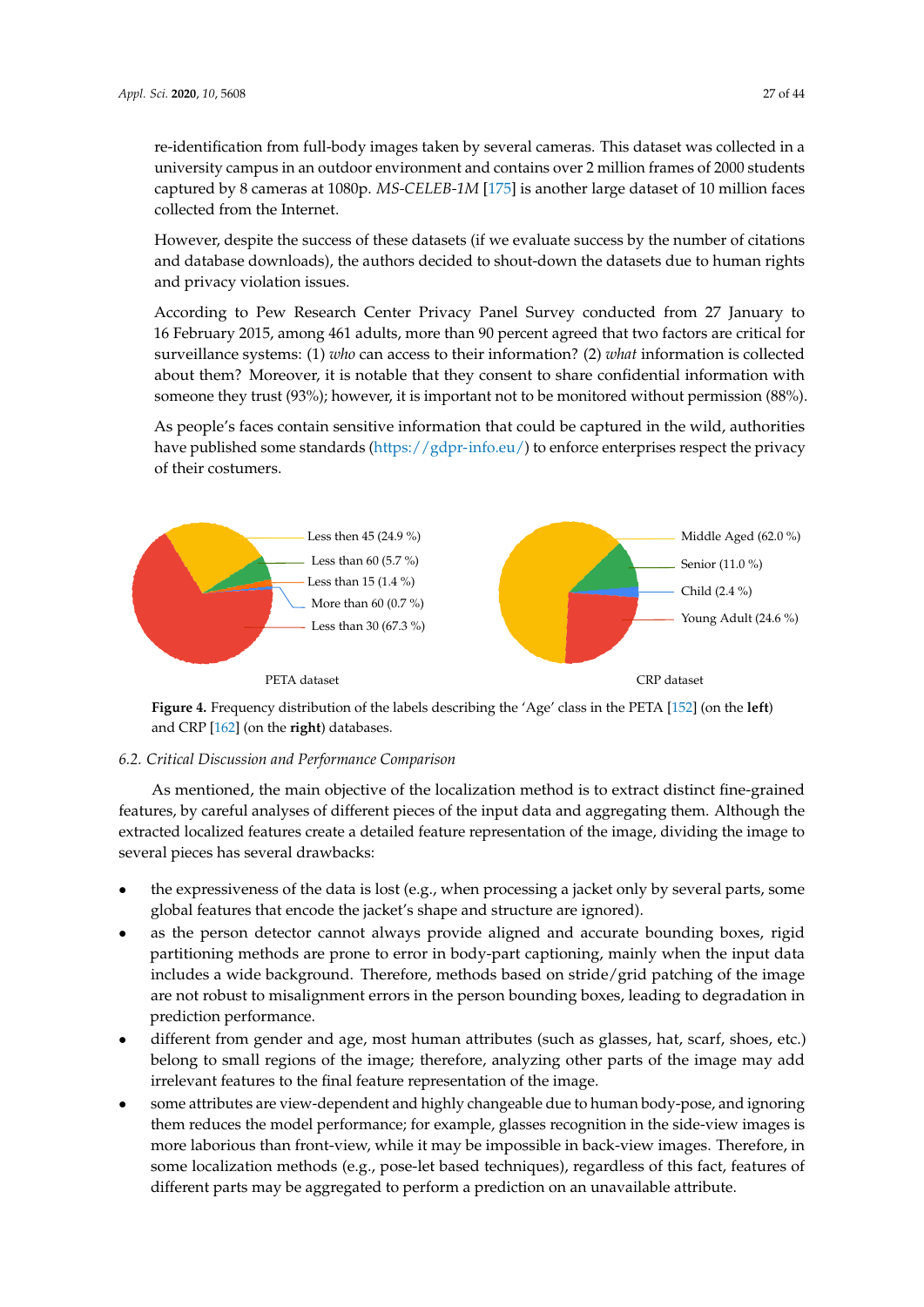re-identification from full-body images taken by several cameras. This dataset was collected in a university campus in an outdoor environment and contains over 2 million frames of 2000 students captured by 8 cameras at 1080p. *MS-CELEB-1M* [175] is another large dataset of 10 million faces collected from the Internet.

However, despite the success of these datasets (if we evaluate success by the number of citations and database downloads), the authors decided to shout-down the datasets due to human rights and privacy violation issues.

According to Pew Research Center Privacy Panel Survey conducted from 27 January to 16 February 2015, among 461 adults, more than 90 percent agreed that two factors are critical for surveillance systems: (1) *who* can access to their information? (2) *what* information is collected about them? Moreover, it is notable that they consent to share confidential information with someone they trust (93%); however, it is important not to be monitored without permission (88%).

As people's faces contain sensitive information that could be captured in the wild, authorities have published some standards (https://gdpr-info.eu/) to enforce enterprises respect the privacy of their costumers.

**Figure 4.** Frequency distribution of the labels describing the 'Age' class in the PETA [152] (on the **left**) and CRP [162] (on the **right**) databases.

### 6.2. Critical Discussion and Performance Comparison

As mentioned, the main objective of the localization method is to extract distinct fine-grained features, by careful analyses of different pieces of the input data and aggregating them. Although the extracted localized features create a detailed feature representation of the image, dividing the image to several pieces has several drawbacks:

- the expressiveness of the data is lost (e.g., when processing a jacket only by several parts, some global features that encode the jacket's shape and structure are ignored).
- as the person detector cannot always provide aligned and accurate bounding boxes, rigid partitioning methods are prone to error in body-part captioning, mainly when the input data includes a wide background. Therefore, methods based on stride/grid patching of the image are not robust to misalignment errors in the person bounding boxes, leading to degradation in prediction performance.
- different from gender and age, most human attributes (such as glasses, hat, scarf, shoes, etc.) belong to small regions of the image; therefore, analyzing other parts of the image may add irrelevant features to the final feature representation of the image.
- some attributes are view-dependent and highly changeable due to human body-pose, and ignoring them reduces the model performance; for example, glasses recognition in the side-view images is more laborious than front-view, while it may be impossible in back-view images. Therefore, in some localization methods (e.g., pose-let based techniques), regardless of this fact, features of different parts may be aggregated to perform a prediction on an unavailable attribute.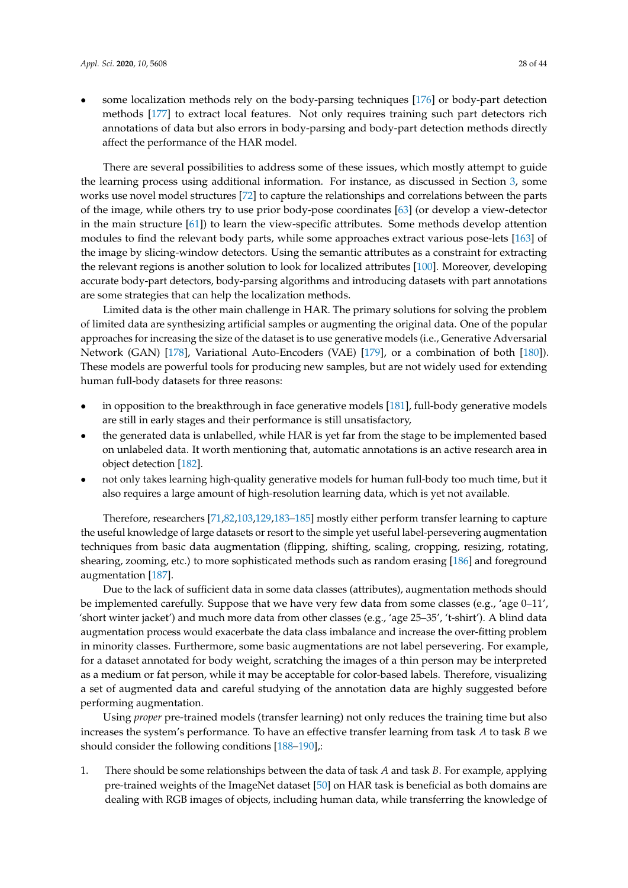- some localization methods rely on the body-parsing techniques [176] or body-part detection methods [177] to extract local features. Not only requires training such part detectors rich annotations of data but also errors in body-parsing and body-part detection methods directly affect the performance of the HAR model.

There are several possibilities to address some of these issues, which mostly attempt to guide the learning process using additional information. For instance, as discussed in Section 3, some works use novel model structures [72] to capture the relationships and correlations between the parts of the image, while others try to use prior body-pose coordinates [63] (or develop a view-detector in the main structure [61]) to learn the view-specific attributes. Some methods develop attention modules to find the relevant body parts, while some approaches extract various pose-lets [163] of the image by slicing-window detectors. Using the semantic attributes as a constraint for extracting the relevant regions is another solution to look for localized attributes [100]. Moreover, developing accurate body-part detectors, body-parsing algorithms and introducing datasets with part annotations are some strategies that can help the localization methods.

Limited data is the other main challenge in HAR. The primary solutions for solving the problem of limited data are synthesizing artificial samples or augmenting the original data. One of the popular approaches for increasing the size of the dataset is to use generative models (i.e., Generative Adversarial Network (GAN) [178], Variational Auto-Encoders (VAE) [179], or a combination of both [180]). These models are powerful tools for producing new samples, but are not widely used for extending human full-body datasets for three reasons:

- in opposition to the breakthrough in face generative models [181], full-body generative models are still in early stages and their performance is still unsatisfactory,
- the generated data is unlabelled, while HAR is yet far from the stage to be implemented based on unlabeled data. It worth mentioning that, automatic annotations is an active research area in object detection [182].
- not only takes learning high-quality generative models for human full-body too much time, but it also requires a large amount of high-resolution learning data, which is yet not available.

Therefore, researchers [71,82,103,129,183–185] mostly either perform transfer learning to capture the useful knowledge of large datasets or resort to the simple yet useful label-persevering augmentation techniques from basic data augmentation (flipping, shifting, scaling, cropping, resizing, rotating, shearing, zooming, etc.) to more sophisticated methods such as random erasing [186] and foreground augmentation [187].

Due to the lack of sufficient data in some data classes (attributes), augmentation methods should be implemented carefully. Suppose that we have very few data from some classes (e.g., 'age 0–11', 'short winter jacket') and much more data from other classes (e.g., 'age 25–35', 't-shirt'). A blind data augmentation process would exacerbate the data class imbalance and increase the over-fitting problem in minority classes. Furthermore, some basic augmentations are not label persevering. For example, for a dataset annotated for body weight, scratching the images of a thin person may be interpreted as a medium or fat person, while it may be acceptable for color-based labels. Therefore, visualizing a set of augmented data and careful studying of the annotation data are highly suggested before performing augmentation.

Using *proper* pre-trained models (transfer learning) not only reduces the training time but also increases the system's performance. To have an effective transfer learning from task $A$ to task $B$ we should consider the following conditions [188–190],:

1. There should be some relationships between the data of task $A$ and task $B$. For example, applying pre-trained weights of the ImageNet dataset [50] on HAR task is beneficial as both domains are dealing with RGB images of objects, including human data, while transferring the knowledge of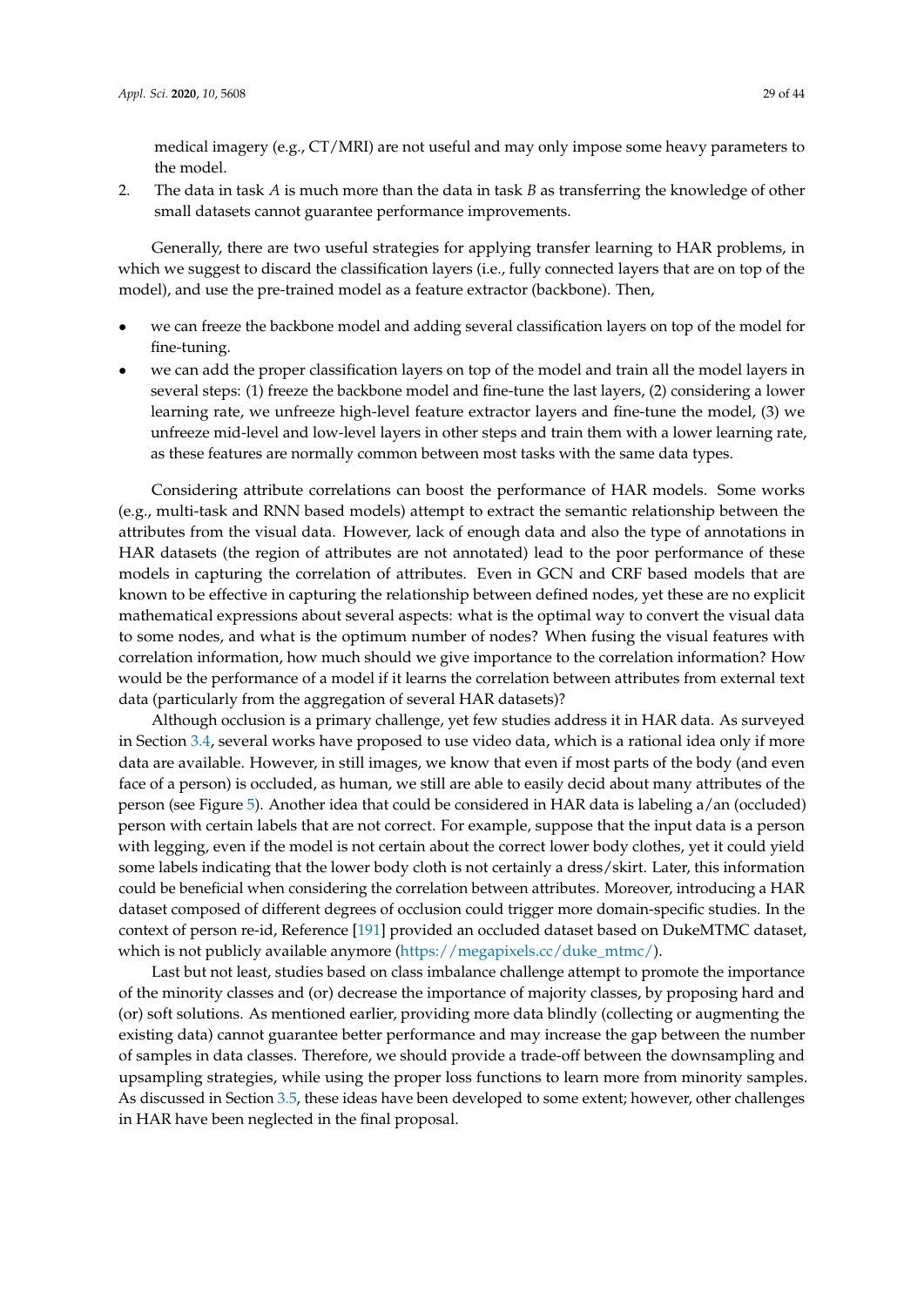medical imagery (e.g., CT/MRI) are not useful and may only impose some heavy parameters to the model.

2. The data in task $A$ is much more than the data in task $B$ as transferring the knowledge of other small datasets cannot guarantee performance improvements.

Generally, there are two useful strategies for applying transfer learning to HAR problems, in which we suggest to discard the classification layers (i.e., fully connected layers that are on top of the model), and use the pre-trained model as a feature extractor (backbone). Then,

- we can freeze the backbone model and adding several classification layers on top of the model for fine-tuning.
- we can add the proper classification layers on top of the model and train all the model layers in several steps: (1) freeze the backbone model and fine-tune the last layers, (2) considering a lower learning rate, we unfreeze high-level feature extractor layers and fine-tune the model, (3) we unfreeze mid-level and low-level layers in other steps and train them with a lower learning rate, as these features are normally common between most tasks with the same data types.

Considering attribute correlations can boost the performance of HAR models. Some works (e.g., multi-task and RNN based models) attempt to extract the semantic relationship between the attributes from the visual data. However, lack of enough data and also the type of annotations in HAR datasets (the region of attributes are not annotated) lead to the poor performance of these models in capturing the correlation of attributes. Even in GCN and CRF based models that are known to be effective in capturing the relationship between defined nodes, yet these are no explicit mathematical expressions about several aspects: what is the optimal way to convert the visual data to some nodes, and what is the optimum number of nodes? When fusing the visual features with correlation information, how much should we give importance to the correlation information? How would be the performance of a model if it learns the correlation between attributes from external text data (particularly from the aggregation of several HAR datasets)?

Although occlusion is a primary challenge, yet few studies address it in HAR data. As surveyed in Section 3.4, several works have proposed to use video data, which is a rational idea only if more data are available. However, in still images, we know that even if most parts of the body (and even face of a person) is occluded, as human, we still are able to easily decid about many attributes of the person (see Figure 5). Another idea that could be considered in HAR data is labeling a/an (occluded) person with certain labels that are not correct. For example, suppose that the input data is a person with legging, even if the model is not certain about the correct lower body clothes, yet it could yield some labels indicating that the lower body cloth is not certainly a dress/skirt. Later, this information could be beneficial when considering the correlation between attributes. Moreover, introducing a HAR dataset composed of different degrees of occlusion could trigger more domain-specific studies. In the context of person re-id, Reference [191] provided an occluded dataset based on DukeMTMC dataset, which is not publicly available anymore (https://megapixels.cc/duke_mtmc/).

Last but not least, studies based on class imbalance challenge attempt to promote the importance of the minority classes and (or) decrease the importance of majority classes, by proposing hard and (or) soft solutions. As mentioned earlier, providing more data blindly (collecting or augmenting the existing data) cannot guarantee better performance and may increase the gap between the number of samples in data classes. Therefore, we should provide a trade-off between the downsampling and upsampling strategies, while using the proper loss functions to learn more from minority samples. As discussed in Section 3.5, these ideas have been developed to some extent; however, other challenges in HAR have been neglected in the final proposal.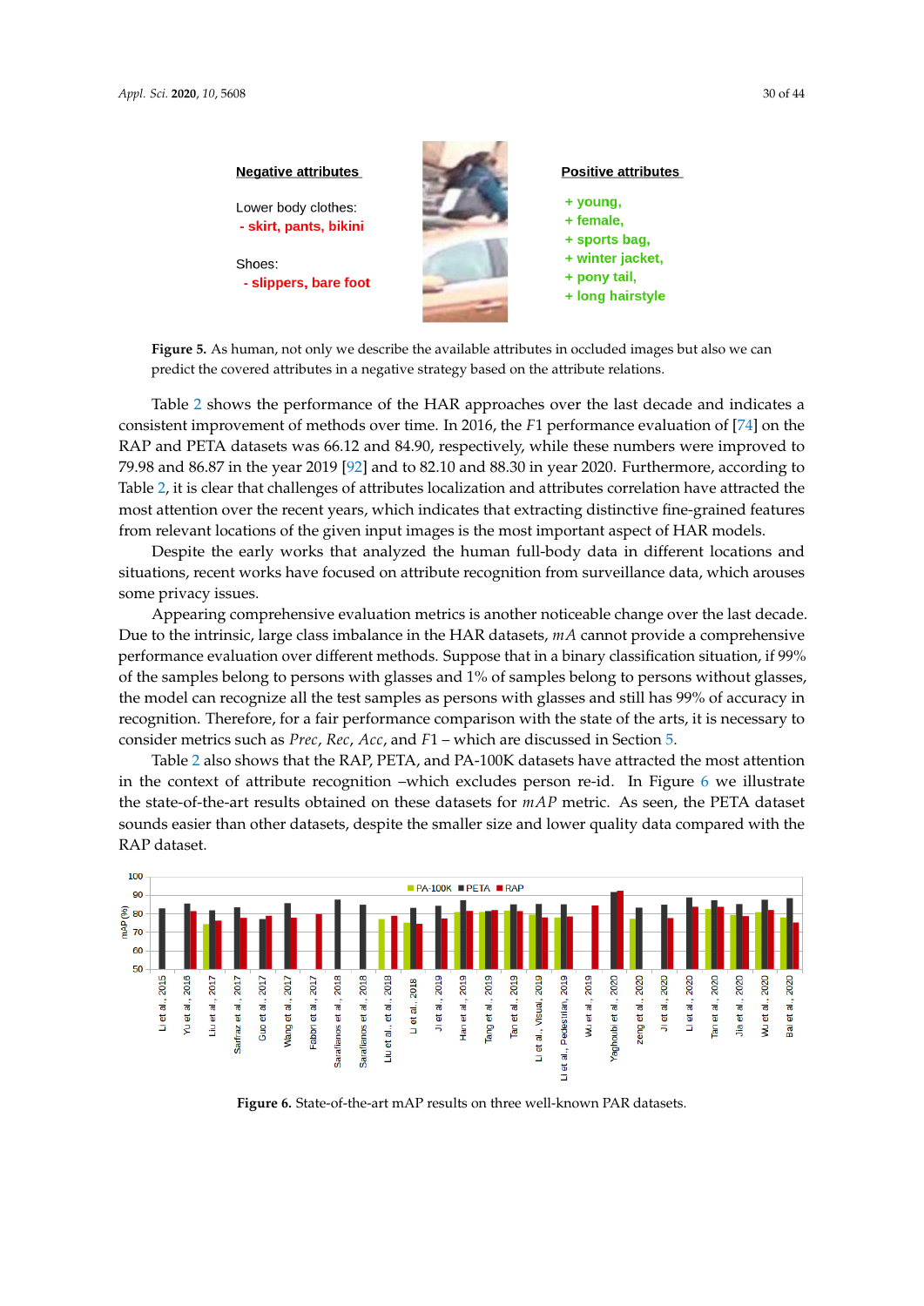**Figure 5.** As human, not only we describe the available attributes in occluded images but also we can predict the covered attributes in a negative strategy based on the attribute relations.

Table 2 shows the performance of the HAR approaches over the last decade and indicates a consistent improvement of methods over time. In 2016, the $F1$ performance evaluation of [74] on the RAP and PETA datasets was 66.12 and 84.90, respectively, while these numbers were improved to 79.98 and 86.87 in the year 2019 [92] and to 82.10 and 88.30 in year 2020. Furthermore, according to Table 2, it is clear that challenges of attributes localization and attributes correlation have attracted the most attention over the recent years, which indicates that extracting distinctive fine-grained features from relevant locations of the given input images is the most important aspect of HAR models.

Despite the early works that analyzed the human full-body data in different locations and situations, recent works have focused on attribute recognition from surveillance data, which arouses some privacy issues.

Appearing comprehensive evaluation metrics is another noticeable change over the last decade. Due to the intrinsic, large class imbalance in the HAR datasets, $mA$ cannot provide a comprehensive performance evaluation over different methods. Suppose that in a binary classification situation, if 99% of the samples belong to persons with glasses and 1% of samples belong to persons without glasses, the model can recognize all the test samples as persons with glasses and still has 99% of accuracy in recognition. Therefore, for a fair performance comparison with the state of the arts, it is necessary to consider metrics such as $Prec$, $Rec$, $Acc$, and $F1$ – which are discussed in Section 5.

Table 2 also shows that the RAP, PETA, and PA-100K datasets have attracted the most attention in the context of attribute recognition –which excludes person re-id. In Figure 6 we illustrate the state-of-the-art results obtained on these datasets for $mAP$ metric. As seen, the PETA dataset sounds easier than other datasets, despite the smaller size and lower quality data compared with the RAP dataset.

**Figure 6.** State-of-the-art mAP results on three well-known PAR datasets.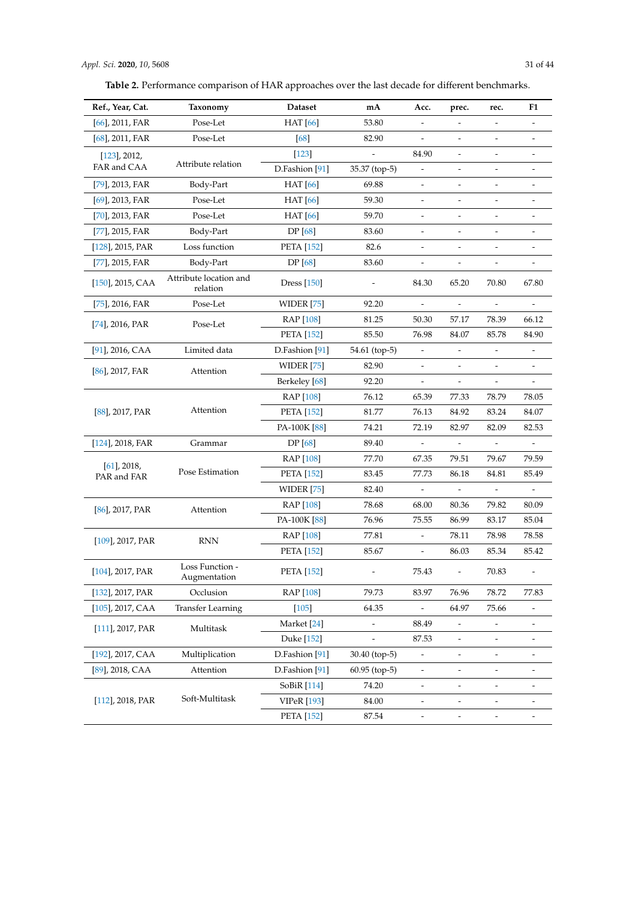**Table 2.** Performance comparison of HAR approaches over the last decade for different benchmarks.

| Ref., Year, Cat. | Taxonomy | Dataset | mA | Acc. | prec. | rec. | F1 |
|---|---|---|---|---|---|---|---|
| [66], 2011, FAR | Pose-Let | HAT [66] | 53.80 | - | - | - | - |
| [68], 2011, FAR | Pose-Let | [68] | 82.90 | - | - | - | - |
| [123], 2012, FAR and CAA | Attribute relation | [123] | - | 84.90 | - | - | - |
| | | D.Fashion [91] | 35.37 (top-5) | - | - | - | - |
| [79], 2013, FAR | Body-Part | HAT [66] | 69.88 | - | - | - | - |
| [69], 2013, FAR | Pose-Let | HAT [66] | 59.30 | - | - | - | - |
| [70], 2013, FAR | Pose-Let | HAT [66] | 59.70 | - | - | - | - |
| [77], 2015, FAR | Body-Part | DP [68] | 83.60 | - | - | - | - |
| [128], 2015, PAR | Loss function | PETA [152] | 82.6 | - | - | - | - |
| [77], 2015, FAR | Body-Part | DP [68] | 83.60 | - | - | - | - |
| [150], 2015, CAA | Attribute location and relation | Dress [150] | - | 84.30 | 65.20 | 70.80 | 67.80 |
| [75], 2016, FAR | Pose-Let | WIDER [75] | 92.20 | - | - | - | - |
| [74], 2016, PAR | Pose-Let | RAP [108] | 81.25 | 50.30 | 57.17 | 78.39 | 66.12 |
| | | PETA [152] | 85.50 | 76.98 | 84.07 | 85.78 | 84.90 |
| [91], 2016, CAA | Limited data | D.Fashion [91] | 54.61 (top-5) | - | - | - | - |
| [86], 2017, FAR | Attention | WIDER [75] | 82.90 | - | - | - | - |
| | | Berkeley [68] | 92.20 | - | - | - | - |
| [88], 2017, PAR | Attention | RAP [108] | 76.12 | 65.39 | 77.33 | 78.79 | 78.05 |
| | | PETA [152] | 81.77 | 76.13 | 84.92 | 83.24 | 84.07 |
| | | PA-100K [88] | 74.21 | 72.19 | 82.97 | 82.09 | 82.53 |
| [124], 2018, FAR | Grammar | DP [68] | 89.40 | - | - | - | - |
| [61], 2018, PAR and FAR | Pose Estimation | RAP [108] | 77.70 | 67.35 | 79.51 | 79.67 | 79.59 |
| | | PETA [152] | 83.45 | 77.73 | 86.18 | 84.81 | 85.49 |
| | | WIDER [75] | 82.40 | - | - | - | - |
| [86], 2017, PAR | Attention | RAP [108] | 78.68 | 68.00 | 80.36 | 79.82 | 80.09 |
| | | PA-100K [88] | 76.96 | 75.55 | 86.99 | 83.17 | 85.04 |
| [109], 2017, PAR | RNN | RAP [108] | 77.81 | - | 78.11 | 78.98 | 78.58 |
| | | PETA [152] | 85.67 | - | 86.03 | 85.34 | 85.42 |
| [104], 2017, PAR | Loss Function - Augmentation | PETA [152] | - | 75.43 | - | 70.83 | - |
| [132], 2017, PAR | Occlusion | RAP [108] | 79.73 | 83.97 | 76.96 | 78.72 | 77.83 |
| [105], 2017, CAA | Transfer Learning | [105] | 64.35 | - | 64.97 | 75.66 | - |
| [111], 2017, PAR | Multitask | Market [24] | - | 88.49 | - | - | - |
| | | Duke [152] | - | 87.53 | - | - | - |
| [192], 2017, CAA | Multiplication | D.Fashion [91] | 30.40 (top-5) | - | - | - | - |
| [89], 2018, CAA | Attention | D.Fashion [91] | 60.95 (top-5) | - | - | - | - |
| [112], 2018, PAR | Soft-Multitask | SoBiR [114] | 74.20 | - | - | - | - |
| | | VIPeR [193] | 84.00 | - | - | - | - |
| | | PETA [152] | 87.54 | - | - | - | - |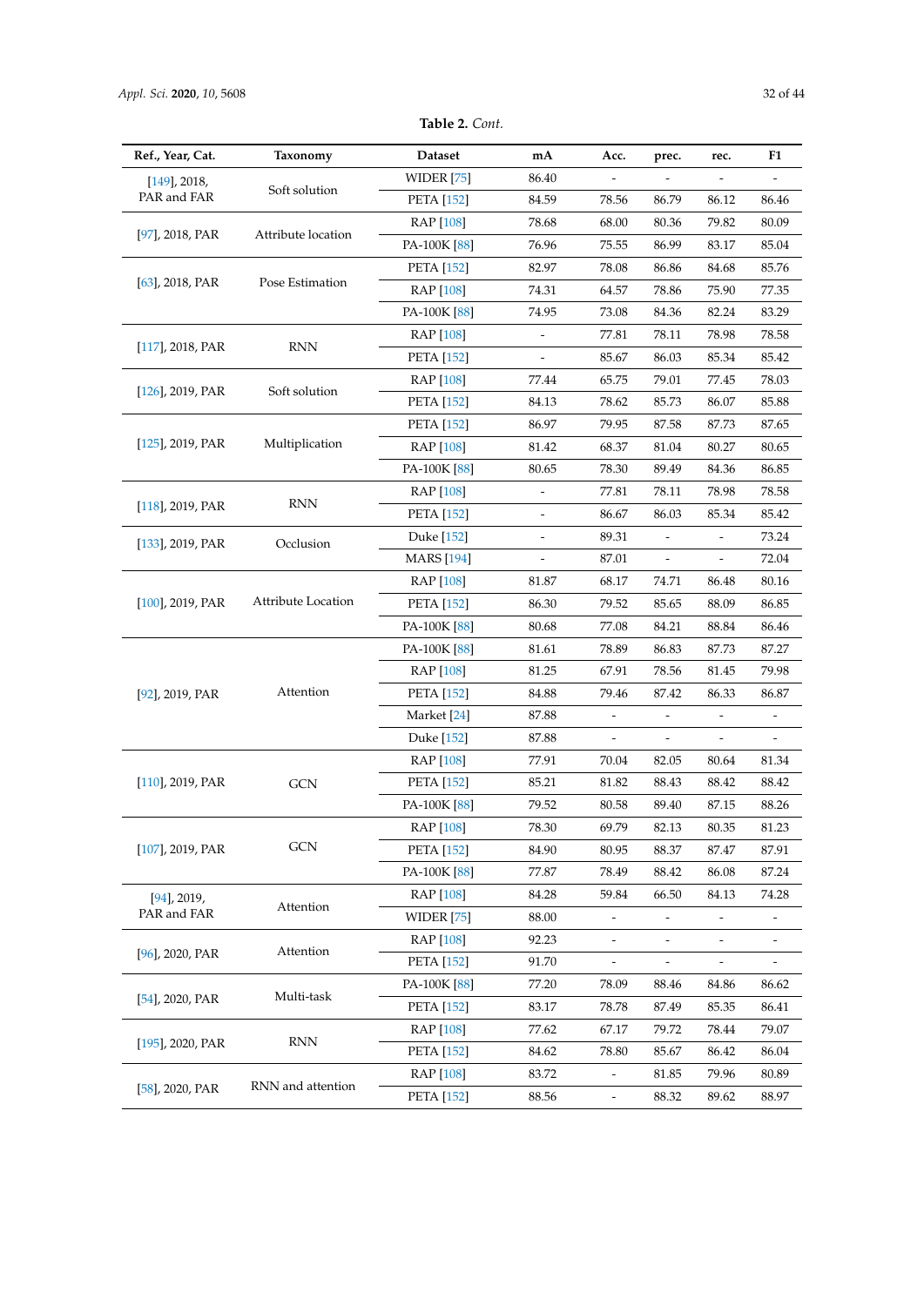**Table 2.** *Cont.*

| Ref., Year, Cat. | Taxonomy | Dataset | mA | Acc. | prec. | rec. | F1 |
|---|---|---|---|---|---|---|---|
| [149], 2018, PAR and FAR | Soft solution | WIDER [75] | 86.40 | - | - | - | - |
| | | PETA [152] | 84.59 | 78.56 | 86.79 | 86.12 | 86.46 |
| [97], 2018, PAR | Attribute location | RAP [108] | 78.68 | 68.00 | 80.36 | 79.82 | 80.09 |
| | | PA-100K [88] | 76.96 | 75.55 | 86.99 | 83.17 | 85.04 |
| [63], 2018, PAR | Pose Estimation | PETA [152] | 82.97 | 78.08 | 86.86 | 84.68 | 85.76 |
| | | RAP [108] | 74.31 | 64.57 | 78.86 | 75.90 | 77.35 |
| | | PA-100K [88] | 74.95 | 73.08 | 84.36 | 82.24 | 83.29 |
| [117], 2018, PAR | RNN | RAP [108] | - | 77.81 | 78.11 | 78.98 | 78.58 |
| | | PETA [152] | - | 85.67 | 86.03 | 85.34 | 85.42 |
| [126], 2019, PAR | Soft solution | RAP [108] | 77.44 | 65.75 | 79.01 | 77.45 | 78.03 |
| | | PETA [152] | 84.13 | 78.62 | 85.73 | 86.07 | 85.88 |
| [125], 2019, PAR | Multiplication | PETA [152] | 86.97 | 79.95 | 87.58 | 87.73 | 87.65 |
| | | RAP [108] | 81.42 | 68.37 | 81.04 | 80.27 | 80.65 |
| | | PA-100K [88] | 80.65 | 78.30 | 89.49 | 84.36 | 86.85 |
| [118], 2019, PAR | RNN | RAP [108] | - | 77.81 | 78.11 | 78.98 | 78.58 |
| | | PETA [152] | - | 86.67 | 86.03 | 85.34 | 85.42 |
| [133], 2019, PAR | Occlusion | Duke [152] | - | 89.31 | - | - | 73.24 |
| | | MARS [194] | - | 87.01 | - | - | 72.04 |
| [100], 2019, PAR | Attribute Location | RAP [108] | 81.87 | 68.17 | 74.71 | 86.48 | 80.16 |
| | | PETA [152] | 86.30 | 79.52 | 85.65 | 88.09 | 86.85 |
| | | PA-100K [88] | 80.68 | 77.08 | 84.21 | 88.84 | 86.46 |
| [92], 2019, PAR | Attention | PA-100K [88] | 81.61 | 78.89 | 86.83 | 87.73 | 87.27 |
| | | RAP [108] | 81.25 | 67.91 | 78.56 | 81.45 | 79.98 |
| | | PETA [152] | 84.88 | 79.46 | 87.42 | 86.33 | 86.87 |
| | | Market [24] | 87.88 | - | - | - | - |
| | | Duke [152] | 87.88 | - | - | - | - |
| [110], 2019, PAR | GCN | RAP [108] | 77.91 | 70.04 | 82.05 | 80.64 | 81.34 |
| | | PETA [152] | 85.21 | 81.82 | 88.43 | 88.42 | 88.42 |
| | | PA-100K [88] | 79.52 | 80.58 | 89.40 | 87.15 | 88.26 |
| [107], 2019, PAR | GCN | RAP [108] | 78.30 | 69.79 | 82.13 | 80.35 | 81.23 |
| | | PETA [152] | 84.90 | 80.95 | 88.37 | 87.47 | 87.91 |
| | | PA-100K [88] | 77.87 | 78.49 | 88.42 | 86.08 | 87.24 |
| [94], 2019, PAR and FAR | Attention | RAP [108] | 84.28 | 59.84 | 66.50 | 84.13 | 74.28 |
| | | WIDER [75] | 88.00 | - | - | - | - |
| [96], 2020, PAR | Attention | RAP [108] | 92.23 | - | - | - | - |
| | | PETA [152] | 91.70 | - | - | - | - |
| [54], 2020, PAR | Multi-task | PA-100K [88] | 77.20 | 78.09 | 88.46 | 84.86 | 86.62 |
| | | PETA [152] | 83.17 | 78.78 | 87.49 | 85.35 | 86.41 |
| [195], 2020, PAR | RNN | RAP [108] | 77.62 | 67.17 | 79.72 | 78.44 | 79.07 |
| | | PETA [152] | 84.62 | 78.80 | 85.67 | 86.42 | 86.04 |
| [58], 2020, PAR | RNN and attention | RAP [108] | 83.72 | - | 81.85 | 79.96 | 80.89 |
| | | PETA [152] | 88.56 | - | 88.32 | 89.62 | 88.97 |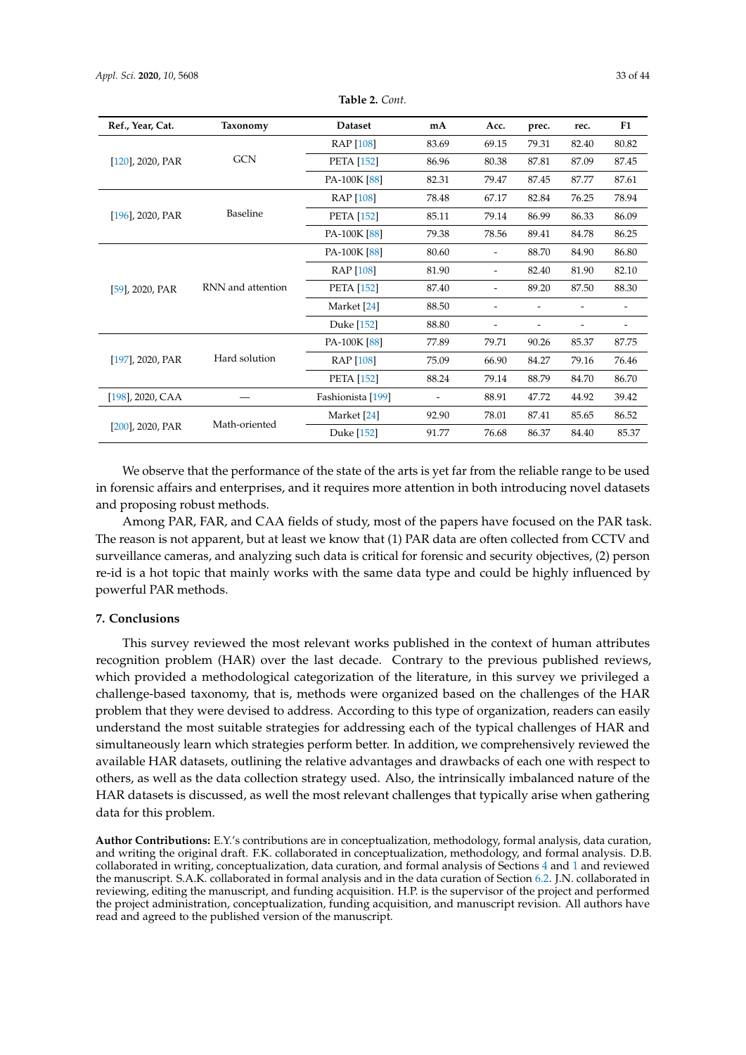**Table 2.** *Cont.*

| Ref., Year, Cat. | Taxonomy | Dataset | mA | Acc. | prec. | rec. | F1 |
|---|---|---|---|---|---|---|---|
| [120], 2020, PAR | GCN | RAP [108] | 83.69 | 69.15 | 79.31 | 82.40 | 80.82 |
| | | PETA [152] | 86.96 | 80.38 | 87.81 | 87.09 | 87.45 |
| | | PA-100K [88] | 82.31 | 79.47 | 87.45 | 87.77 | 87.61 |
| [196], 2020, PAR | Baseline | RAP [108] | 78.48 | 67.17 | 82.84 | 76.25 | 78.94 |
| | | PETA [152] | 85.11 | 79.14 | 86.99 | 86.33 | 86.09 |
| | | PA-100K [88] | 79.38 | 78.56 | 89.41 | 84.78 | 86.25 |
| [59], 2020, PAR | RNN and attention | PA-100K [88] | 80.60 | - | 88.70 | 84.90 | 86.80 |
| | | RAP [108] | 81.90 | - | 82.40 | 81.90 | 82.10 |
| | | PETA [152] | 87.40 | - | 89.20 | 87.50 | 88.30 |
| | | Market [24] | 88.50 | - | - | - | - |
| | | Duke [152] | 88.80 | - | - | - | - |
| [197], 2020, PAR | Hard solution | PA-100K [88] | 77.89 | 79.71 | 90.26 | 85.37 | 87.75 |
| | | RAP [108] | 75.09 | 66.90 | 84.27 | 79.16 | 76.46 |
| | | PETA [152] | 88.24 | 79.14 | 88.79 | 84.70 | 86.70 |
| [198], 2020, CAA | — | Fashionista [199] | - | 88.91 | 47.72 | 44.92 | 39.42 |
| [200], 2020, PAR | Math-oriented | Market [24] | 92.90 | 78.01 | 87.41 | 85.65 | 86.52 |
| | | Duke [152] | 91.77 | 76.68 | 86.37 | 84.40 | 85.37 |

We observe that the performance of the state of the arts is yet far from the reliable range to be used in forensic affairs and enterprises, and it requires more attention in both introducing novel datasets and proposing robust methods.

Among PAR, FAR, and CAA fields of study, most of the papers have focused on the PAR task. The reason is not apparent, but at least we know that (1) PAR data are often collected from CCTV and surveillance cameras, and analyzing such data is critical for forensic and security objectives, (2) person re-id is a hot topic that mainly works with the same data type and could be highly influenced by powerful PAR methods.

## 7. Conclusions

This survey reviewed the most relevant works published in the context of human attributes recognition problem (HAR) over the last decade. Contrary to the previous published reviews, which provided a methodological categorization of the literature, in this survey we privileged a challenge-based taxonomy, that is, methods were organized based on the challenges of the HAR problem that they were devised to address. According to this type of organization, readers can easily understand the most suitable strategies for addressing each of the typical challenges of HAR and simultaneously learn which strategies perform better. In addition, we comprehensively reviewed the available HAR datasets, outlining the relative advantages and drawbacks of each one with respect to others, as well as the data collection strategy used. Also, the intrinsically imbalanced nature of the HAR datasets is discussed, as well the most relevant challenges that typically arise when gathering data for this problem.

**Author Contributions:** E.Y.'s contributions are in conceptualization, methodology, formal analysis, data curation, and writing the original draft. F.K. collaborated in conceptualization, methodology, and formal analysis. D.B. collaborated in writing, conceptualization, data curation, and formal analysis of Sections 4 and 1 and reviewed the manuscript. S.A.K. collaborated in formal analysis and in the data curation of Section 6.2. J.N. collaborated in reviewing, editing the manuscript, and funding acquisition. H.P. is the supervisor of the project and performed the project administration, conceptualization, funding acquisition, and manuscript revision. All authors have read and agreed to the published version of the manuscript.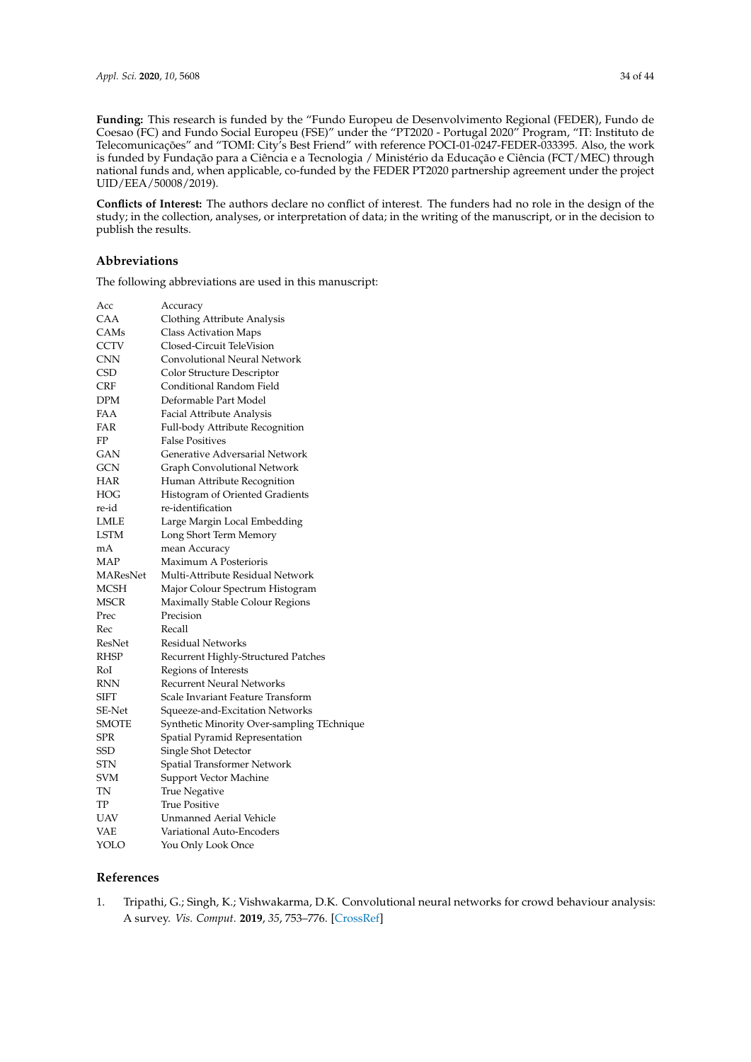**Funding:** This research is funded by the "Fundo Europeu de Desenvolvimento Regional (FEDER), Fundo de Coesao (FC) and Fundo Social Europeu (FSE)" under the "PT2020 - Portugal 2020" Program, "IT: Instituto de Telecomunicações" and "TOMI: City's Best Friend" with reference POCI-01-0247-FEDER-033395. Also, the work is funded by Fundação para a Ciência e a Tecnologia / Ministério da Educação e Ciência (FCT/MEC) through national funds and, when applicable, co-funded by the FEDER PT2020 partnership agreement under the project UID/EEA/50008/2019).

**Conflicts of Interest:** The authors declare no conflict of interest. The funders had no role in the design of the study; in the collection, analyses, or interpretation of data; in the writing of the manuscript, or in the decision to publish the results.

## Abbreviations

The following abbreviations are used in this manuscript:

| | |
|---|---|
| Acc | Accuracy |
| CAA | Clothing Attribute Analysis |
| CAMs | Class Activation Maps |
| CCTV | Closed-Circuit TeleVision |
| CNN | Convolutional Neural Network |
| CSD | Color Structure Descriptor |
| CRF | Conditional Random Field |
| DPM | Deformable Part Model |
| FAA | Facial Attribute Analysis |
| FAR | Full-body Attribute Recognition |
| FP | False Positives |
| GAN | Generative Adversarial Network |
| GCN | Graph Convolutional Network |
| HAR | Human Attribute Recognition |
| HOG | Histogram of Oriented Gradients |
| re-id | re-identification |
| LMLE | Large Margin Local Embedding |
| LSTM | Long Short Term Memory |
| mA | mean Accuracy |
| MAP | Maximum A Posterioris |
| MAResNet | Multi-Attribute Residual Network |
| MCSH | Major Colour Spectrum Histogram |
| MSCR | Maximally Stable Colour Regions |
| Prec | Precision |
| Rec | Recall |
| ResNet | Residual Networks |
| RHSP | Recurrent Highly-Structured Patches |
| RoI | Regions of Interests |
| RNN | Recurrent Neural Networks |
| SIFT | Scale Invariant Feature Transform |
| SE-Net | Squeeze-and-Excitation Networks |
| SMOTE | Synthetic Minority Over-sampling TEchnique |
| SPR | Spatial Pyramid Representation |
| SSD | Single Shot Detector |
| STN | Spatial Transformer Network |
| SVM | Support Vector Machine |
| TN | True Negative |
| TP | True Positive |
| UAV | Unmanned Aerial Vehicle |
| VAE | Variational Auto-Encoders |
| YOLO | You Only Look Once |

## References

1. Tripathi, G.; Singh, K.; Vishwakarma, D.K. Convolutional neural networks for crowd behaviour analysis: A survey. *Vis. Comput.* **2019**, *35*, 753–776. [CrossRef]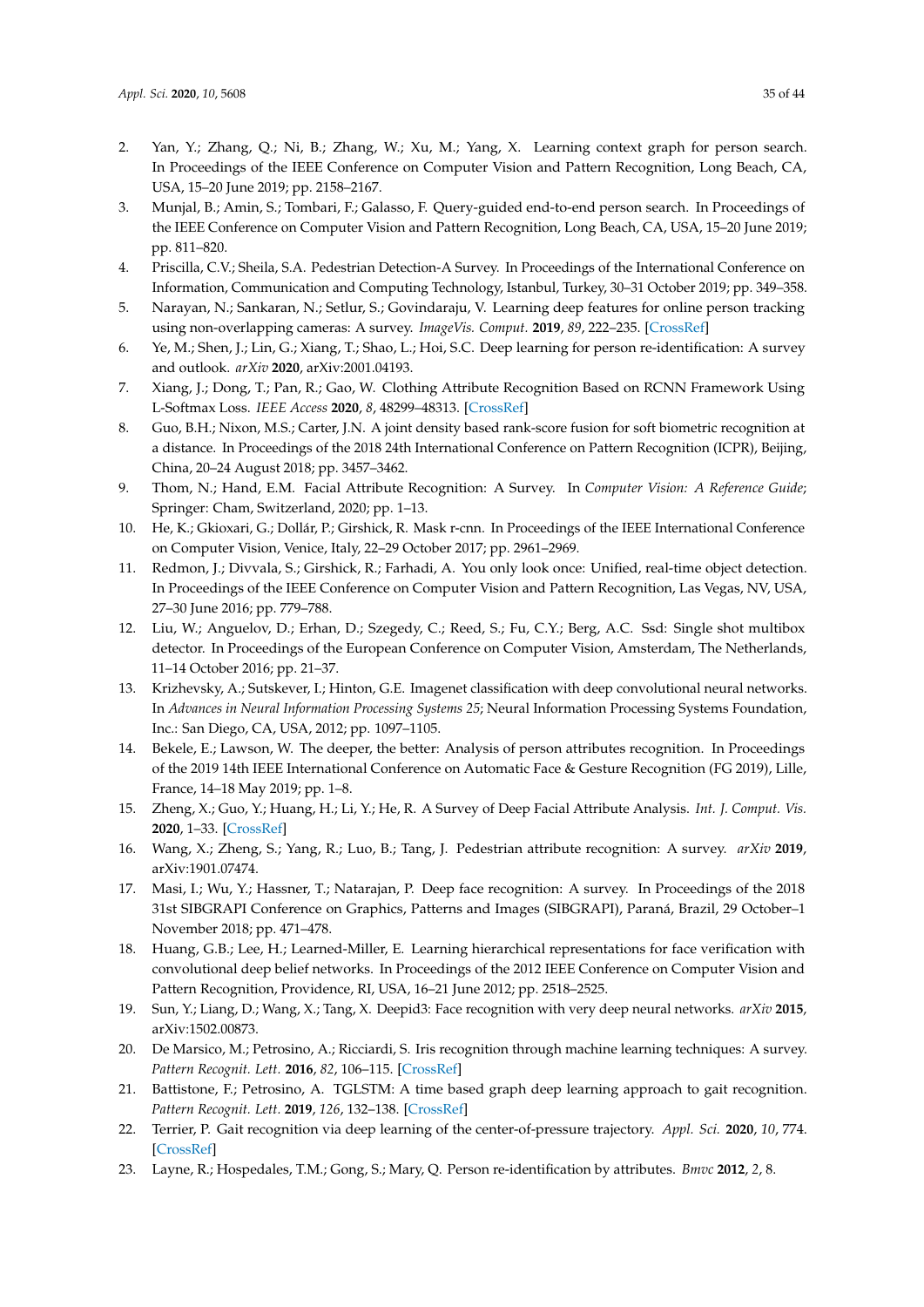2. Yan, Y.; Zhang, Q.; Ni, B.; Zhang, W.; Xu, M.; Yang, X. Learning context graph for person search. In Proceedings of the IEEE Conference on Computer Vision and Pattern Recognition, Long Beach, CA, USA, 15–20 June 2019; pp. 2158–2167.
3. Munjal, B.; Amin, S.; Tombari, F.; Galasso, F. Query-guided end-to-end person search. In Proceedings of the IEEE Conference on Computer Vision and Pattern Recognition, Long Beach, CA, USA, 15–20 June 2019; pp. 811–820.
4. Priscilla, C.V.; Sheila, S.A. Pedestrian Detection-A Survey. In Proceedings of the International Conference on Information, Communication and Computing Technology, Istanbul, Turkey, 30–31 October 2019; pp. 349–358.
5. Narayan, N.; Sankaran, N.; Setlur, S.; Govindaraju, V. Learning deep features for online person tracking using non-overlapping cameras: A survey. *ImageVis. Comput.* **2019**, *89*, 222–235. [CrossRef]
6. Ye, M.; Shen, J.; Lin, G.; Xiang, T.; Shao, L.; Hoi, S.C. Deep learning for person re-identification: A survey and outlook. *arXiv* **2020**, arXiv:2001.04193.
7. Xiang, J.; Dong, T.; Pan, R.; Gao, W. Clothing Attribute Recognition Based on RCNN Framework Using L-Softmax Loss. *IEEE Access* **2020**, *8*, 48299–48313. [CrossRef]
8. Guo, B.H.; Nixon, M.S.; Carter, J.N. A joint density based rank-score fusion for soft biometric recognition at a distance. In Proceedings of the 2018 24th International Conference on Pattern Recognition (ICPR), Beijing, China, 20–24 August 2018; pp. 3457–3462.
9. Thom, N.; Hand, E.M. Facial Attribute Recognition: A Survey. In *Computer Vision: A Reference Guide*; Springer: Cham, Switzerland, 2020; pp. 1–13.
10. He, K.; Gkioxari, G.; Dollár, P.; Girshick, R. Mask r-cnn. In Proceedings of the IEEE International Conference on Computer Vision, Venice, Italy, 22–29 October 2017; pp. 2961–2969.
11. Redmon, J.; Divvala, S.; Girshick, R.; Farhadi, A. You only look once: Unified, real-time object detection. In Proceedings of the IEEE Conference on Computer Vision and Pattern Recognition, Las Vegas, NV, USA, 27–30 June 2016; pp. 779–788.
12. Liu, W.; Anguelov, D.; Erhan, D.; Szegedy, C.; Reed, S.; Fu, C.Y.; Berg, A.C. Ssd: Single shot multibox detector. In Proceedings of the European Conference on Computer Vision, Amsterdam, The Netherlands, 11–14 October 2016; pp. 21–37.
13. Krizhevsky, A.; Sutskever, I.; Hinton, G.E. Imagenet classification with deep convolutional neural networks. In *Advances in Neural Information Processing Systems 25*; Neural Information Processing Systems Foundation, Inc.: San Diego, CA, USA, 2012; pp. 1097–1105.
14. Bekele, E.; Lawson, W. The deeper, the better: Analysis of person attributes recognition. In Proceedings of the 2019 14th IEEE International Conference on Automatic Face & Gesture Recognition (FG 2019), Lille, France, 14–18 May 2019; pp. 1–8.
15. Zheng, X.; Guo, Y.; Huang, H.; Li, Y.; He, R. A Survey of Deep Facial Attribute Analysis. *Int. J. Comput. Vis.* **2020**, 1–33. [CrossRef]
16. Wang, X.; Zheng, S.; Yang, R.; Luo, B.; Tang, J. Pedestrian attribute recognition: A survey. *arXiv* **2019**, arXiv:1901.07474.
17. Masi, I.; Wu, Y.; Hassner, T.; Natarajan, P. Deep face recognition: A survey. In Proceedings of the 2018 31st SIBGRAPI Conference on Graphics, Patterns and Images (SIBGRAPI), Paraná, Brazil, 29 October–1 November 2018; pp. 471–478.
18. Huang, G.B.; Lee, H.; Learned-Miller, E. Learning hierarchical representations for face verification with convolutional deep belief networks. In Proceedings of the 2012 IEEE Conference on Computer Vision and Pattern Recognition, Providence, RI, USA, 16–21 June 2012; pp. 2518–2525.
19. Sun, Y.; Liang, D.; Wang, X.; Tang, X. Deepid3: Face recognition with very deep neural networks. *arXiv* **2015**, arXiv:1502.00873.
20. De Marsico, M.; Petrosino, A.; Ricciardi, S. Iris recognition through machine learning techniques: A survey. *Pattern Recognit. Lett.* **2016**, *82*, 106–115. [CrossRef]
21. Battistone, F.; Petrosino, A. TGLSTM: A time based graph deep learning approach to gait recognition. *Pattern Recognit. Lett.* **2019**, *126*, 132–138. [CrossRef]
22. Terrier, P. Gait recognition via deep learning of the center-of-pressure trajectory. *Appl. Sci.* **2020**, *10*, 774. [CrossRef]
23. Layne, R.; Hospedales, T.M.; Gong, S.; Mary, Q. Person re-identification by attributes. *Bmvc* **2012**, *2*, 8.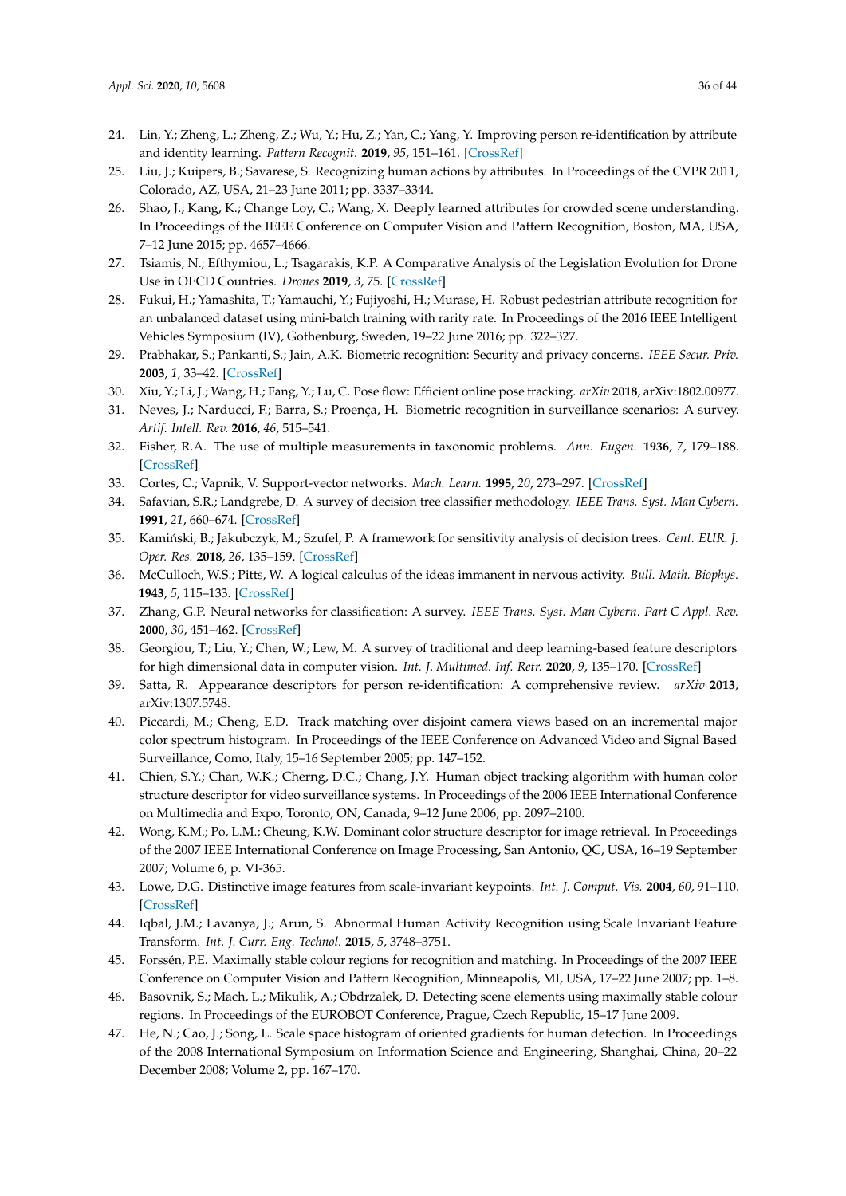24. Lin, Y.; Zheng, L.; Zheng, Z.; Wu, Y.; Hu, Z.; Yan, C.; Yang, Y. Improving person re-identification by attribute and identity learning. *Pattern Recognit.* **2019**, *95*, 151–161. [CrossRef]
25. Liu, J.; Kuipers, B.; Savarese, S. Recognizing human actions by attributes. In Proceedings of the CVPR 2011, Colorado, AZ, USA, 21–23 June 2011; pp. 3337–3344.
26. Shao, J.; Kang, K.; Change Loy, C.; Wang, X. Deeply learned attributes for crowded scene understanding. In Proceedings of the IEEE Conference on Computer Vision and Pattern Recognition, Boston, MA, USA, 7–12 June 2015; pp. 4657–4666.
27. Tsiamis, N.; Efthymiou, L.; Tsagarakis, K.P. A Comparative Analysis of the Legislation Evolution for Drone Use in OECD Countries. *Drones* **2019**, *3*, 75. [CrossRef]
28. Fukui, H.; Yamashita, T.; Yamauchi, Y.; Fujiyoshi, H.; Murase, H. Robust pedestrian attribute recognition for an unbalanced dataset using mini-batch training with rarity rate. In Proceedings of the 2016 IEEE Intelligent Vehicles Symposium (IV), Gothenburg, Sweden, 19–22 June 2016; pp. 322–327.
29. Prabhakar, S.; Pankanti, S.; Jain, A.K. Biometric recognition: Security and privacy concerns. *IEEE Secur. Priv.* **2003**, *1*, 33–42. [CrossRef]
30. Xiu, Y.; Li, J.; Wang, H.; Fang, Y.; Lu, C. Pose flow: Efficient online pose tracking. *arXiv* **2018**, arXiv:1802.00977.
31. Neves, J.; Narducci, F.; Barra, S.; Proença, H. Biometric recognition in surveillance scenarios: A survey. *Artif. Intell. Rev.* **2016**, *46*, 515–541.
32. Fisher, R.A. The use of multiple measurements in taxonomic problems. *Ann. Eugen.* **1936**, *7*, 179–188. [CrossRef]
33. Cortes, C.; Vapnik, V. Support-vector networks. *Mach. Learn.* **1995**, *20*, 273–297. [CrossRef]
34. Safavian, S.R.; Landgrebe, D. A survey of decision tree classifier methodology. *IEEE Trans. Syst. Man Cybern.* **1991**, *21*, 660–674. [CrossRef]
35. Kamiński, B.; Jakubczyk, M.; Szufel, P. A framework for sensitivity analysis of decision trees. *Cent. EUR. J. Oper. Res.* **2018**, *26*, 135–159. [CrossRef]
36. McCulloch, W.S.; Pitts, W. A logical calculus of the ideas immanent in nervous activity. *Bull. Math. Biophys.* **1943**, *5*, 115–133. [CrossRef]
37. Zhang, G.P. Neural networks for classification: A survey. *IEEE Trans. Syst. Man Cybern. Part C Appl. Rev.* **2000**, *30*, 451–462. [CrossRef]
38. Georgiou, T.; Liu, Y.; Chen, W.; Lew, M. A survey of traditional and deep learning-based feature descriptors for high dimensional data in computer vision. *Int. J. Multimed. Inf. Retr.* **2020**, *9*, 135–170. [CrossRef]
39. Satta, R. Appearance descriptors for person re-identification: A comprehensive review. *arXiv* **2013**, arXiv:1307.5748.
40. Piccardi, M.; Cheng, E.D. Track matching over disjoint camera views based on an incremental major color spectrum histogram. In Proceedings of the IEEE Conference on Advanced Video and Signal Based Surveillance, Como, Italy, 15–16 September 2005; pp. 147–152.
41. Chien, S.Y.; Chan, W.K.; Cherng, D.C.; Chang, J.Y. Human object tracking algorithm with human color structure descriptor for video surveillance systems. In Proceedings of the 2006 IEEE International Conference on Multimedia and Expo, Toronto, ON, Canada, 9–12 June 2006; pp. 2097–2100.
42. Wong, K.M.; Po, L.M.; Cheung, K.W. Dominant color structure descriptor for image retrieval. In Proceedings of the 2007 IEEE International Conference on Image Processing, San Antonio, QC, USA, 16–19 September 2007; Volume 6, p. VI-365.
43. Lowe, D.G. Distinctive image features from scale-invariant keypoints. *Int. J. Comput. Vis.* **2004**, *60*, 91–110. [CrossRef]
44. Iqbal, J.M.; Lavanya, J.; Arun, S. Abnormal Human Activity Recognition using Scale Invariant Feature Transform. *Int. J. Curr. Eng. Technol.* **2015**, *5*, 3748–3751.
45. Forssén, P.E. Maximally stable colour regions for recognition and matching. In Proceedings of the 2007 IEEE Conference on Computer Vision and Pattern Recognition, Minneapolis, MI, USA, 17–22 June 2007; pp. 1–8.
46. Basovnik, S.; Mach, L.; Mikulik, A.; Obdrzalek, D. Detecting scene elements using maximally stable colour regions. In Proceedings of the EUROBOT Conference, Prague, Czech Republic, 15–17 June 2009.
47. He, N.; Cao, J.; Song, L. Scale space histogram of oriented gradients for human detection. In Proceedings of the 2008 International Symposium on Information Science and Engineering, Shanghai, China, 20–22 December 2008; Volume 2, pp. 167–170.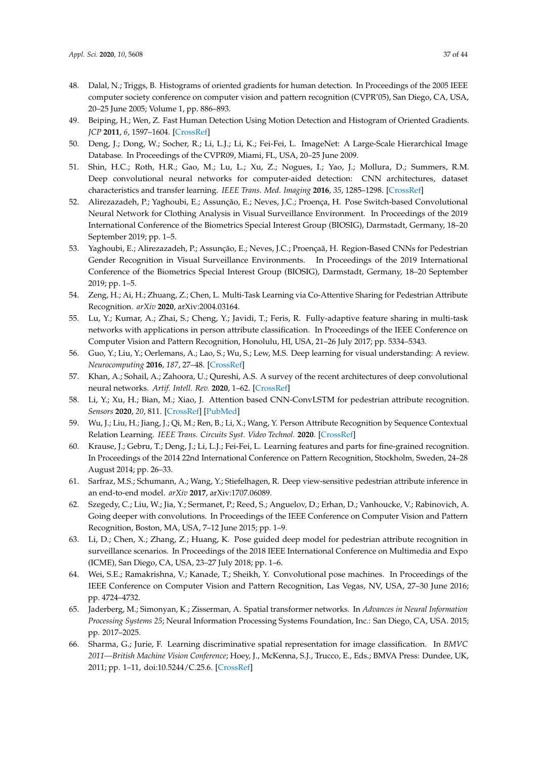48. Dalal, N.; Triggs, B. Histograms of oriented gradients for human detection. In Proceedings of the 2005 IEEE computer society conference on computer vision and pattern recognition (CVPR'05), San Diego, CA, USA, 20–25 June 2005; Volume 1, pp. 886–893.
49. Beiping, H.; Wen, Z. Fast Human Detection Using Motion Detection and Histogram of Oriented Gradients. *JCP* **2011**, *6*, 1597–1604. [CrossRef]
50. Deng, J.; Dong, W.; Socher, R.; Li, L.J.; Li, K.; Fei-Fei, L. ImageNet: A Large-Scale Hierarchical Image Database. In Proceedings of the CVPR09, Miami, FL, USA, 20–25 June 2009.
51. Shin, H.C.; Roth, H.R.; Gao, M.; Lu, L.; Xu, Z.; Nogues, I.; Yao, J.; Mollura, D.; Summers, R.M. Deep convolutional neural networks for computer-aided detection: CNN architectures, dataset characteristics and transfer learning. *IEEE Trans. Med. Imaging* **2016**, *35*, 1285–1298. [CrossRef]
52. Alirezazadeh, P.; Yaghoubi, E.; Assunção, E.; Neves, J.C.; Proença, H. Pose Switch-based Convolutional Neural Network for Clothing Analysis in Visual Surveillance Environment. In Proceedings of the 2019 International Conference of the Biometrics Special Interest Group (BIOSIG), Darmstadt, Germany, 18–20 September 2019; pp. 1–5.
53. Yaghoubi, E.; Alirezazadeh, P.; Assunção, E.; Neves, J.C.; Proençaã, H. Region-Based CNNs for Pedestrian Gender Recognition in Visual Surveillance Environments. In Proceedings of the 2019 International Conference of the Biometrics Special Interest Group (BIOSIG), Darmstadt, Germany, 18–20 September 2019; pp. 1–5.
54. Zeng, H.; Ai, H.; Zhuang, Z.; Chen, L. Multi-Task Learning via Co-Attentive Sharing for Pedestrian Attribute Recognition. *arXiv* **2020**, arXiv:2004.03164.
55. Lu, Y.; Kumar, A.; Zhai, S.; Cheng, Y.; Javidi, T.; Feris, R. Fully-adaptive feature sharing in multi-task networks with applications in person attribute classification. In Proceedings of the IEEE Conference on Computer Vision and Pattern Recognition, Honolulu, HI, USA, 21–26 July 2017; pp. 5334–5343.
56. Guo, Y.; Liu, Y.; Oerlemans, A.; Lao, S.; Wu, S.; Lew, M.S. Deep learning for visual understanding: A review. *Neurocomputing* **2016**, *187*, 27–48. [CrossRef]
57. Khan, A.; Sohail, A.; Zahoora, U.; Qureshi, A.S. A survey of the recent architectures of deep convolutional neural networks. *Artif. Intell. Rev.* **2020**, 1–62. [CrossRef]
58. Li, Y.; Xu, H.; Bian, M.; Xiao, J. Attention based CNN-ConvLSTM for pedestrian attribute recognition. *Sensors* **2020**, *20*, 811. [CrossRef] [PubMed]
59. Wu, J.; Liu, H.; Jiang, J.; Qi, M.; Ren, B.; Li, X.; Wang, Y. Person Attribute Recognition by Sequence Contextual Relation Learning. *IEEE Trans. Circuits Syst. Video Technol.* **2020**. [CrossRef]
60. Krause, J.; Gebru, T.; Deng, J.; Li, L.J.; Fei-Fei, L. Learning features and parts for fine-grained recognition. In Proceedings of the 2014 22nd International Conference on Pattern Recognition, Stockholm, Sweden, 24–28 August 2014; pp. 26–33.
61. Sarfraz, M.S.; Schumann, A.; Wang, Y.; Stiefelhagen, R. Deep view-sensitive pedestrian attribute inference in an end-to-end model. *arXiv* **2017**, arXiv:1707.06089.
62. Szegedy, C.; Liu, W.; Jia, Y.; Sermanet, P.; Reed, S.; Anguelov, D.; Erhan, D.; Vanhoucke, V.; Rabinovich, A. Going deeper with convolutions. In Proceedings of the IEEE Conference on Computer Vision and Pattern Recognition, Boston, MA, USA, 7–12 June 2015; pp. 1–9.
63. Li, D.; Chen, X.; Zhang, Z.; Huang, K. Pose guided deep model for pedestrian attribute recognition in surveillance scenarios. In Proceedings of the 2018 IEEE International Conference on Multimedia and Expo (ICME), San Diego, CA, USA, 23–27 July 2018; pp. 1–6.
64. Wei, S.E.; Ramakrishna, V.; Kanade, T.; Sheikh, Y. Convolutional pose machines. In Proceedings of the IEEE Conference on Computer Vision and Pattern Recognition, Las Vegas, NV, USA, 27–30 June 2016; pp. 4724–4732.
65. Jaderberg, M.; Simonyan, K.; Zisserman, A. Spatial transformer networks. In *Advances in Neural Information Processing Systems 25*; Neural Information Processing Systems Foundation, Inc.: San Diego, CA, USA. 2015; pp. 2017–2025.
66. Sharma, G.; Jurie, F. Learning discriminative spatial representation for image classification. In *BMVC 2011—British Machine Vision Conference*; Hoey, J., McKenna, S.J., Trucco, E., Eds.; BMVA Press: Dundee, UK, 2011; pp. 1–11, doi:10.5244/C.25.6. [CrossRef]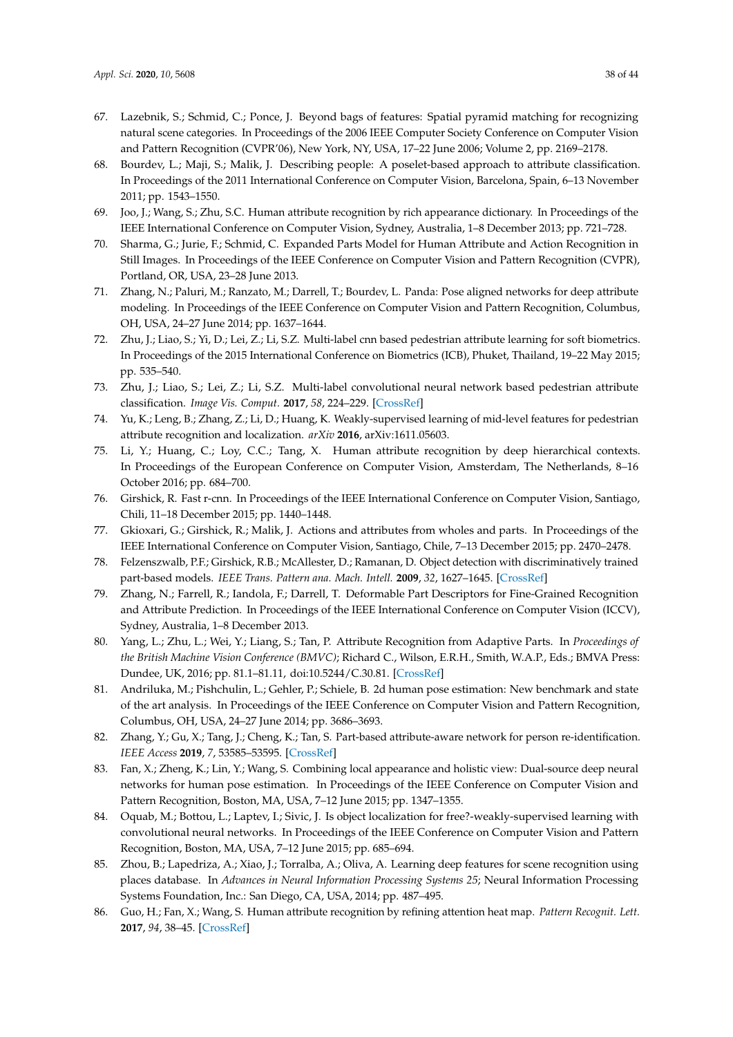67. Lazebnik, S.; Schmid, C.; Ponce, J. Beyond bags of features: Spatial pyramid matching for recognizing natural scene categories. In Proceedings of the 2006 IEEE Computer Society Conference on Computer Vision and Pattern Recognition (CVPR'06), New York, NY, USA, 17–22 June 2006; Volume 2, pp. 2169–2178.
68. Bourdev, L.; Maji, S.; Malik, J. Describing people: A poselet-based approach to attribute classification. In Proceedings of the 2011 International Conference on Computer Vision, Barcelona, Spain, 6–13 November 2011; pp. 1543–1550.
69. Joo, J.; Wang, S.; Zhu, S.C. Human attribute recognition by rich appearance dictionary. In Proceedings of the IEEE International Conference on Computer Vision, Sydney, Australia, 1–8 December 2013; pp. 721–728.
70. Sharma, G.; Jurie, F.; Schmid, C. Expanded Parts Model for Human Attribute and Action Recognition in Still Images. In Proceedings of the IEEE Conference on Computer Vision and Pattern Recognition (CVPR), Portland, OR, USA, 23–28 June 2013.
71. Zhang, N.; Paluri, M.; Ranzato, M.; Darrell, T.; Bourdev, L. Panda: Pose aligned networks for deep attribute modeling. In Proceedings of the IEEE Conference on Computer Vision and Pattern Recognition, Columbus, OH, USA, 24–27 June 2014; pp. 1637–1644.
72. Zhu, J.; Liao, S.; Yi, D.; Lei, Z.; Li, S.Z. Multi-label cnn based pedestrian attribute learning for soft biometrics. In Proceedings of the 2015 International Conference on Biometrics (ICB), Phuket, Thailand, 19–22 May 2015; pp. 535–540.
73. Zhu, J.; Liao, S.; Lei, Z.; Li, S.Z. Multi-label convolutional neural network based pedestrian attribute classification. *Image Vis. Comput.* **2017**, *58*, 224–229. [CrossRef]
74. Yu, K.; Leng, B.; Zhang, Z.; Li, D.; Huang, K. Weakly-supervised learning of mid-level features for pedestrian attribute recognition and localization. *arXiv* **2016**, arXiv:1611.05603.
75. Li, Y.; Huang, C.; Loy, C.C.; Tang, X. Human attribute recognition by deep hierarchical contexts. In Proceedings of the European Conference on Computer Vision, Amsterdam, The Netherlands, 8–16 October 2016; pp. 684–700.
76. Girshick, R. Fast r-cnn. In Proceedings of the IEEE International Conference on Computer Vision, Santiago, Chili, 11–18 December 2015; pp. 1440–1448.
77. Gkioxari, G.; Girshick, R.; Malik, J. Actions and attributes from wholes and parts. In Proceedings of the IEEE International Conference on Computer Vision, Santiago, Chile, 7–13 December 2015; pp. 2470–2478.
78. Felzenszwalb, P.F.; Girshick, R.B.; McAllester, D.; Ramanan, D. Object detection with discriminatively trained part-based models. *IEEE Trans. Pattern ana. Mach. Intell.* **2009**, *32*, 1627–1645. [CrossRef]
79. Zhang, N.; Farrell, R.; Iandola, F.; Darrell, T. Deformable Part Descriptors for Fine-Grained Recognition and Attribute Prediction. In Proceedings of the IEEE International Conference on Computer Vision (ICCV), Sydney, Australia, 1–8 December 2013.
80. Yang, L.; Zhu, L.; Wei, Y.; Liang, S.; Tan, P. Attribute Recognition from Adaptive Parts. In *Proceedings of the British Machine Vision Conference (BMVC)*; Richard C., Wilson, E.R.H., Smith, W.A.P., Eds.; BMVA Press: Dundee, UK, 2016; pp. 81.1–81.11, doi:10.5244/C.30.81. [CrossRef]
81. Andriluka, M.; Pishchulin, L.; Gehler, P.; Schiele, B. 2d human pose estimation: New benchmark and state of the art analysis. In Proceedings of the IEEE Conference on Computer Vision and Pattern Recognition, Columbus, OH, USA, 24–27 June 2014; pp. 3686–3693.
82. Zhang, Y.; Gu, X.; Tang, J.; Cheng, K.; Tan, S. Part-based attribute-aware network for person re-identification. *IEEE Access* **2019**, *7*, 53585–53595. [CrossRef]
83. Fan, X.; Zheng, K.; Lin, Y.; Wang, S. Combining local appearance and holistic view: Dual-source deep neural networks for human pose estimation. In Proceedings of the IEEE Conference on Computer Vision and Pattern Recognition, Boston, MA, USA, 7–12 June 2015; pp. 1347–1355.
84. Oquab, M.; Bottou, L.; Laptev, I.; Sivic, J. Is object localization for free?-weakly-supervised learning with convolutional neural networks. In Proceedings of the IEEE Conference on Computer Vision and Pattern Recognition, Boston, MA, USA, 7–12 June 2015; pp. 685–694.
85. Zhou, B.; Lapedriza, A.; Xiao, J.; Torralba, A.; Oliva, A. Learning deep features for scene recognition using places database. In *Advances in Neural Information Processing Systems 25*; Neural Information Processing Systems Foundation, Inc.: San Diego, CA, USA, 2014; pp. 487–495.
86. Guo, H.; Fan, X.; Wang, S. Human attribute recognition by refining attention heat map. *Pattern Recognit. Lett.* **2017**, *94*, 38–45. [CrossRef]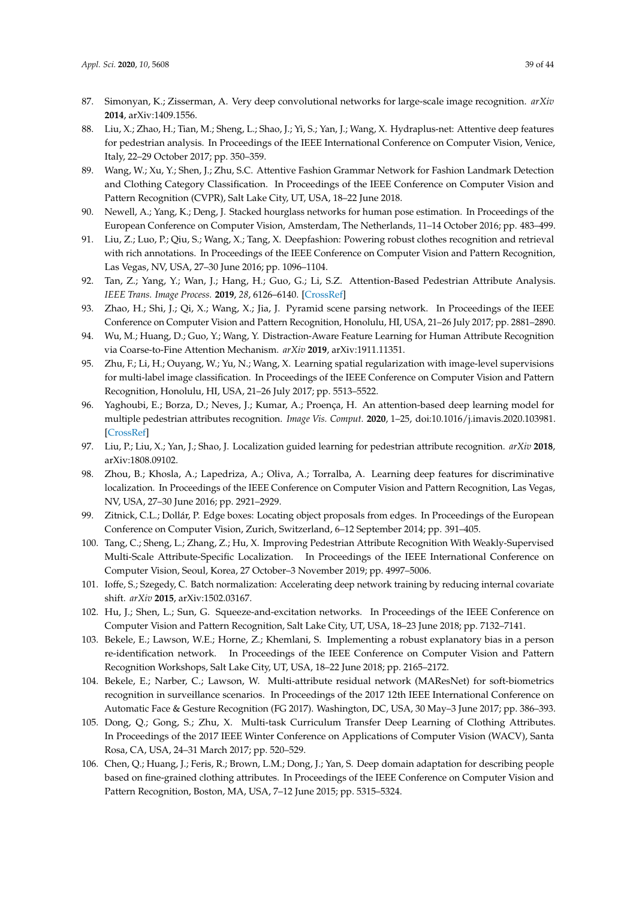87. Simonyan, K.; Zisserman, A. Very deep convolutional networks for large-scale image recognition. *arXiv* **2014**, arXiv:1409.1556.
88. Liu, X.; Zhao, H.; Tian, M.; Sheng, L.; Shao, J.; Yi, S.; Yan, J.; Wang, X. Hydraplus-net: Attentive deep features for pedestrian analysis. In Proceedings of the IEEE International Conference on Computer Vision, Venice, Italy, 22–29 October 2017; pp. 350–359.
89. Wang, W.; Xu, Y.; Shen, J.; Zhu, S.C. Attentive Fashion Grammar Network for Fashion Landmark Detection and Clothing Category Classification. In Proceedings of the IEEE Conference on Computer Vision and Pattern Recognition (CVPR), Salt Lake City, UT, USA, 18–22 June 2018.
90. Newell, A.; Yang, K.; Deng, J. Stacked hourglass networks for human pose estimation. In Proceedings of the European Conference on Computer Vision, Amsterdam, The Netherlands, 11–14 October 2016; pp. 483–499.
91. Liu, Z.; Luo, P.; Qiu, S.; Wang, X.; Tang, X. Deepfashion: Powering robust clothes recognition and retrieval with rich annotations. In Proceedings of the IEEE Conference on Computer Vision and Pattern Recognition, Las Vegas, NV, USA, 27–30 June 2016; pp. 1096–1104.
92. Tan, Z.; Yang, Y.; Wan, J.; Hang, H.; Guo, G.; Li, S.Z. Attention-Based Pedestrian Attribute Analysis. *IEEE Trans. Image Process.* **2019**, *28*, 6126–6140. [CrossRef]
93. Zhao, H.; Shi, J.; Qi, X.; Wang, X.; Jia, J. Pyramid scene parsing network. In Proceedings of the IEEE Conference on Computer Vision and Pattern Recognition, Honolulu, HI, USA, 21–26 July 2017; pp. 2881–2890.
94. Wu, M.; Huang, D.; Guo, Y.; Wang, Y. Distraction-Aware Feature Learning for Human Attribute Recognition via Coarse-to-Fine Attention Mechanism. *arXiv* **2019**, arXiv:1911.11351.
95. Zhu, F.; Li, H.; Ouyang, W.; Yu, N.; Wang, X. Learning spatial regularization with image-level supervisions for multi-label image classification. In Proceedings of the IEEE Conference on Computer Vision and Pattern Recognition, Honolulu, HI, USA, 21–26 July 2017; pp. 5513–5522.
96. Yaghoubi, E.; Borza, D.; Neves, J.; Kumar, A.; Proença, H. An attention-based deep learning model for multiple pedestrian attributes recognition. *Image Vis. Comput.* **2020**, 1–25, doi:10.1016/j.imavis.2020.103981. [CrossRef]
97. Liu, P.; Liu, X.; Yan, J.; Shao, J. Localization guided learning for pedestrian attribute recognition. *arXiv* **2018**, arXiv:1808.09102.
98. Zhou, B.; Khosla, A.; Lapedriza, A.; Oliva, A.; Torralba, A. Learning deep features for discriminative localization. In Proceedings of the IEEE Conference on Computer Vision and Pattern Recognition, Las Vegas, NV, USA, 27–30 June 2016; pp. 2921–2929.
99. Zitnick, C.L.; Dollár, P. Edge boxes: Locating object proposals from edges. In Proceedings of the European Conference on Computer Vision, Zurich, Switzerland, 6–12 September 2014; pp. 391–405.
100. Tang, C.; Sheng, L.; Zhang, Z.; Hu, X. Improving Pedestrian Attribute Recognition With Weakly-Supervised Multi-Scale Attribute-Specific Localization. In Proceedings of the IEEE International Conference on Computer Vision, Seoul, Korea, 27 October–3 November 2019; pp. 4997–5006.
101. Ioffe, S.; Szegedy, C. Batch normalization: Accelerating deep network training by reducing internal covariate shift. *arXiv* **2015**, arXiv:1502.03167.
102. Hu, J.; Shen, L.; Sun, G. Squeeze-and-excitation networks. In Proceedings of the IEEE Conference on Computer Vision and Pattern Recognition, Salt Lake City, UT, USA, 18–23 June 2018; pp. 7132–7141.
103. Bekele, E.; Lawson, W.E.; Horne, Z.; Khemlani, S. Implementing a robust explanatory bias in a person re-identification network. In Proceedings of the IEEE Conference on Computer Vision and Pattern Recognition Workshops, Salt Lake City, UT, USA, 18–22 June 2018; pp. 2165–2172.
104. Bekele, E.; Narber, C.; Lawson, W. Multi-attribute residual network (MAResNet) for soft-biometrics recognition in surveillance scenarios. In Proceedings of the 2017 12th IEEE International Conference on Automatic Face & Gesture Recognition (FG 2017). Washington, DC, USA, 30 May–3 June 2017; pp. 386–393.
105. Dong, Q.; Gong, S.; Zhu, X. Multi-task Curriculum Transfer Deep Learning of Clothing Attributes. In Proceedings of the 2017 IEEE Winter Conference on Applications of Computer Vision (WACV), Santa Rosa, CA, USA, 24–31 March 2017; pp. 520–529.
106. Chen, Q.; Huang, J.; Feris, R.; Brown, L.M.; Dong, J.; Yan, S. Deep domain adaptation for describing people based on fine-grained clothing attributes. In Proceedings of the IEEE Conference on Computer Vision and Pattern Recognition, Boston, MA, USA, 7–12 June 2015; pp. 5315–5324.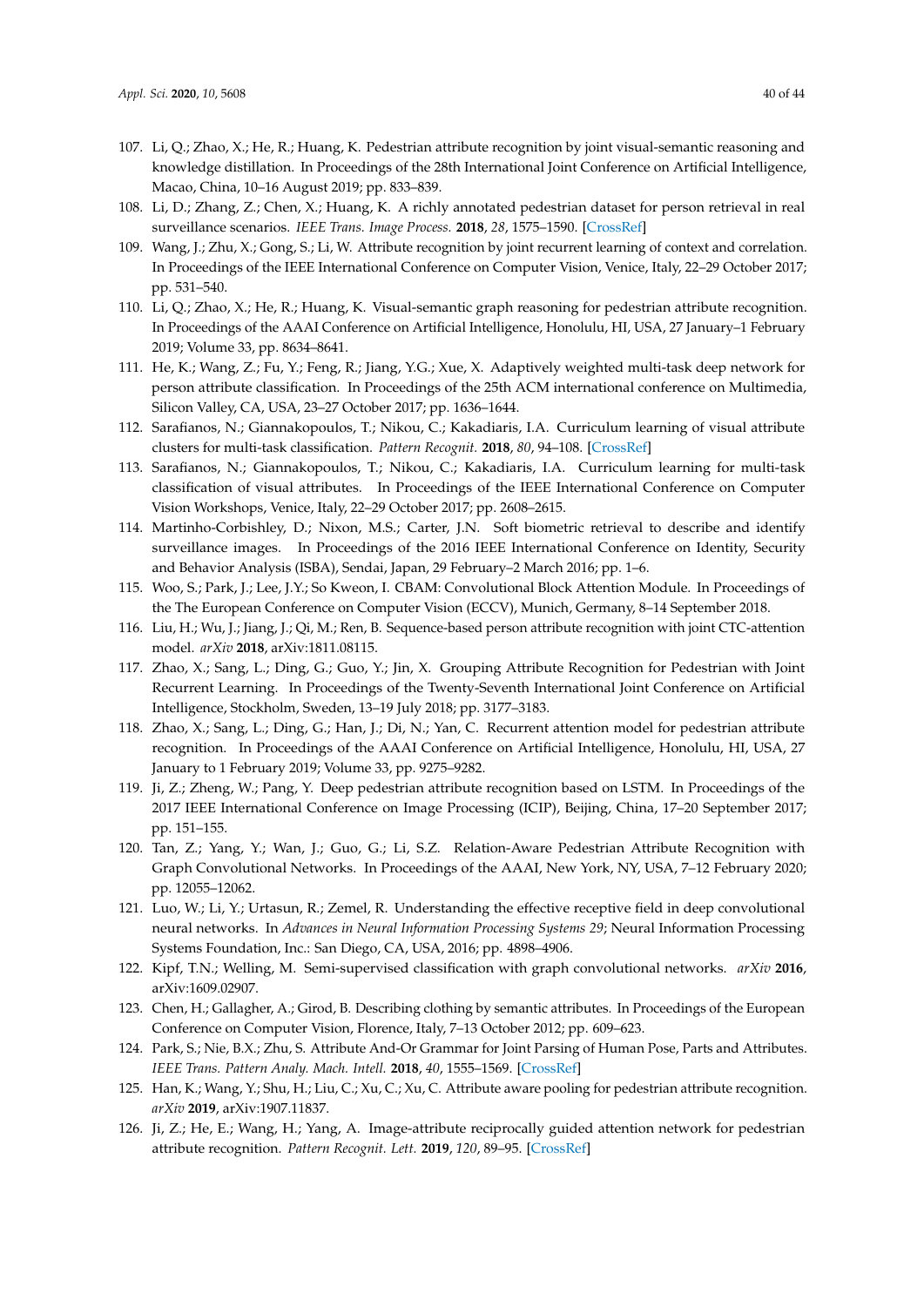107. Li, Q.; Zhao, X.; He, R.; Huang, K. Pedestrian attribute recognition by joint visual-semantic reasoning and knowledge distillation. In Proceedings of the 28th International Joint Conference on Artificial Intelligence, Macao, China, 10–16 August 2019; pp. 833–839.
108. Li, D.; Zhang, Z.; Chen, X.; Huang, K. A richly annotated pedestrian dataset for person retrieval in real surveillance scenarios. *IEEE Trans. Image Process.* **2018**, *28*, 1575–1590. [CrossRef]
109. Wang, J.; Zhu, X.; Gong, S.; Li, W. Attribute recognition by joint recurrent learning of context and correlation. In Proceedings of the IEEE International Conference on Computer Vision, Venice, Italy, 22–29 October 2017; pp. 531–540.
110. Li, Q.; Zhao, X.; He, R.; Huang, K. Visual-semantic graph reasoning for pedestrian attribute recognition. In Proceedings of the AAAI Conference on Artificial Intelligence, Honolulu, HI, USA, 27 January–1 February 2019; Volume 33, pp. 8634–8641.
111. He, K.; Wang, Z.; Fu, Y.; Feng, R.; Jiang, Y.G.; Xue, X. Adaptively weighted multi-task deep network for person attribute classification. In Proceedings of the 25th ACM international conference on Multimedia, Silicon Valley, CA, USA, 23–27 October 2017; pp. 1636–1644.
112. Sarafianos, N.; Giannakopoulos, T.; Nikou, C.; Kakadiaris, I.A. Curriculum learning of visual attribute clusters for multi-task classification. *Pattern Recognit.* **2018**, *80*, 94–108. [CrossRef]
113. Sarafianos, N.; Giannakopoulos, T.; Nikou, C.; Kakadiaris, I.A. Curriculum learning for multi-task classification of visual attributes. In Proceedings of the IEEE International Conference on Computer Vision Workshops, Venice, Italy, 22–29 October 2017; pp. 2608–2615.
114. Martinho-Corbishley, D.; Nixon, M.S.; Carter, J.N. Soft biometric retrieval to describe and identify surveillance images. In Proceedings of the 2016 IEEE International Conference on Identity, Security and Behavior Analysis (ISBA), Sendai, Japan, 29 February–2 March 2016; pp. 1–6.
115. Woo, S.; Park, J.; Lee, J.Y.; So Kweon, I. CBAM: Convolutional Block Attention Module. In Proceedings of the The European Conference on Computer Vision (ECCV), Munich, Germany, 8–14 September 2018.
116. Liu, H.; Wu, J.; Jiang, J.; Qi, M.; Ren, B. Sequence-based person attribute recognition with joint CTC-attention model. *arXiv* **2018**, arXiv:1811.08115.
117. Zhao, X.; Sang, L.; Ding, G.; Guo, Y.; Jin, X. Grouping Attribute Recognition for Pedestrian with Joint Recurrent Learning. In Proceedings of the Twenty-Seventh International Joint Conference on Artificial Intelligence, Stockholm, Sweden, 13–19 July 2018; pp. 3177–3183.
118. Zhao, X.; Sang, L.; Ding, G.; Han, J.; Di, N.; Yan, C. Recurrent attention model for pedestrian attribute recognition. In Proceedings of the AAAI Conference on Artificial Intelligence, Honolulu, HI, USA, 27 January to 1 February 2019; Volume 33, pp. 9275–9282.
119. Ji, Z.; Zheng, W.; Pang, Y. Deep pedestrian attribute recognition based on LSTM. In Proceedings of the 2017 IEEE International Conference on Image Processing (ICIP), Beijing, China, 17–20 September 2017; pp. 151–155.
120. Tan, Z.; Yang, Y.; Wan, J.; Guo, G.; Li, S.Z. Relation-Aware Pedestrian Attribute Recognition with Graph Convolutional Networks. In Proceedings of the AAAI, New York, NY, USA, 7–12 February 2020; pp. 12055–12062.
121. Luo, W.; Li, Y.; Urtasun, R.; Zemel, R. Understanding the effective receptive field in deep convolutional neural networks. In *Advances in Neural Information Processing Systems 29*; Neural Information Processing Systems Foundation, Inc.: San Diego, CA, USA, 2016; pp. 4898–4906.
122. Kipf, T.N.; Welling, M. Semi-supervised classification with graph convolutional networks. *arXiv* **2016**, arXiv:1609.02907.
123. Chen, H.; Gallagher, A.; Girod, B. Describing clothing by semantic attributes. In Proceedings of the European Conference on Computer Vision, Florence, Italy, 7–13 October 2012; pp. 609–623.
124. Park, S.; Nie, B.X.; Zhu, S. Attribute And-Or Grammar for Joint Parsing of Human Pose, Parts and Attributes. *IEEE Trans. Pattern Analy. Mach. Intell.* **2018**, *40*, 1555–1569. [CrossRef]
125. Han, K.; Wang, Y.; Shu, H.; Liu, C.; Xu, C.; Xu, C. Attribute aware pooling for pedestrian attribute recognition. *arXiv* **2019**, arXiv:1907.11837.
126. Ji, Z.; He, E.; Wang, H.; Yang, A. Image-attribute reciprocally guided attention network for pedestrian attribute recognition. *Pattern Recognit. Lett.* **2019**, *120*, 89–95. [CrossRef]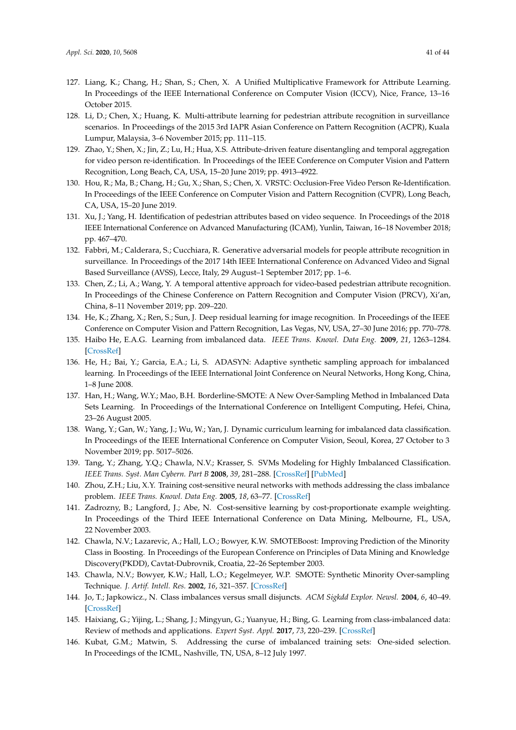127. Liang, K.; Chang, H.; Shan, S.; Chen, X. A Unified Multiplicative Framework for Attribute Learning. In Proceedings of the IEEE International Conference on Computer Vision (ICCV), Nice, France, 13–16 October 2015.
128. Li, D.; Chen, X.; Huang, K. Multi-attribute learning for pedestrian attribute recognition in surveillance scenarios. In Proceedings of the 2015 3rd IAPR Asian Conference on Pattern Recognition (ACPR), Kuala Lumpur, Malaysia, 3–6 November 2015; pp. 111–115.
129. Zhao, Y.; Shen, X.; Jin, Z.; Lu, H.; Hua, X.S. Attribute-driven feature disentangling and temporal aggregation for video person re-identification. In Proceedings of the IEEE Conference on Computer Vision and Pattern Recognition, Long Beach, CA, USA, 15–20 June 2019; pp. 4913–4922.
130. Hou, R.; Ma, B.; Chang, H.; Gu, X.; Shan, S.; Chen, X. VRSTC: Occlusion-Free Video Person Re-Identification. In Proceedings of the IEEE Conference on Computer Vision and Pattern Recognition (CVPR), Long Beach, CA, USA, 15–20 June 2019.
131. Xu, J.; Yang, H. Identification of pedestrian attributes based on video sequence. In Proceedings of the 2018 IEEE International Conference on Advanced Manufacturing (ICAM), Yunlin, Taiwan, 16–18 November 2018; pp. 467–470.
132. Fabbri, M.; Calderara, S.; Cucchiara, R. Generative adversarial models for people attribute recognition in surveillance. In Proceedings of the 2017 14th IEEE International Conference on Advanced Video and Signal Based Surveillance (AVSS), Lecce, Italy, 29 August–1 September 2017; pp. 1–6.
133. Chen, Z.; Li, A.; Wang, Y. A temporal attentive approach for video-based pedestrian attribute recognition. In Proceedings of the Chinese Conference on Pattern Recognition and Computer Vision (PRCV), Xi'an, China, 8–11 November 2019; pp. 209–220.
134. He, K.; Zhang, X.; Ren, S.; Sun, J. Deep residual learning for image recognition. In Proceedings of the IEEE Conference on Computer Vision and Pattern Recognition, Las Vegas, NV, USA, 27–30 June 2016; pp. 770–778.
135. Haibo He, E.A.G. Learning from imbalanced data. *IEEE Trans. Knowl. Data Eng.* **2009**, *21*, 1263–1284. [CrossRef]
136. He, H.; Bai, Y.; Garcia, E.A.; Li, S. ADASYN: Adaptive synthetic sampling approach for imbalanced learning. In Proceedings of the IEEE International Joint Conference on Neural Networks, Hong Kong, China, 1–8 June 2008.
137. Han, H.; Wang, W.Y.; Mao, B.H. Borderline-SMOTE: A New Over-Sampling Method in Imbalanced Data Sets Learning. In Proceedings of the International Conference on Intelligent Computing, Hefei, China, 23–26 August 2005.
138. Wang, Y.; Gan, W.; Yang, J.; Wu, W.; Yan, J. Dynamic curriculum learning for imbalanced data classification. In Proceedings of the IEEE International Conference on Computer Vision, Seoul, Korea, 27 October to 3 November 2019; pp. 5017–5026.
139. Tang, Y.; Zhang, Y.Q.; Chawla, N.V.; Krasser, S. SVMs Modeling for Highly Imbalanced Classification. *IEEE Trans. Syst. Man Cybern. Part B* **2008**, *39*, 281–288. [CrossRef] [PubMed]
140. Zhou, Z.H.; Liu, X.Y. Training cost-sensitive neural networks with methods addressing the class imbalance problem. *IEEE Trans. Knowl. Data Eng.* **2005**, *18*, 63–77. [CrossRef]
141. Zadrozny, B.; Langford, J.; Abe, N. Cost-sensitive learning by cost-proportionate example weighting. In Proceedings of the Third IEEE International Conference on Data Mining, Melbourne, FL, USA, 22 November 2003.
142. Chawla, N.V.; Lazarevic, A.; Hall, L.O.; Bowyer, K.W. SMOTEBoost: Improving Prediction of the Minority Class in Boosting. In Proceedings of the European Conference on Principles of Data Mining and Knowledge Discovery(PKDD), Cavtat-Dubrovnik, Croatia, 22–26 September 2003.
143. Chawla, N.V.; Bowyer, K.W.; Hall, L.O.; Kegelmeyer, W.P. SMOTE: Synthetic Minority Over-sampling Technique. *J. Artif. Intell. Res.* **2002**, *16*, 321–357. [CrossRef]
144. Jo, T.; Japkowicz., N. Class imbalances versus small disjuncts. *ACM Sigkdd Explor. Newsl.* **2004**, *6*, 40–49. [CrossRef]
145. Haixiang, G.; Yijing, L.; Shang, J.; Mingyun, G.; Yuanyue, H.; Bing, G. Learning from class-imbalanced data: Review of methods and applications. *Expert Syst. Appl.* **2017**, *73*, 220–239. [CrossRef]
146. Kubat, G.M.; Matwin, S. Addressing the curse of imbalanced training sets: One-sided selection. In Proceedings of the ICML, Nashville, TN, USA, 8–12 July 1997.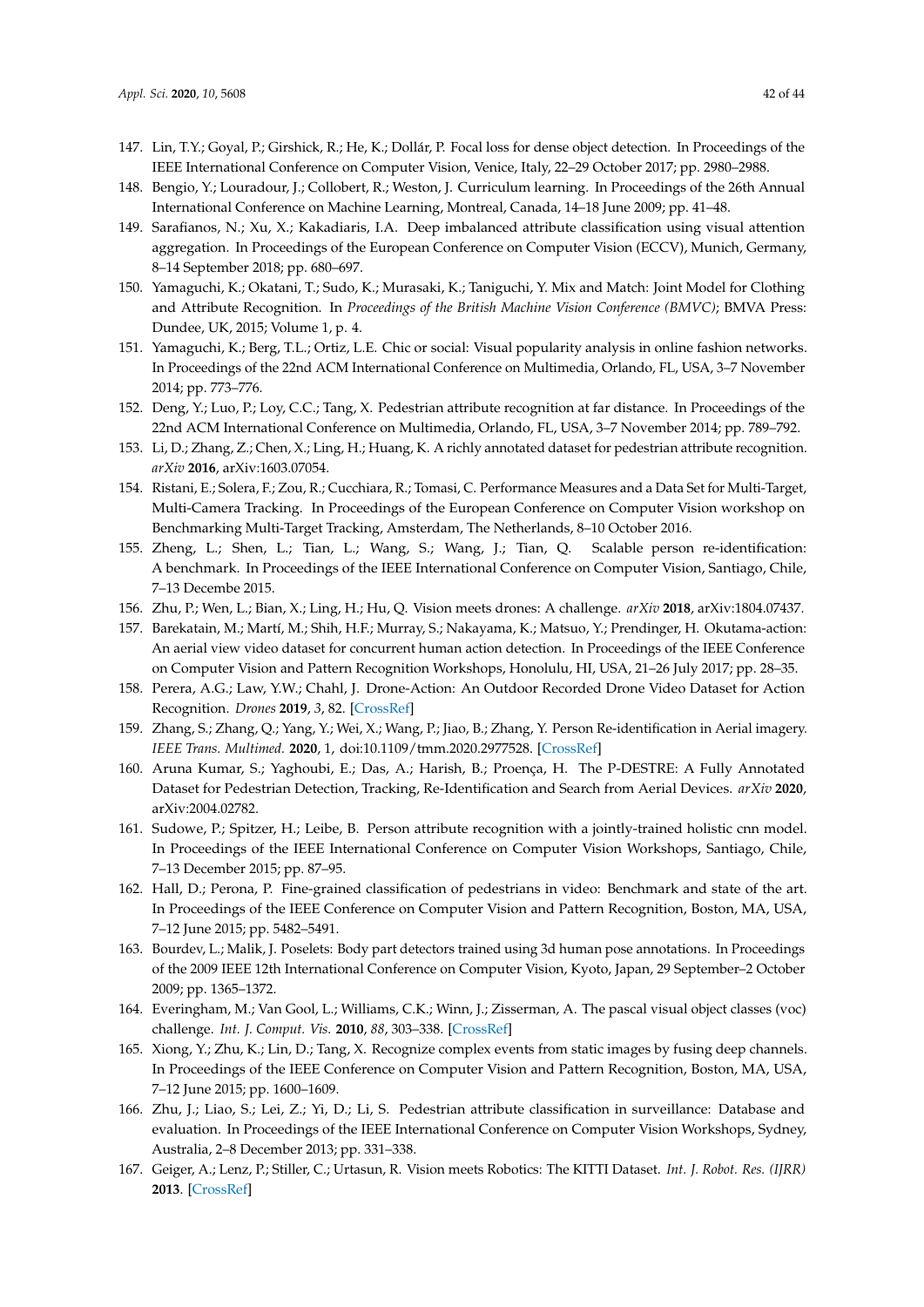147. Lin, T.Y.; Goyal, P.; Girshick, R.; He, K.; Dollár, P. Focal loss for dense object detection. In Proceedings of the IEEE International Conference on Computer Vision, Venice, Italy, 22–29 October 2017; pp. 2980–2988.
148. Bengio, Y.; Louradour, J.; Collobert, R.; Weston, J. Curriculum learning. In Proceedings of the 26th Annual International Conference on Machine Learning, Montreal, Canada, 14–18 June 2009; pp. 41–48.
149. Sarafianos, N.; Xu, X.; Kakadiaris, I.A. Deep imbalanced attribute classification using visual attention aggregation. In Proceedings of the European Conference on Computer Vision (ECCV), Munich, Germany, 8–14 September 2018; pp. 680–697.
150. Yamaguchi, K.; Okatani, T.; Sudo, K.; Murasaki, K.; Taniguchi, Y. Mix and Match: Joint Model for Clothing and Attribute Recognition. In *Proceedings of the British Machine Vision Conference (BMVC)*; BMVA Press: Dundee, UK, 2015; Volume 1, p. 4.
151. Yamaguchi, K.; Berg, T.L.; Ortiz, L.E. Chic or social: Visual popularity analysis in online fashion networks. In Proceedings of the 22nd ACM International Conference on Multimedia, Orlando, FL, USA, 3–7 November 2014; pp. 773–776.
152. Deng, Y.; Luo, P.; Loy, C.C.; Tang, X. Pedestrian attribute recognition at far distance. In Proceedings of the 22nd ACM International Conference on Multimedia, Orlando, FL, USA, 3–7 November 2014; pp. 789–792.
153. Li, D.; Zhang, Z.; Chen, X.; Ling, H.; Huang, K. A richly annotated dataset for pedestrian attribute recognition. *arXiv* **2016**, arXiv:1603.07054.
154. Ristani, E.; Solera, F.; Zou, R.; Cucchiara, R.; Tomasi, C. Performance Measures and a Data Set for Multi-Target, Multi-Camera Tracking. In Proceedings of the European Conference on Computer Vision workshop on Benchmarking Multi-Target Tracking, Amsterdam, The Netherlands, 8–10 October 2016.
155. Zheng, L.; Shen, L.; Tian, L.; Wang, S.; Wang, J.; Tian, Q. Scalable person re-identification: A benchmark. In Proceedings of the IEEE International Conference on Computer Vision, Santiago, Chile, 7–13 Decembe 2015.
156. Zhu, P.; Wen, L.; Bian, X.; Ling, H.; Hu, Q. Vision meets drones: A challenge. *arXiv* **2018**, arXiv:1804.07437.
157. Barekatain, M.; Martí, M.; Shih, H.F.; Murray, S.; Nakayama, K.; Matsuo, Y.; Prendinger, H. Okutama-action: An aerial view video dataset for concurrent human action detection. In Proceedings of the IEEE Conference on Computer Vision and Pattern Recognition Workshops, Honolulu, HI, USA, 21–26 July 2017; pp. 28–35.
158. Perera, A.G.; Law, Y.W.; Chahl, J. Drone-Action: An Outdoor Recorded Drone Video Dataset for Action Recognition. *Drones* **2019**, *3*, 82. [CrossRef]
159. Zhang, S.; Zhang, Q.; Yang, Y.; Wei, X.; Wang, P.; Jiao, B.; Zhang, Y. Person Re-identification in Aerial imagery. *IEEE Trans. Multimed.* **2020**, 1, doi:10.1109/tmm.2020.2977528. [CrossRef]
160. Aruna Kumar, S.; Yaghoubi, E.; Das, A.; Harish, B.; Proença, H. The P-DESTRE: A Fully Annotated Dataset for Pedestrian Detection, Tracking, Re-Identification and Search from Aerial Devices. *arXiv* **2020**, arXiv:2004.02782.
161. Sudowe, P.; Spitzer, H.; Leibe, B. Person attribute recognition with a jointly-trained holistic cnn model. In Proceedings of the IEEE International Conference on Computer Vision Workshops, Santiago, Chile, 7–13 December 2015; pp. 87–95.
162. Hall, D.; Perona, P. Fine-grained classification of pedestrians in video: Benchmark and state of the art. In Proceedings of the IEEE Conference on Computer Vision and Pattern Recognition, Boston, MA, USA, 7–12 June 2015; pp. 5482–5491.
163. Bourdev, L.; Malik, J. Poselets: Body part detectors trained using 3d human pose annotations. In Proceedings of the 2009 IEEE 12th International Conference on Computer Vision, Kyoto, Japan, 29 September–2 October 2009; pp. 1365–1372.
164. Everingham, M.; Van Gool, L.; Williams, C.K.; Winn, J.; Zisserman, A. The pascal visual object classes (voc) challenge. *Int. J. Comput. Vis.* **2010**, *88*, 303–338. [CrossRef]
165. Xiong, Y.; Zhu, K.; Lin, D.; Tang, X. Recognize complex events from static images by fusing deep channels. In Proceedings of the IEEE Conference on Computer Vision and Pattern Recognition, Boston, MA, USA, 7–12 June 2015; pp. 1600–1609.
166. Zhu, J.; Liao, S.; Lei, Z.; Yi, D.; Li, S. Pedestrian attribute classification in surveillance: Database and evaluation. In Proceedings of the IEEE International Conference on Computer Vision Workshops, Sydney, Australia, 2–8 December 2013; pp. 331–338.
167. Geiger, A.; Lenz, P.; Stiller, C.; Urtasun, R. Vision meets Robotics: The KITTI Dataset. *Int. J. Robot. Res. (IJRR)* **2013**. [CrossRef]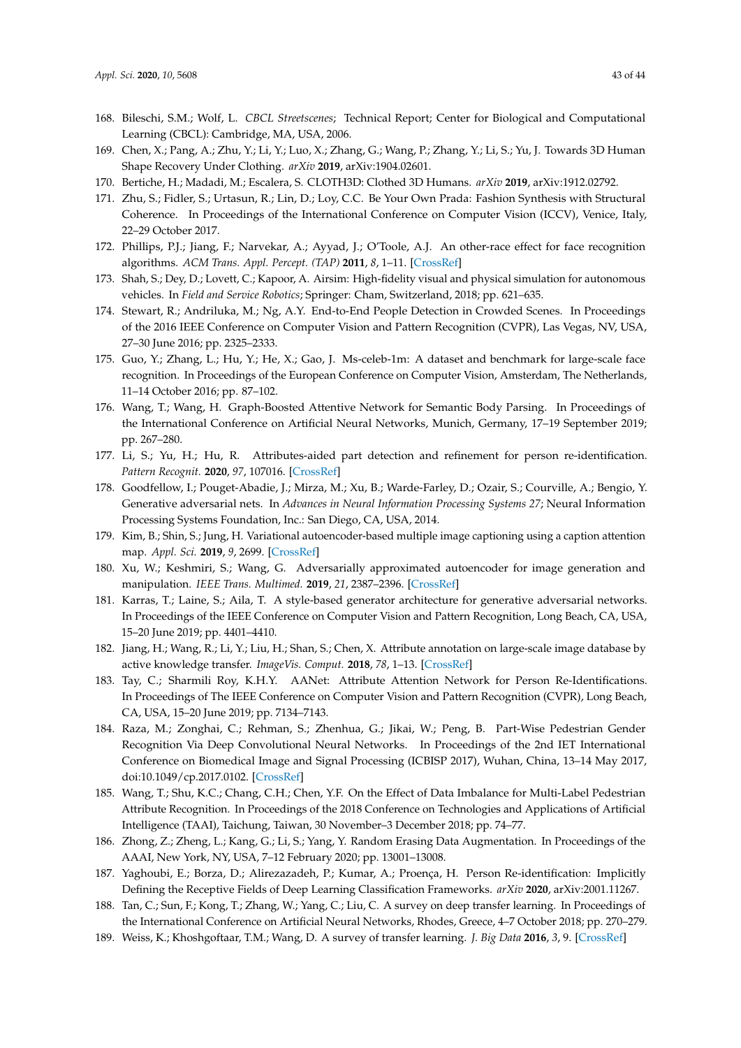168. Bileschi, S.M.; Wolf, L. *CBCL Streetscenes*; Technical Report; Center for Biological and Computational Learning (CBCL): Cambridge, MA, USA, 2006.
169. Chen, X.; Pang, A.; Zhu, Y.; Li, Y.; Luo, X.; Zhang, G.; Wang, P.; Zhang, Y.; Li, S.; Yu, J. Towards 3D Human Shape Recovery Under Clothing. *arXiv* **2019**, arXiv:1904.02601.
170. Bertiche, H.; Madadi, M.; Escalera, S. CLOTH3D: Clothed 3D Humans. *arXiv* **2019**, arXiv:1912.02792.
171. Zhu, S.; Fidler, S.; Urtasun, R.; Lin, D.; Loy, C.C. Be Your Own Prada: Fashion Synthesis with Structural Coherence. In Proceedings of the International Conference on Computer Vision (ICCV), Venice, Italy, 22–29 October 2017.
172. Phillips, P.J.; Jiang, F.; Narvekar, A.; Ayyad, J.; O'Toole, A.J. An other-race effect for face recognition algorithms. *ACM Trans. Appl. Percept. (TAP)* **2011**, *8*, 1–11. [CrossRef]
173. Shah, S.; Dey, D.; Lovett, C.; Kapoor, A. Airsim: High-fidelity visual and physical simulation for autonomous vehicles. In *Field and Service Robotics*; Springer: Cham, Switzerland, 2018; pp. 621–635.
174. Stewart, R.; Andriluka, M.; Ng, A.Y. End-to-End People Detection in Crowded Scenes. In Proceedings of the 2016 IEEE Conference on Computer Vision and Pattern Recognition (CVPR), Las Vegas, NV, USA, 27–30 June 2016; pp. 2325–2333.
175. Guo, Y.; Zhang, L.; Hu, Y.; He, X.; Gao, J. Ms-celeb-1m: A dataset and benchmark for large-scale face recognition. In Proceedings of the European Conference on Computer Vision, Amsterdam, The Netherlands, 11–14 October 2016; pp. 87–102.
176. Wang, T.; Wang, H. Graph-Boosted Attentive Network for Semantic Body Parsing. In Proceedings of the International Conference on Artificial Neural Networks, Munich, Germany, 17–19 September 2019; pp. 267–280.
177. Li, S.; Yu, H.; Hu, R. Attributes-aided part detection and refinement for person re-identification. *Pattern Recognit.* **2020**, *97*, 107016. [CrossRef]
178. Goodfellow, I.; Pouget-Abadie, J.; Mirza, M.; Xu, B.; Warde-Farley, D.; Ozair, S.; Courville, A.; Bengio, Y. Generative adversarial nets. In *Advances in Neural Information Processing Systems 27*; Neural Information Processing Systems Foundation, Inc.: San Diego, CA, USA, 2014.
179. Kim, B.; Shin, S.; Jung, H. Variational autoencoder-based multiple image captioning using a caption attention map. *Appl. Sci.* **2019**, *9*, 2699. [CrossRef]
180. Xu, W.; Keshmiri, S.; Wang, G. Adversarially approximated autoencoder for image generation and manipulation. *IEEE Trans. Multimed.* **2019**, *21*, 2387–2396. [CrossRef]
181. Karras, T.; Laine, S.; Aila, T. A style-based generator architecture for generative adversarial networks. In Proceedings of the IEEE Conference on Computer Vision and Pattern Recognition, Long Beach, CA, USA, 15–20 June 2019; pp. 4401–4410.
182. Jiang, H.; Wang, R.; Li, Y.; Liu, H.; Shan, S.; Chen, X. Attribute annotation on large-scale image database by active knowledge transfer. *ImageVis. Comput.* **2018**, *78*, 1–13. [CrossRef]
183. Tay, C.; Sharmili Roy, K.H.Y. AANet: Attribute Attention Network for Person Re-Identifications. In Proceedings of The IEEE Conference on Computer Vision and Pattern Recognition (CVPR), Long Beach, CA, USA, 15–20 June 2019; pp. 7134–7143.
184. Raza, M.; Zonghai, C.; Rehman, S.; Zhenhua, G.; Jikai, W.; Peng, B. Part-Wise Pedestrian Gender Recognition Via Deep Convolutional Neural Networks. In Proceedings of the 2nd IET International Conference on Biomedical Image and Signal Processing (ICBISP 2017), Wuhan, China, 13–14 May 2017, doi:10.1049/cp.2017.0102. [CrossRef]
185. Wang, T.; Shu, K.C.; Chang, C.H.; Chen, Y.F. On the Effect of Data Imbalance for Multi-Label Pedestrian Attribute Recognition. In Proceedings of the 2018 Conference on Technologies and Applications of Artificial Intelligence (TAAI), Taichung, Taiwan, 30 November–3 December 2018; pp. 74–77.
186. Zhong, Z.; Zheng, L.; Kang, G.; Li, S.; Yang, Y. Random Erasing Data Augmentation. In Proceedings of the AAAI, New York, NY, USA, 7–12 February 2020; pp. 13001–13008.
187. Yaghoubi, E.; Borza, D.; Alirezazadeh, P.; Kumar, A.; Proença, H. Person Re-identification: Implicitly Defining the Receptive Fields of Deep Learning Classification Frameworks. *arXiv* **2020**, arXiv:2001.11267.
188. Tan, C.; Sun, F.; Kong, T.; Zhang, W.; Yang, C.; Liu, C. A survey on deep transfer learning. In Proceedings of the International Conference on Artificial Neural Networks, Rhodes, Greece, 4–7 October 2018; pp. 270–279.
189. Weiss, K.; Khoshgoftaar, T.M.; Wang, D. A survey of transfer learning. *J. Big Data* **2016**, *3*, 9. [CrossRef]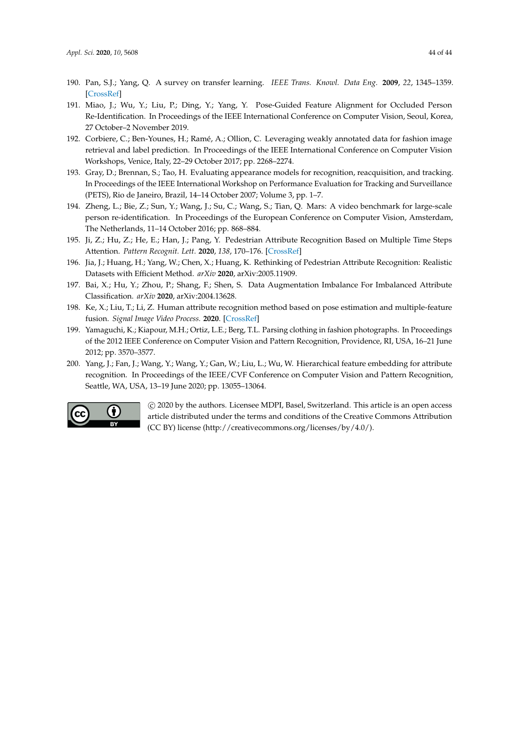190. Pan, S.J.; Yang, Q. A survey on transfer learning. *IEEE Trans. Knowl. Data Eng.* **2009**, *22*, 1345–1359. [CrossRef]
191. Miao, J.; Wu, Y.; Liu, P.; Ding, Y.; Yang, Y. Pose-Guided Feature Alignment for Occluded Person Re-Identification. In Proceedings of the IEEE International Conference on Computer Vision, Seoul, Korea, 27 October–2 November 2019.
192. Corbiere, C.; Ben-Younes, H.; Ramé, A.; Ollion, C. Leveraging weakly annotated data for fashion image retrieval and label prediction. In Proceedings of the IEEE International Conference on Computer Vision Workshops, Venice, Italy, 22–29 October 2017; pp. 2268–2274.
193. Gray, D.; Brennan, S.; Tao, H. Evaluating appearance models for recognition, reacquisition, and tracking. In Proceedings of the IEEE International Workshop on Performance Evaluation for Tracking and Surveillance (PETS), Rio de Janeiro, Brazil, 14–14 October 2007; Volume 3, pp. 1–7.
194. Zheng, L.; Bie, Z.; Sun, Y.; Wang, J.; Su, C.; Wang, S.; Tian, Q. Mars: A video benchmark for large-scale person re-identification. In Proceedings of the European Conference on Computer Vision, Amsterdam, The Netherlands, 11–14 October 2016; pp. 868–884.
195. Ji, Z.; Hu, Z.; He, E.; Han, J.; Pang, Y. Pedestrian Attribute Recognition Based on Multiple Time Steps Attention. *Pattern Recognit. Lett.* **2020**, *138*, 170–176. [CrossRef]
196. Jia, J.; Huang, H.; Yang, W.; Chen, X.; Huang, K. Rethinking of Pedestrian Attribute Recognition: Realistic Datasets with Efficient Method. *arXiv* **2020**, arXiv:2005.11909.
197. Bai, X.; Hu, Y.; Zhou, P.; Shang, F.; Shen, S. Data Augmentation Imbalance For Imbalanced Attribute Classification. *arXiv* **2020**, arXiv:2004.13628.
198. Ke, X.; Liu, T.; Li, Z. Human attribute recognition method based on pose estimation and multiple-feature fusion. *Signal Image Video Process.* **2020**. [CrossRef]
199. Yamaguchi, K.; Kiapour, M.H.; Ortiz, L.E.; Berg, T.L. Parsing clothing in fashion photographs. In Proceedings of the 2012 IEEE Conference on Computer Vision and Pattern Recognition, Providence, RI, USA, 16–21 June 2012; pp. 3570–3577.
200. Yang, J.; Fan, J.; Wang, Y.; Wang, Y.; Gan, W.; Liu, L.; Wu, W. Hierarchical feature embedding for attribute recognition. In Proceedings of the IEEE/CVF Conference on Computer Vision and Pattern Recognition, Seattle, WA, USA, 13–19 June 2020; pp. 13055–13064.

© 2020 by the authors. Licensee MDPI, Basel, Switzerland. This article is an open access article distributed under the terms and conditions of the Creative Commons Attribution (CC BY) license (http://creativecommons.org/licenses/by/4.0/).